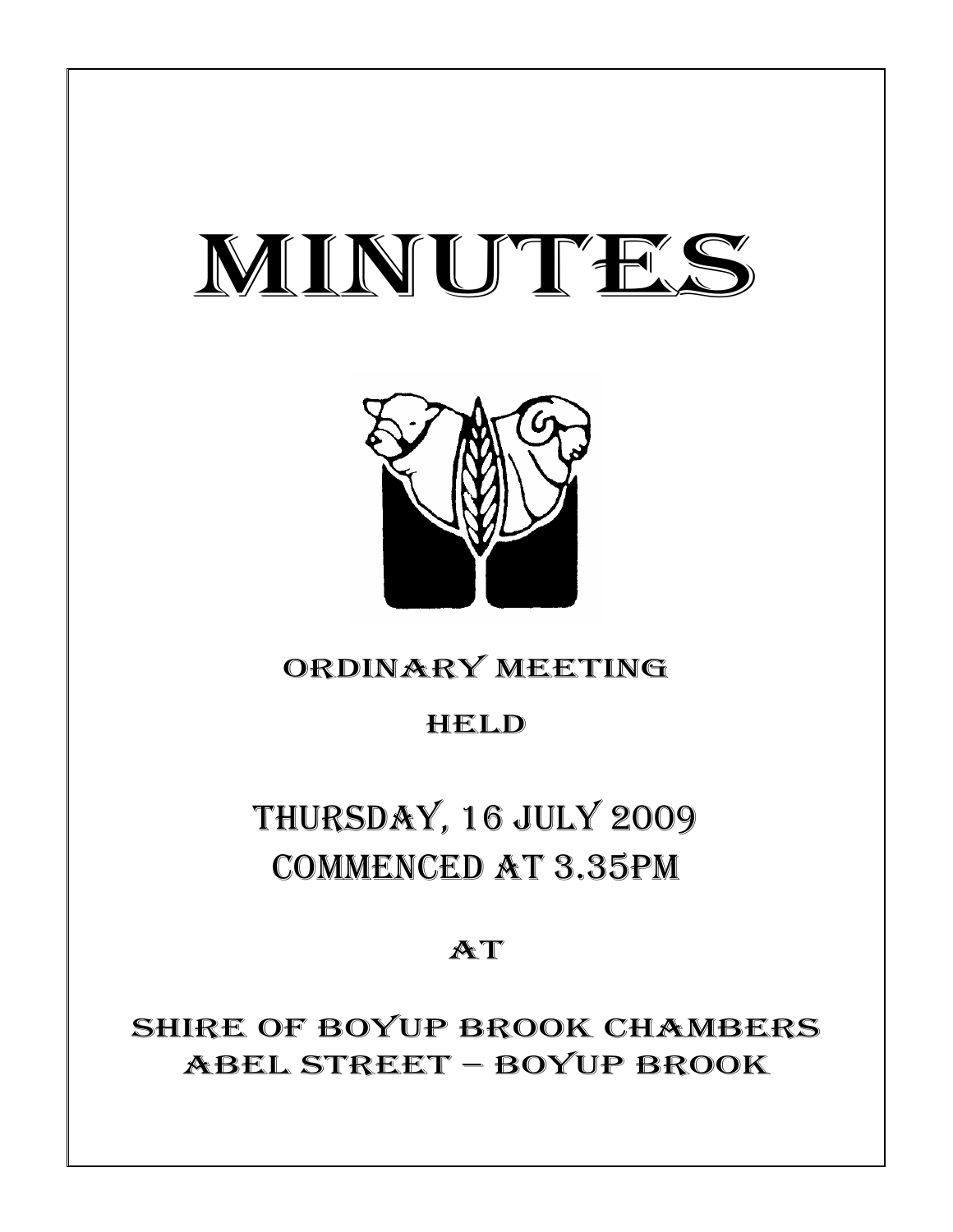# MINUTES

ORDINARY MEETING

HELD

## THURSDAY, 16 JULY 2009
## COMMENCED AT 3.35PM

AT

SHIRE OF BOYUP BROOK CHAMBERS
ABEL STREET – BOYUP BROOK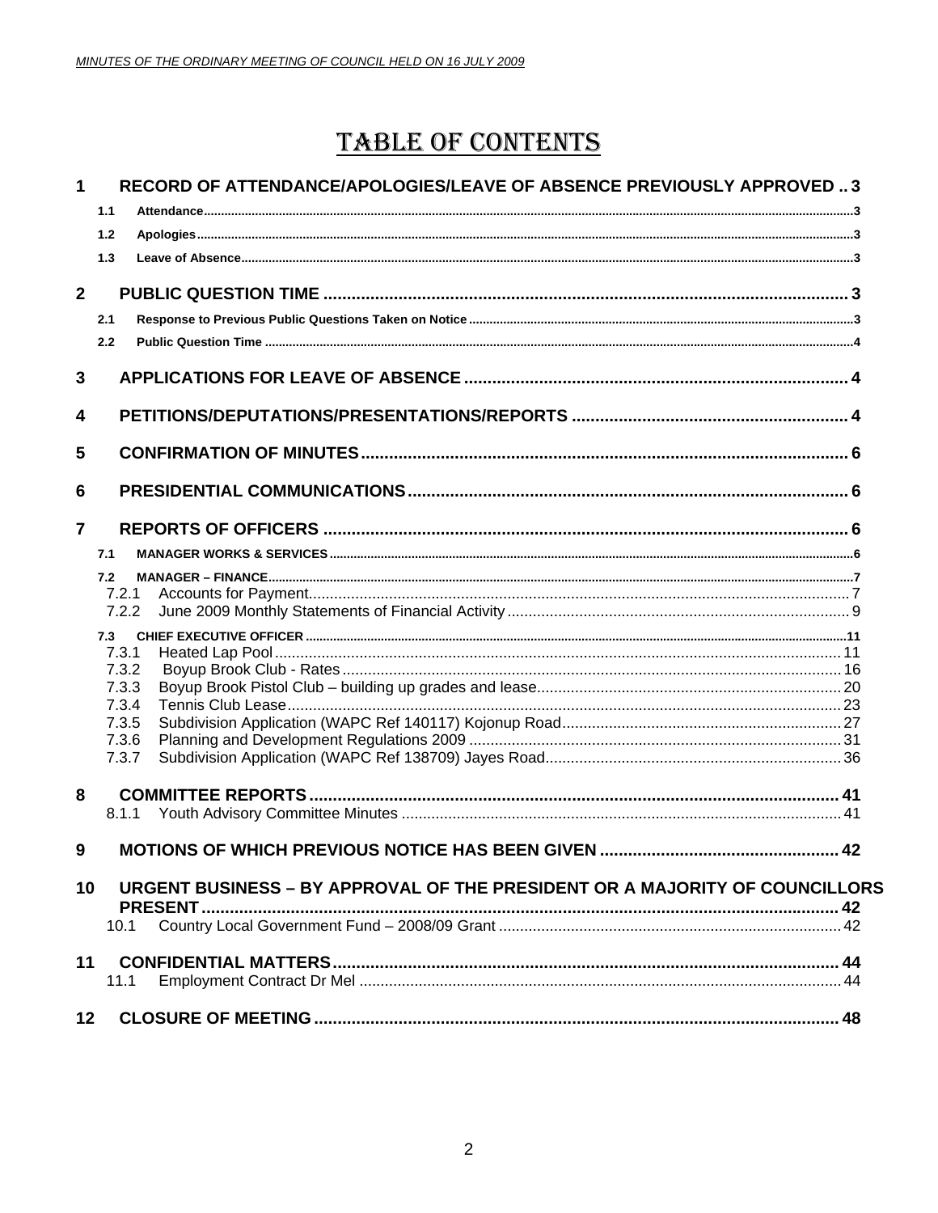# TABLE OF CONTENTS

**1 RECORD OF ATTENDANCE/APOLOGIES/LEAVE OF ABSENCE PREVIOUSLY APPROVED .. 3**

- 1.1 Attendance ... 3
- 1.2 Apologies ... 3
- 1.3 Leave of Absence ... 3

**2 PUBLIC QUESTION TIME ... 3**

- 2.1 Response to Previous Public Questions Taken on Notice ... 3
- 2.2 Public Question Time ... 4

**3 APPLICATIONS FOR LEAVE OF ABSENCE ... 4**

**4 PETITIONS/DEPUTATIONS/PRESENTATIONS/REPORTS ... 4**

**5 CONFIRMATION OF MINUTES ... 6**

**6 PRESIDENTIAL COMMUNICATIONS ... 6**

**7 REPORTS OF OFFICERS ... 6**

- 7.1 MANAGER WORKS & SERVICES ... 6
- 7.2 MANAGER – FINANCE ... 7
  - 7.2.1 Accounts for Payment ... 7
  - 7.2.2 June 2009 Monthly Statements of Financial Activity ... 9
- 7.3 CHIEF EXECUTIVE OFFICER ... 11
  - 7.3.1 Heated Lap Pool ... 11
  - 7.3.2 Boyup Brook Club - Rates ... 16
  - 7.3.3 Boyup Brook Pistol Club – building up grades and lease ... 20
  - 7.3.4 Tennis Club Lease ... 23
  - 7.3.5 Subdivision Application (WAPC Ref 140117) Kojonup Road ... 27
  - 7.3.6 Planning and Development Regulations 2009 ... 31
  - 7.3.7 Subdivision Application (WAPC Ref 138709) Jayes Road ... 36

**8 COMMITTEE REPORTS ... 41**

- 8.1.1 Youth Advisory Committee Minutes ... 41

**9 MOTIONS OF WHICH PREVIOUS NOTICE HAS BEEN GIVEN ... 42**

**10 URGENT BUSINESS – BY APPROVAL OF THE PRESIDENT OR A MAJORITY OF COUNCILLORS PRESENT ... 42**

- 10.1 Country Local Government Fund – 2008/09 Grant ... 42

**11 CONFIDENTIAL MATTERS ... 44**

- 11.1 Employment Contract Dr Mel ... 44

**12 CLOSURE OF MEETING ... 48**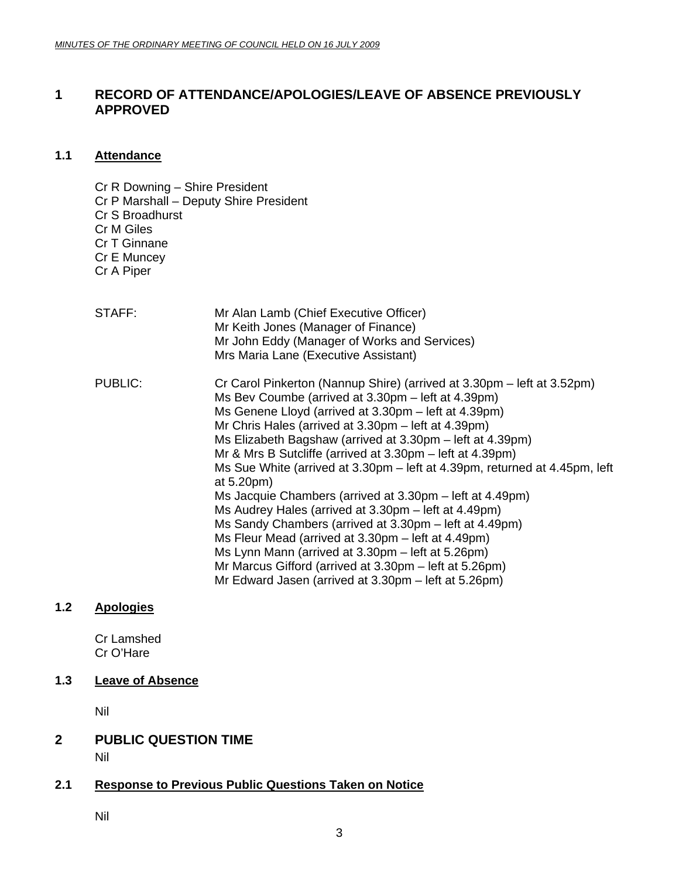# 1 RECORD OF ATTENDANCE/APOLOGIES/LEAVE OF ABSENCE PREVIOUSLY APPROVED

## 1.1 Attendance

Cr R Downing – Shire President
Cr P Marshall – Deputy Shire President
Cr S Broadhurst
Cr M Giles
Cr T Ginnane
Cr E Muncey
Cr A Piper

STAFF: Mr Alan Lamb (Chief Executive Officer)
Mr Keith Jones (Manager of Finance)
Mr John Eddy (Manager of Works and Services)
Mrs Maria Lane (Executive Assistant)

PUBLIC: Cr Carol Pinkerton (Nannup Shire) (arrived at 3.30pm – left at 3.52pm)
Ms Bev Coumbe (arrived at 3.30pm – left at 4.39pm)
Ms Genene Lloyd (arrived at 3.30pm – left at 4.39pm)
Mr Chris Hales (arrived at 3.30pm – left at 4.39pm)
Ms Elizabeth Bagshaw (arrived at 3.30pm – left at 4.39pm)
Mr & Mrs B Sutcliffe (arrived at 3.30pm – left at 4.39pm)
Ms Sue White (arrived at 3.30pm – left at 4.39pm, returned at 4.45pm, left at 5.20pm)
Ms Jacquie Chambers (arrived at 3.30pm – left at 4.49pm)
Ms Audrey Hales (arrived at 3.30pm – left at 4.49pm)
Ms Sandy Chambers (arrived at 3.30pm – left at 4.49pm)
Ms Fleur Mead (arrived at 3.30pm – left at 4.49pm)
Ms Lynn Mann (arrived at 3.30pm – left at 5.26pm)
Mr Marcus Gifford (arrived at 3.30pm – left at 5.26pm)
Mr Edward Jasen (arrived at 3.30pm – left at 5.26pm)

## 1.2 Apologies

Cr Lamshed
Cr O'Hare

## 1.3 Leave of Absence

Nil

# 2 PUBLIC QUESTION TIME

Nil

## 2.1 Response to Previous Public Questions Taken on Notice

Nil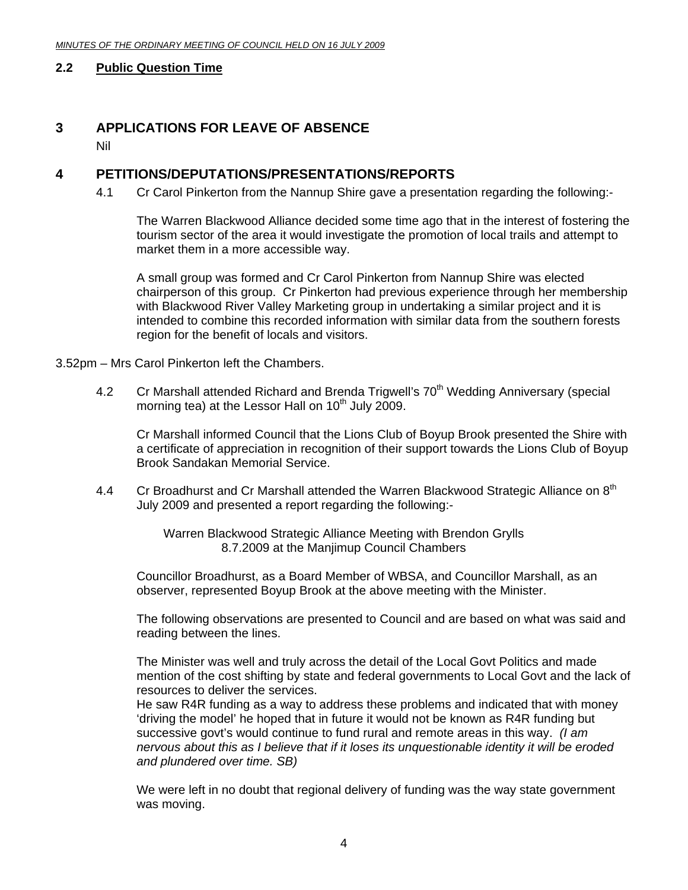## 2.2 Public Question Time

# 3 APPLICATIONS FOR LEAVE OF ABSENCE

Nil

# 4 PETITIONS/DEPUTATIONS/PRESENTATIONS/REPORTS

4.1 Cr Carol Pinkerton from the Nannup Shire gave a presentation regarding the following:-

The Warren Blackwood Alliance decided some time ago that in the interest of fostering the tourism sector of the area it would investigate the promotion of local trails and attempt to market them in a more accessible way.

A small group was formed and Cr Carol Pinkerton from Nannup Shire was elected chairperson of this group. Cr Pinkerton had previous experience through her membership with Blackwood River Valley Marketing group in undertaking a similar project and it is intended to combine this recorded information with similar data from the southern forests region for the benefit of locals and visitors.

3.52pm – Mrs Carol Pinkerton left the Chambers.

4.2 Cr Marshall attended Richard and Brenda Trigwell's 70th Wedding Anniversary (special morning tea) at the Lessor Hall on 10th July 2009.

Cr Marshall informed Council that the Lions Club of Boyup Brook presented the Shire with a certificate of appreciation in recognition of their support towards the Lions Club of Boyup Brook Sandakan Memorial Service.

4.4 Cr Broadhurst and Cr Marshall attended the Warren Blackwood Strategic Alliance on 8th July 2009 and presented a report regarding the following:-

Warren Blackwood Strategic Alliance Meeting with Brendon Grylls
8.7.2009 at the Manjimup Council Chambers

Councillor Broadhurst, as a Board Member of WBSA, and Councillor Marshall, as an observer, represented Boyup Brook at the above meeting with the Minister.

The following observations are presented to Council and are based on what was said and reading between the lines.

The Minister was well and truly across the detail of the Local Govt Politics and made mention of the cost shifting by state and federal governments to Local Govt and the lack of resources to deliver the services.
He saw R4R funding as a way to address these problems and indicated that with money 'driving the model' he hoped that in future it would not be known as R4R funding but successive govt's would continue to fund rural and remote areas in this way. *(I am nervous about this as I believe that if it loses its unquestionable identity it will be eroded and plundered over time. SB)*

We were left in no doubt that regional delivery of funding was the way state government was moving.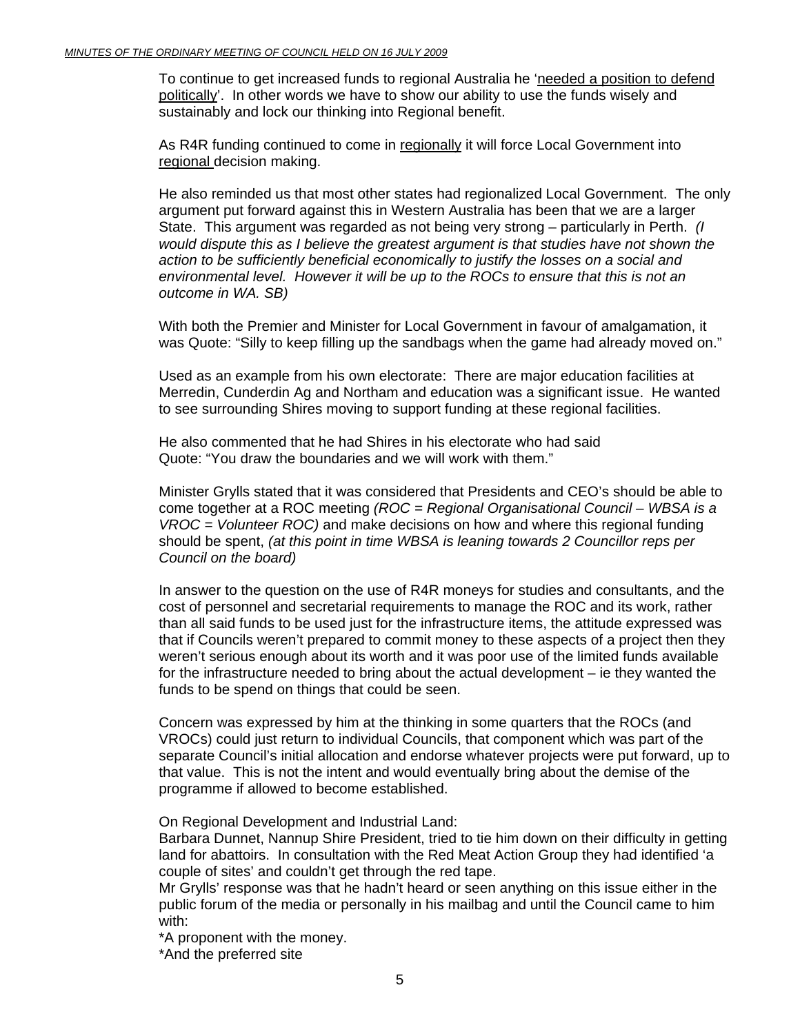To continue to get increased funds to regional Australia he 'needed a position to defend politically'. In other words we have to show our ability to use the funds wisely and sustainably and lock our thinking into Regional benefit.

As R4R funding continued to come in regionally it will force Local Government into regional decision making.

He also reminded us that most other states had regionalized Local Government. The only argument put forward against this in Western Australia has been that we are a larger State. This argument was regarded as not being very strong – particularly in Perth. *(I would dispute this as I believe the greatest argument is that studies have not shown the action to be sufficiently beneficial economically to justify the losses on a social and environmental level. However it will be up to the ROCs to ensure that this is not an outcome in WA. SB)*

With both the Premier and Minister for Local Government in favour of amalgamation, it was Quote: "Silly to keep filling up the sandbags when the game had already moved on."

Used as an example from his own electorate: There are major education facilities at Merredin, Cunderdin Ag and Northam and education was a significant issue. He wanted to see surrounding Shires moving to support funding at these regional facilities.

He also commented that he had Shires in his electorate who had said
Quote: "You draw the boundaries and we will work with them."

Minister Grylls stated that it was considered that Presidents and CEO's should be able to come together at a ROC meeting *(ROC = Regional Organisational Council – WBSA is a VROC = Volunteer ROC)* and make decisions on how and where this regional funding should be spent, *(at this point in time WBSA is leaning towards 2 Councillor reps per Council on the board)*

In answer to the question on the use of R4R moneys for studies and consultants, and the cost of personnel and secretarial requirements to manage the ROC and its work, rather than all said funds to be used just for the infrastructure items, the attitude expressed was that if Councils weren't prepared to commit money to these aspects of a project then they weren't serious enough about its worth and it was poor use of the limited funds available for the infrastructure needed to bring about the actual development – ie they wanted the funds to be spend on things that could be seen.

Concern was expressed by him at the thinking in some quarters that the ROCs (and VROCs) could just return to individual Councils, that component which was part of the separate Council's initial allocation and endorse whatever projects were put forward, up to that value. This is not the intent and would eventually bring about the demise of the programme if allowed to become established.

On Regional Development and Industrial Land:
Barbara Dunnet, Nannup Shire President, tried to tie him down on their difficulty in getting land for abattoirs. In consultation with the Red Meat Action Group they had identified 'a couple of sites' and couldn't get through the red tape.
Mr Grylls' response was that he hadn't heard or seen anything on this issue either in the public forum of the media or personally in his mailbag and until the Council came to him with:
*A proponent with the money.
*And the preferred site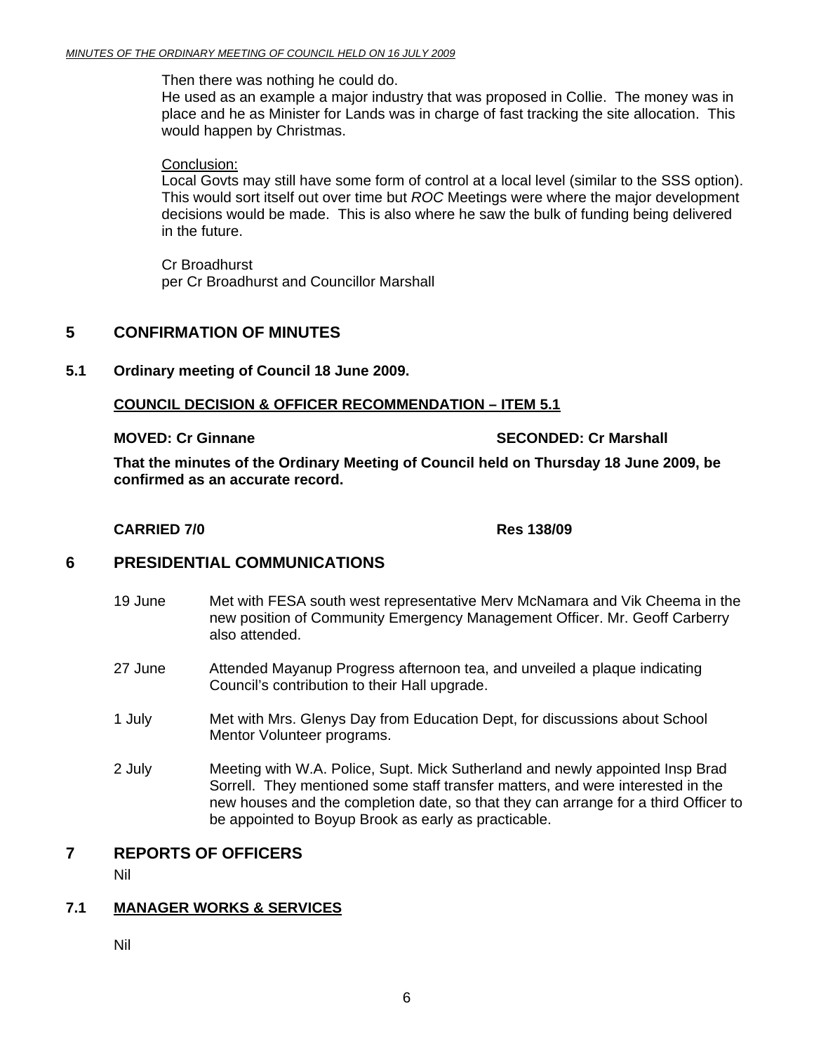Then there was nothing he could do.
He used as an example a major industry that was proposed in Collie. The money was in place and he as Minister for Lands was in charge of fast tracking the site allocation. This would happen by Christmas.

Conclusion:
Local Govts may still have some form of control at a local level (similar to the SSS option). This would sort itself out over time but *ROC* Meetings were where the major development decisions would be made. This is also where he saw the bulk of funding being delivered in the future.

Cr Broadhurst
per Cr Broadhurst and Councillor Marshall

## 5 CONFIRMATION OF MINUTES

### 5.1 Ordinary meeting of Council 18 June 2009.

**COUNCIL DECISION & OFFICER RECOMMENDATION – ITEM 5.1**

**MOVED: Cr Ginnane** **SECONDED: Cr Marshall**

**That the minutes of the Ordinary Meeting of Council held on Thursday 18 June 2009, be confirmed as an accurate record.**

**CARRIED 7/0** **Res 138/09**

## 6 PRESIDENTIAL COMMUNICATIONS

19 June – Met with FESA south west representative Merv McNamara and Vik Cheema in the new position of Community Emergency Management Officer. Mr. Geoff Carberry also attended.

27 June – Attended Mayanup Progress afternoon tea, and unveiled a plaque indicating Council's contribution to their Hall upgrade.

1 July – Met with Mrs. Glenys Day from Education Dept, for discussions about School Mentor Volunteer programs.

2 July – Meeting with W.A. Police, Supt. Mick Sutherland and newly appointed Insp Brad Sorrell. They mentioned some staff transfer matters, and were interested in the new houses and the completion date, so that they can arrange for a third Officer to be appointed to Boyup Brook as early as practicable.

## 7 REPORTS OF OFFICERS

Nil

### 7.1 MANAGER WORKS & SERVICES

Nil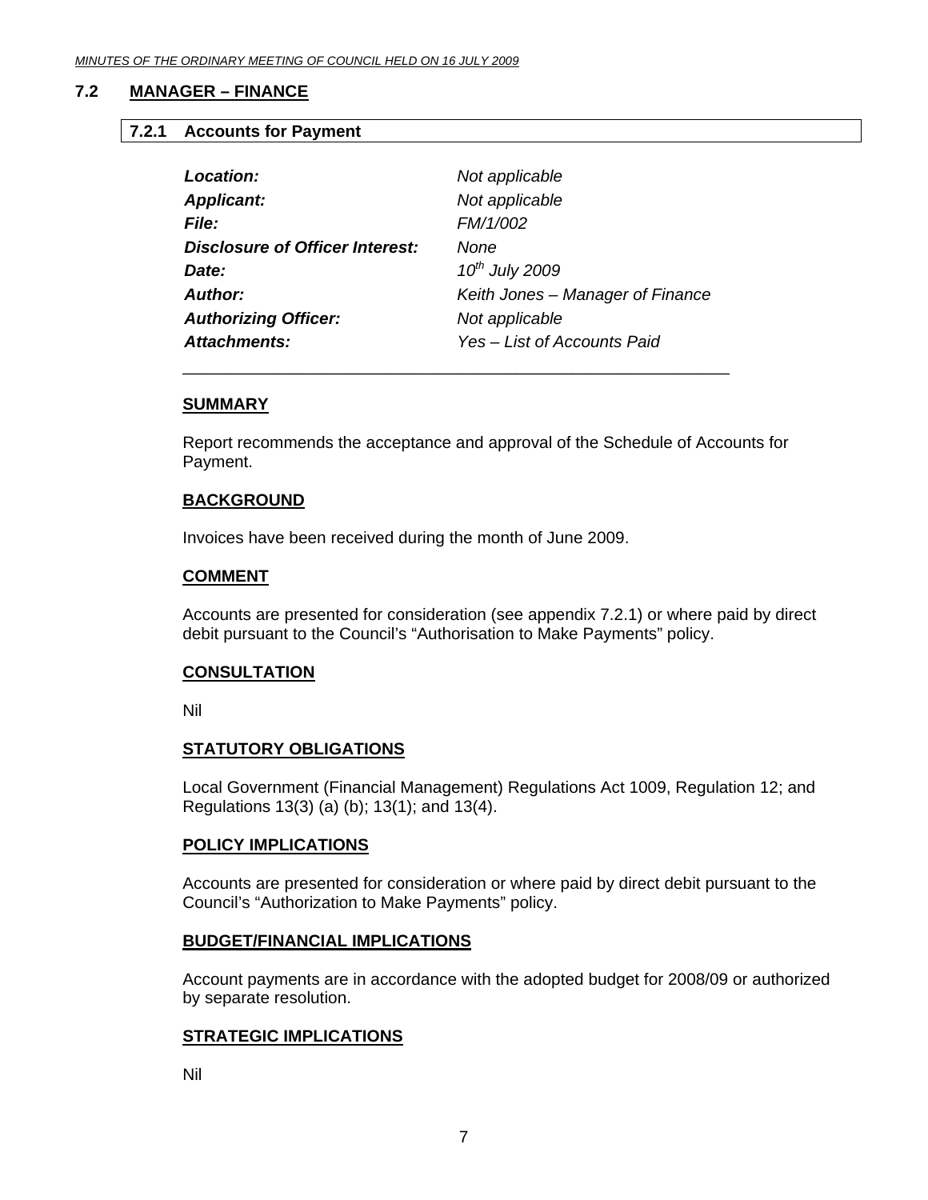## 7.2 MANAGER – FINANCE

### 7.2.1 Accounts for Payment

| | |
|---|---|
| ***Location:*** | *Not applicable* |
| ***Applicant:*** | *Not applicable* |
| ***File:*** | *FM/1/002* |
| ***Disclosure of Officer Interest:*** | *None* |
| ***Date:*** | *10th July 2009* |
| ***Author:*** | *Keith Jones – Manager of Finance* |
| ***Authorizing Officer:*** | *Not applicable* |
| ***Attachments:*** | *Yes – List of Accounts Paid* |

**SUMMARY**

Report recommends the acceptance and approval of the Schedule of Accounts for Payment.

**BACKGROUND**

Invoices have been received during the month of June 2009.

**COMMENT**

Accounts are presented for consideration (see appendix 7.2.1) or where paid by direct debit pursuant to the Council's "Authorisation to Make Payments" policy.

**CONSULTATION**

Nil

**STATUTORY OBLIGATIONS**

Local Government (Financial Management) Regulations Act 1009, Regulation 12; and Regulations 13(3) (a) (b); 13(1); and 13(4).

**POLICY IMPLICATIONS**

Accounts are presented for consideration or where paid by direct debit pursuant to the Council's "Authorization to Make Payments" policy.

**BUDGET/FINANCIAL IMPLICATIONS**

Account payments are in accordance with the adopted budget for 2008/09 or authorized by separate resolution.

**STRATEGIC IMPLICATIONS**

Nil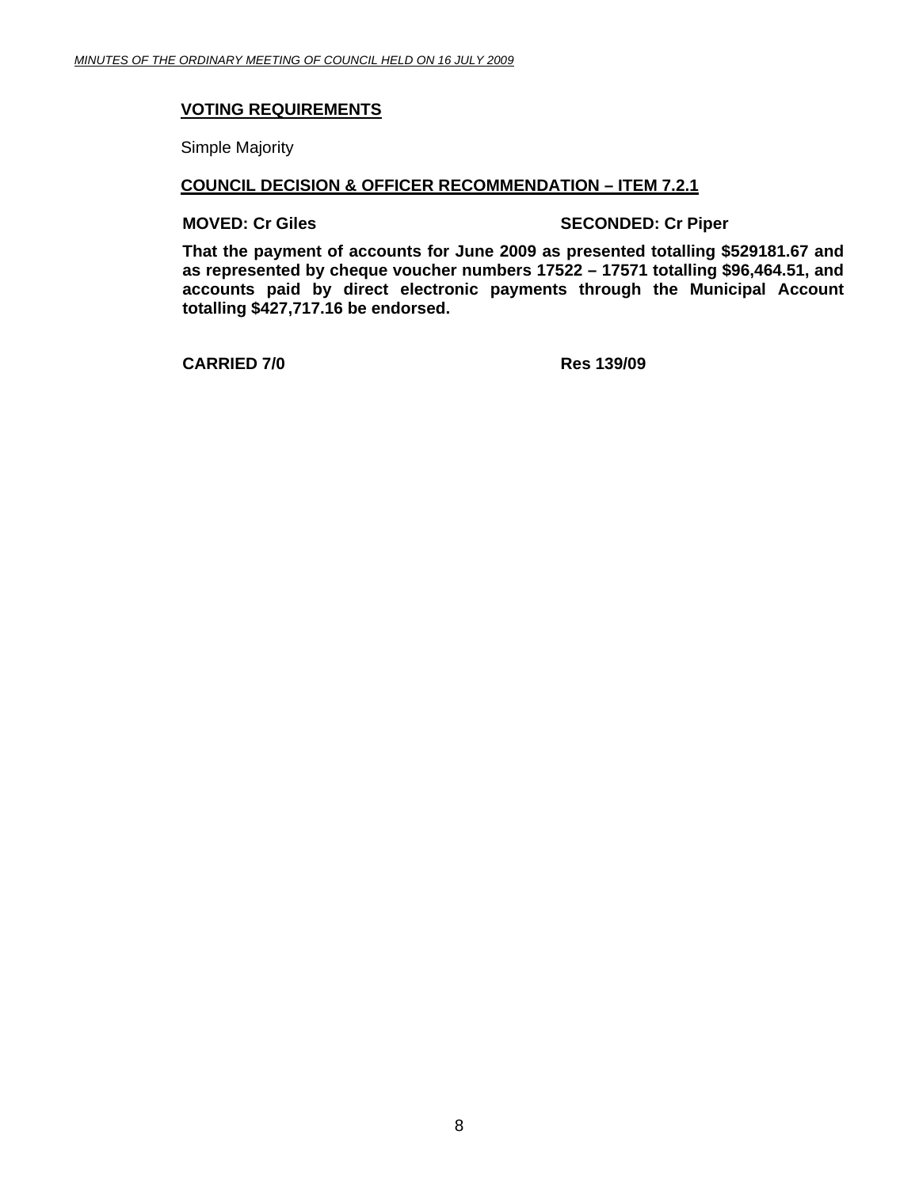**VOTING REQUIREMENTS**

Simple Majority

**COUNCIL DECISION & OFFICER RECOMMENDATION – ITEM 7.2.1**

**MOVED: Cr Giles** **SECONDED: Cr Piper**

**That the payment of accounts for June 2009 as presented totalling $529181.67 and as represented by cheque voucher numbers 17522 – 17571 totalling $96,464.51, and accounts paid by direct electronic payments through the Municipal Account totalling $427,717.16 be endorsed.**

**CARRIED 7/0** **Res 139/09**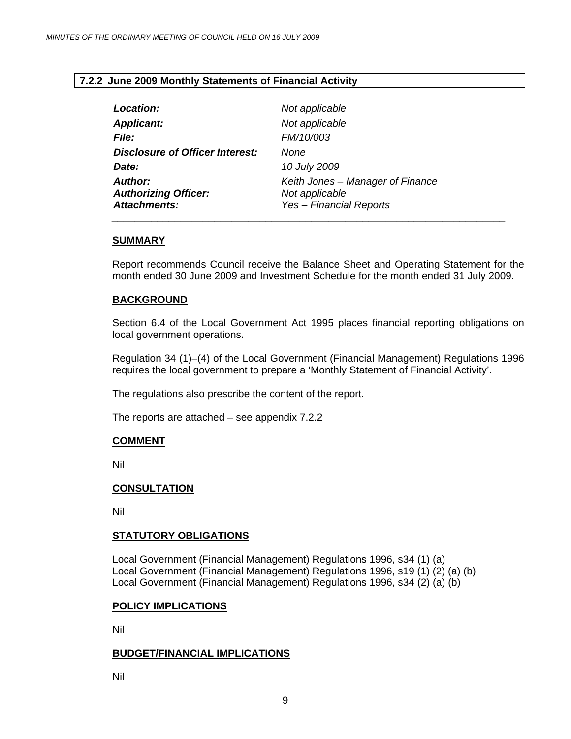### 7.2.2 June 2009 Monthly Statements of Financial Activity

| | |
|---|---|
| ***Location:*** | *Not applicable* |
| ***Applicant:*** | *Not applicable* |
| ***File:*** | *FM/10/003* |
| ***Disclosure of Officer Interest:*** | *None* |
| ***Date:*** | *10 July 2009* |
| ***Author:*** | *Keith Jones – Manager of Finance* |
| ***Authorizing Officer:*** | *Not applicable* |
| ***Attachments:*** | *Yes – Financial Reports* |

**SUMMARY**

Report recommends Council receive the Balance Sheet and Operating Statement for the month ended 30 June 2009 and Investment Schedule for the month ended 31 July 2009.

**BACKGROUND**

Section 6.4 of the Local Government Act 1995 places financial reporting obligations on local government operations.

Regulation 34 (1)–(4) of the Local Government (Financial Management) Regulations 1996 requires the local government to prepare a 'Monthly Statement of Financial Activity'.

The regulations also prescribe the content of the report.

The reports are attached – see appendix 7.2.2

**COMMENT**

Nil

**CONSULTATION**

Nil

**STATUTORY OBLIGATIONS**

Local Government (Financial Management) Regulations 1996, s34 (1) (a)
Local Government (Financial Management) Regulations 1996, s19 (1) (2) (a) (b)
Local Government (Financial Management) Regulations 1996, s34 (2) (a) (b)

**POLICY IMPLICATIONS**

Nil

**BUDGET/FINANCIAL IMPLICATIONS**

Nil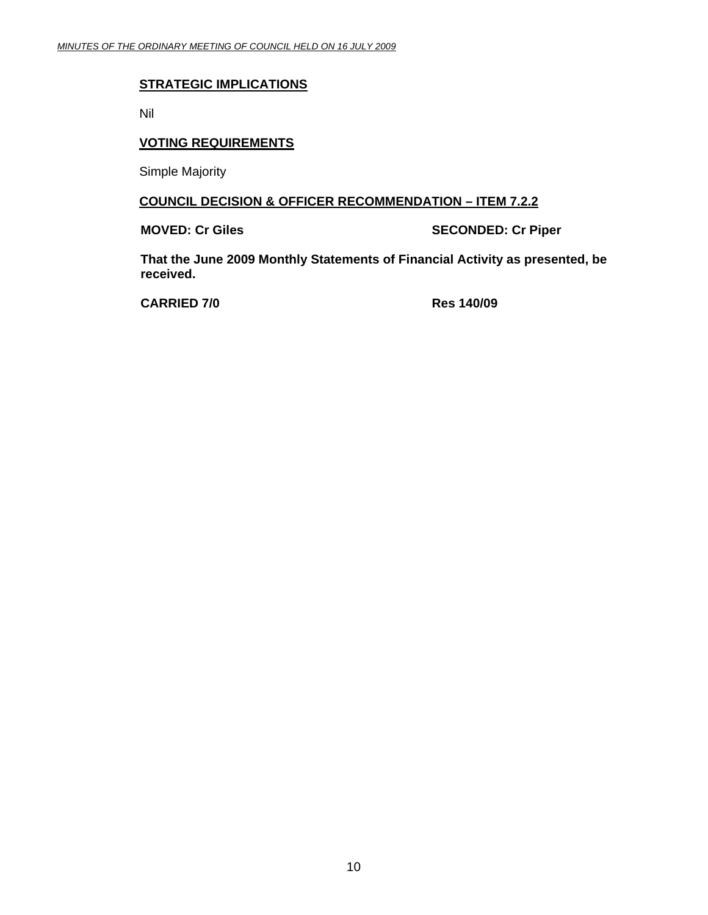## STRATEGIC IMPLICATIONS

Nil

## VOTING REQUIREMENTS

Simple Majority

## COUNCIL DECISION & OFFICER RECOMMENDATION – ITEM 7.2.2

**MOVED: Cr Giles** **SECONDED: Cr Piper**

**That the June 2009 Monthly Statements of Financial Activity as presented, be received.**

**CARRIED 7/0** **Res 140/09**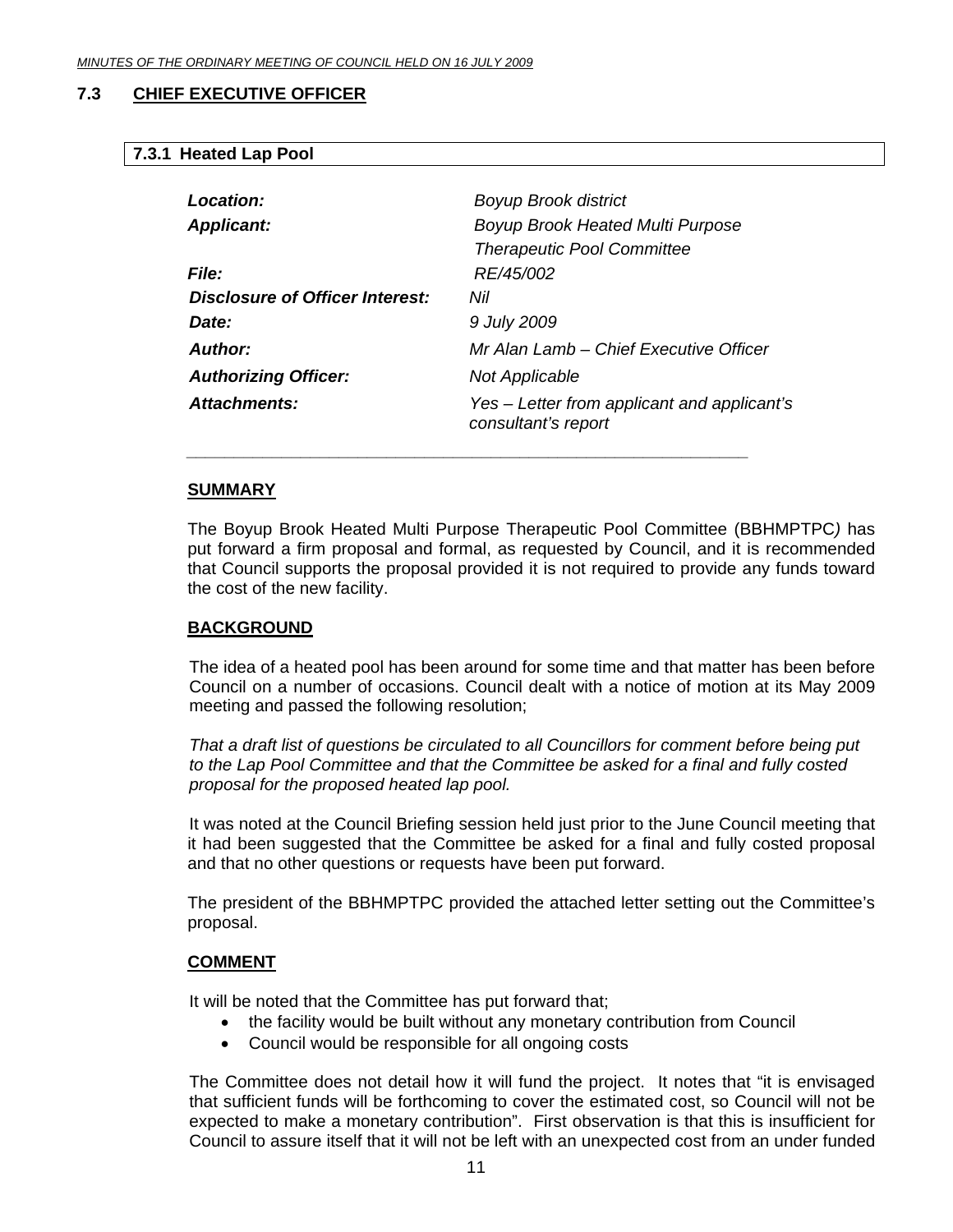## 7.3 CHIEF EXECUTIVE OFFICER

### 7.3.1 Heated Lap Pool

| | |
|---|---|
| ***Location:*** | *Boyup Brook district* |
| ***Applicant:*** | *Boyup Brook Heated Multi Purpose Therapeutic Pool Committee* |
| ***File:*** | *RE/45/002* |
| ***Disclosure of Officer Interest:*** | *Nil* |
| ***Date:*** | *9 July 2009* |
| ***Author:*** | *Mr Alan Lamb – Chief Executive Officer* |
| ***Authorizing Officer:*** | *Not Applicable* |
| ***Attachments:*** | *Yes – Letter from applicant and applicant's consultant's report* |

**SUMMARY**

The Boyup Brook Heated Multi Purpose Therapeutic Pool Committee (BBHMPTPC*)* has put forward a firm proposal and formal, as requested by Council, and it is recommended that Council supports the proposal provided it is not required to provide any funds toward the cost of the new facility.

**BACKGROUND**

The idea of a heated pool has been around for some time and that matter has been before Council on a number of occasions. Council dealt with a notice of motion at its May 2009 meeting and passed the following resolution;

*That a draft list of questions be circulated to all Councillors for comment before being put to the Lap Pool Committee and that the Committee be asked for a final and fully costed proposal for the proposed heated lap pool.*

It was noted at the Council Briefing session held just prior to the June Council meeting that it had been suggested that the Committee be asked for a final and fully costed proposal and that no other questions or requests have been put forward.

The president of the BBHMPTPC provided the attached letter setting out the Committee's proposal.

**COMMENT**

It will be noted that the Committee has put forward that;

- the facility would be built without any monetary contribution from Council
- Council would be responsible for all ongoing costs

The Committee does not detail how it will fund the project. It notes that "it is envisaged that sufficient funds will be forthcoming to cover the estimated cost, so Council will not be expected to make a monetary contribution". First observation is that this is insufficient for Council to assure itself that it will not be left with an unexpected cost from an under funded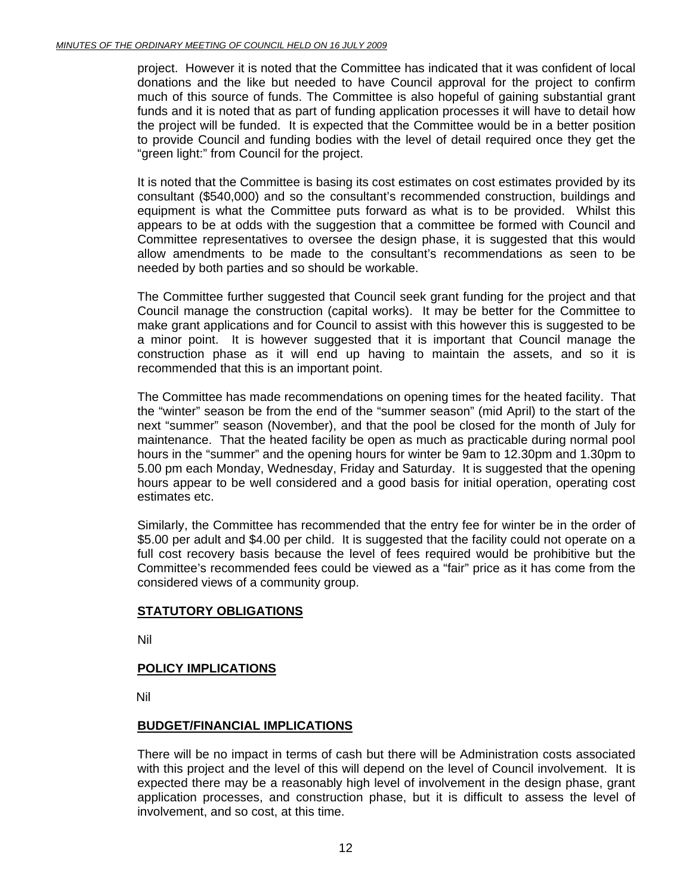project. However it is noted that the Committee has indicated that it was confident of local donations and the like but needed to have Council approval for the project to confirm much of this source of funds. The Committee is also hopeful of gaining substantial grant funds and it is noted that as part of funding application processes it will have to detail how the project will be funded. It is expected that the Committee would be in a better position to provide Council and funding bodies with the level of detail required once they get the "green light:" from Council for the project.

It is noted that the Committee is basing its cost estimates on cost estimates provided by its consultant ($540,000) and so the consultant's recommended construction, buildings and equipment is what the Committee puts forward as what is to be provided. Whilst this appears to be at odds with the suggestion that a committee be formed with Council and Committee representatives to oversee the design phase, it is suggested that this would allow amendments to be made to the consultant's recommendations as seen to be needed by both parties and so should be workable.

The Committee further suggested that Council seek grant funding for the project and that Council manage the construction (capital works). It may be better for the Committee to make grant applications and for Council to assist with this however this is suggested to be a minor point. It is however suggested that it is important that Council manage the construction phase as it will end up having to maintain the assets, and so it is recommended that this is an important point.

The Committee has made recommendations on opening times for the heated facility. That the "winter" season be from the end of the "summer season" (mid April) to the start of the next "summer" season (November), and that the pool be closed for the month of July for maintenance. That the heated facility be open as much as practicable during normal pool hours in the "summer" and the opening hours for winter be 9am to 12.30pm and 1.30pm to 5.00 pm each Monday, Wednesday, Friday and Saturday. It is suggested that the opening hours appear to be well considered and a good basis for initial operation, operating cost estimates etc.

Similarly, the Committee has recommended that the entry fee for winter be in the order of $5.00 per adult and $4.00 per child. It is suggested that the facility could not operate on a full cost recovery basis because the level of fees required would be prohibitive but the Committee's recommended fees could be viewed as a "fair" price as it has come from the considered views of a community group.

**STATUTORY OBLIGATIONS**

Nil

**POLICY IMPLICATIONS**

Nil

**BUDGET/FINANCIAL IMPLICATIONS**

There will be no impact in terms of cash but there will be Administration costs associated with this project and the level of this will depend on the level of Council involvement. It is expected there may be a reasonably high level of involvement in the design phase, grant application processes, and construction phase, but it is difficult to assess the level of involvement, and so cost, at this time.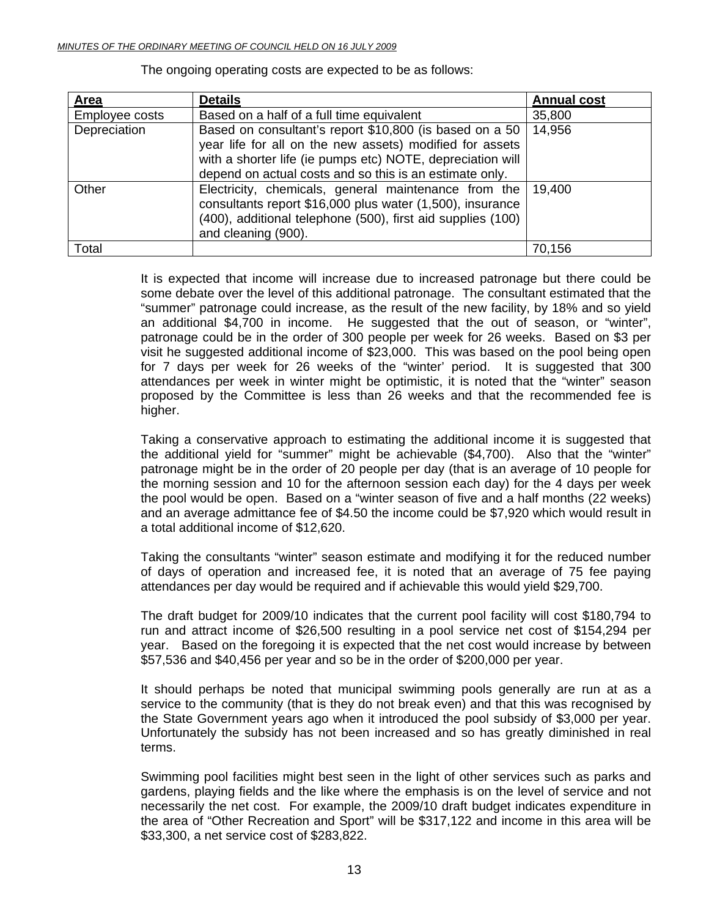The ongoing operating costs are expected to be as follows:

| Area | Details | Annual cost |
|---|---|---|
| Employee costs | Based on a half of a full time equivalent | 35,800 |
| Depreciation | Based on consultant's report $10,800 (is based on a 50 year life for all on the new assets) modified for assets with a shorter life (ie pumps etc) NOTE, depreciation will depend on actual costs and so this is an estimate only. | 14,956 |
| Other | Electricity, chemicals, general maintenance from the consultants report $16,000 plus water (1,500), insurance (400), additional telephone (500), first aid supplies (100) and cleaning (900). | 19,400 |
| Total | | 70,156 |

It is expected that income will increase due to increased patronage but there could be some debate over the level of this additional patronage. The consultant estimated that the "summer" patronage could increase, as the result of the new facility, by 18% and so yield an additional $4,700 in income. He suggested that the out of season, or "winter", patronage could be in the order of 300 people per week for 26 weeks. Based on $3 per visit he suggested additional income of $23,000. This was based on the pool being open for 7 days per week for 26 weeks of the "winter' period. It is suggested that 300 attendances per week in winter might be optimistic, it is noted that the "winter" season proposed by the Committee is less than 26 weeks and that the recommended fee is higher.

Taking a conservative approach to estimating the additional income it is suggested that the additional yield for "summer" might be achievable ($4,700). Also that the "winter" patronage might be in the order of 20 people per day (that is an average of 10 people for the morning session and 10 for the afternoon session each day) for the 4 days per week the pool would be open. Based on a "winter season of five and a half months (22 weeks) and an average admittance fee of $4.50 the income could be $7,920 which would result in a total additional income of $12,620.

Taking the consultants "winter" season estimate and modifying it for the reduced number of days of operation and increased fee, it is noted that an average of 75 fee paying attendances per day would be required and if achievable this would yield $29,700.

The draft budget for 2009/10 indicates that the current pool facility will cost $180,794 to run and attract income of $26,500 resulting in a pool service net cost of $154,294 per year. Based on the foregoing it is expected that the net cost would increase by between $57,536 and $40,456 per year and so be in the order of $200,000 per year.

It should perhaps be noted that municipal swimming pools generally are run at as a service to the community (that is they do not break even) and that this was recognised by the State Government years ago when it introduced the pool subsidy of $3,000 per year. Unfortunately the subsidy has not been increased and so has greatly diminished in real terms.

Swimming pool facilities might best seen in the light of other services such as parks and gardens, playing fields and the like where the emphasis is on the level of service and not necessarily the net cost. For example, the 2009/10 draft budget indicates expenditure in the area of "Other Recreation and Sport" will be $317,122 and income in this area will be $33,300, a net service cost of $283,822.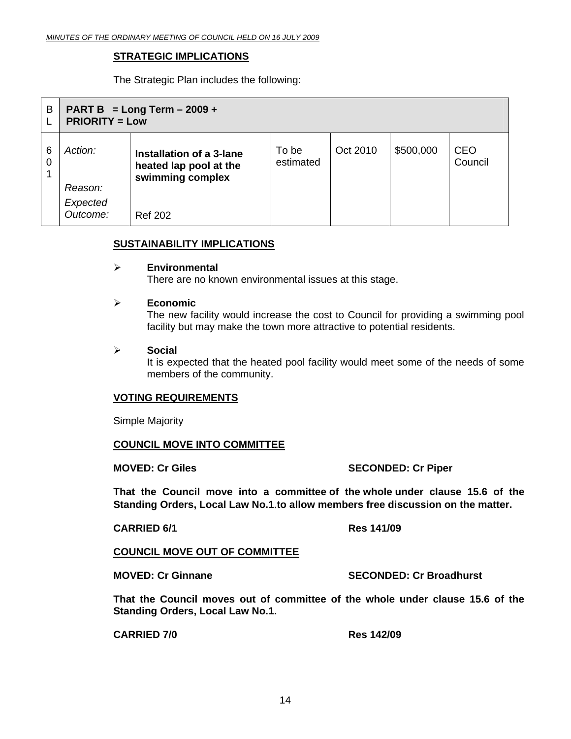### STRATEGIC IMPLICATIONS

The Strategic Plan includes the following:

| BL | PART B = Long Term – 2009 +<br>PRIORITY = Low | | | | | |
|---|---|---|---|---|---|---|
| 601 | *Action:*<br><br>*Reason:*<br>*Expected Outcome:* | **Installation of a 3-lane heated lap pool at the swimming complex**<br><br>Ref 202 | To be estimated | Oct 2010 | $500,000 | CEO Council |

### SUSTAINABILITY IMPLICATIONS

- **Environmental**
  There are no known environmental issues at this stage.

- **Economic**
  The new facility would increase the cost to Council for providing a swimming pool facility but may make the town more attractive to potential residents.

- **Social**
  It is expected that the heated pool facility would meet some of the needs of some members of the community.

### VOTING REQUIREMENTS

Simple Majority

### COUNCIL MOVE INTO COMMITTEE

**MOVED: Cr Giles** **SECONDED: Cr Piper**

**That the Council move into a committee of the whole under clause 15.6 of the Standing Orders, Local Law No.1.to allow members free discussion on the matter.**

**CARRIED 6/1** **Res 141/09**

### COUNCIL MOVE OUT OF COMMITTEE

**MOVED: Cr Ginnane** **SECONDED: Cr Broadhurst**

**That the Council moves out of committee of the whole under clause 15.6 of the Standing Orders, Local Law No.1.**

**CARRIED 7/0** **Res 142/09**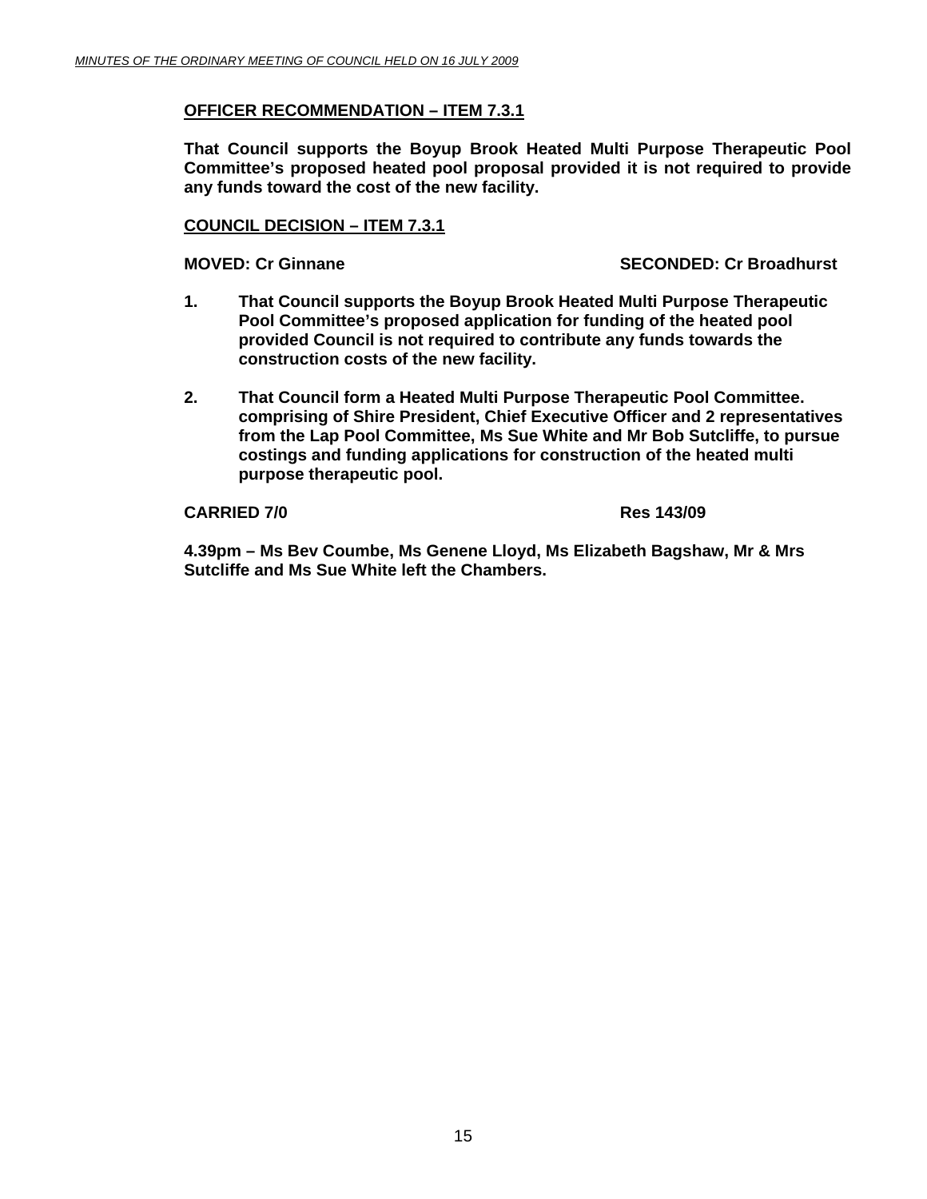**<u>OFFICER RECOMMENDATION – ITEM 7.3.1</u>**

**That Council supports the Boyup Brook Heated Multi Purpose Therapeutic Pool Committee's proposed heated pool proposal provided it is not required to provide any funds toward the cost of the new facility.**

**<u>COUNCIL DECISION – ITEM 7.3.1</u>**

**MOVED: Cr Ginnane SECONDED: Cr Broadhurst**

1. **That Council supports the Boyup Brook Heated Multi Purpose Therapeutic Pool Committee's proposed application for funding of the heated pool provided Council is not required to contribute any funds towards the construction costs of the new facility.**

2. **That Council form a Heated Multi Purpose Therapeutic Pool Committee. comprising of Shire President, Chief Executive Officer and 2 representatives from the Lap Pool Committee, Ms Sue White and Mr Bob Sutcliffe, to pursue costings and funding applications for construction of the heated multi purpose therapeutic pool.**

**CARRIED 7/0 Res 143/09**

**4.39pm – Ms Bev Coumbe, Ms Genene Lloyd, Ms Elizabeth Bagshaw, Mr & Mrs Sutcliffe and Ms Sue White left the Chambers.**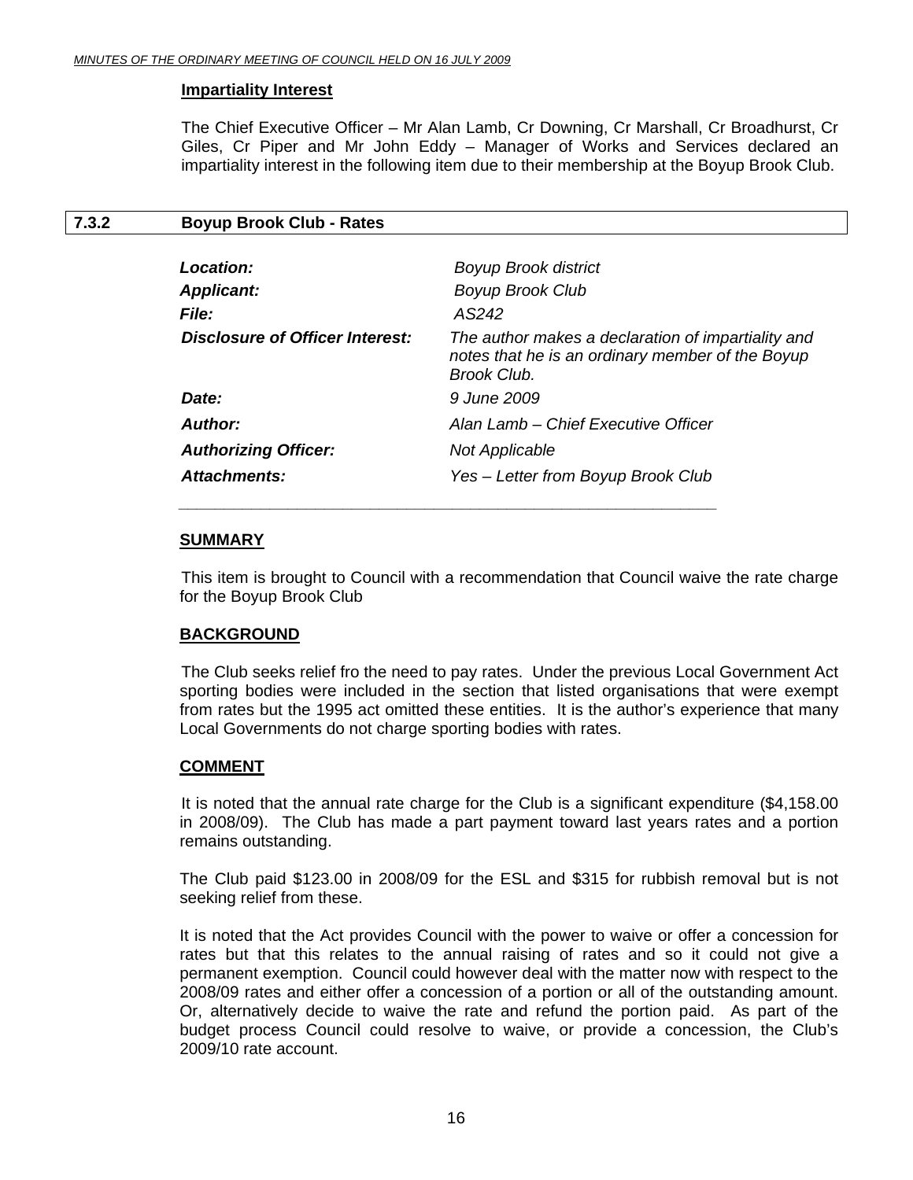**Impartiality Interest**

The Chief Executive Officer – Mr Alan Lamb, Cr Downing, Cr Marshall, Cr Broadhurst, Cr Giles, Cr Piper and Mr John Eddy – Manager of Works and Services declared an impartiality interest in the following item due to their membership at the Boyup Brook Club.

## 7.3.2 Boyup Brook Club - Rates

| | |
|---|---|
| ***Location:*** | *Boyup Brook district* |
| ***Applicant:*** | *Boyup Brook Club* |
| ***File:*** | *AS242* |
| ***Disclosure of Officer Interest:*** | *The author makes a declaration of impartiality and notes that he is an ordinary member of the Boyup Brook Club.* |
| ***Date:*** | *9 June 2009* |
| ***Author:*** | *Alan Lamb – Chief Executive Officer* |
| ***Authorizing Officer:*** | *Not Applicable* |
| ***Attachments:*** | *Yes – Letter from Boyup Brook Club* |

**SUMMARY**

This item is brought to Council with a recommendation that Council waive the rate charge for the Boyup Brook Club

**BACKGROUND**

The Club seeks relief fro the need to pay rates. Under the previous Local Government Act sporting bodies were included in the section that listed organisations that were exempt from rates but the 1995 act omitted these entities. It is the author's experience that many Local Governments do not charge sporting bodies with rates.

**COMMENT**

It is noted that the annual rate charge for the Club is a significant expenditure ($4,158.00 in 2008/09). The Club has made a part payment toward last years rates and a portion remains outstanding.

The Club paid $123.00 in 2008/09 for the ESL and $315 for rubbish removal but is not seeking relief from these.

It is noted that the Act provides Council with the power to waive or offer a concession for rates but that this relates to the annual raising of rates and so it could not give a permanent exemption. Council could however deal with the matter now with respect to the 2008/09 rates and either offer a concession of a portion or all of the outstanding amount. Or, alternatively decide to waive the rate and refund the portion paid. As part of the budget process Council could resolve to waive, or provide a concession, the Club's 2009/10 rate account.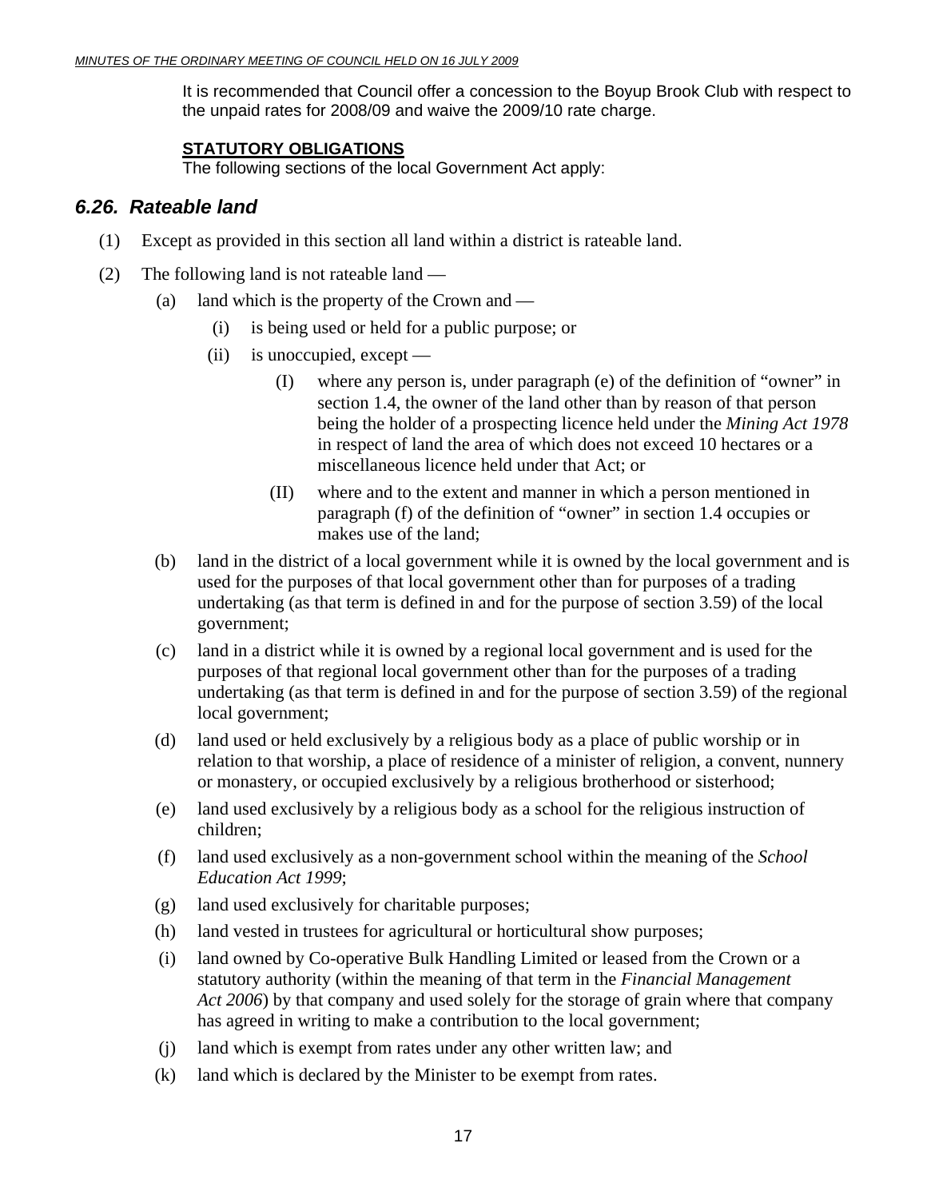It is recommended that Council offer a concession to the Boyup Brook Club with respect to the unpaid rates for 2008/09 and waive the 2009/10 rate charge.

**STATUTORY OBLIGATIONS**

The following sections of the local Government Act apply:

## *6.26. Rateable land*

(1) Except as provided in this section all land within a district is rateable land.

(2) The following land is not rateable land —

(a) land which is the property of the Crown and —

(i) is being used or held for a public purpose; or

(ii) is unoccupied, except —

(I) where any person is, under paragraph (e) of the definition of "owner" in section 1.4, the owner of the land other than by reason of that person being the holder of a prospecting licence held under the *Mining Act 1978* in respect of land the area of which does not exceed 10 hectares or a miscellaneous licence held under that Act; or

(II) where and to the extent and manner in which a person mentioned in paragraph (f) of the definition of "owner" in section 1.4 occupies or makes use of the land;

(b) land in the district of a local government while it is owned by the local government and is used for the purposes of that local government other than for purposes of a trading undertaking (as that term is defined in and for the purpose of section 3.59) of the local government;

(c) land in a district while it is owned by a regional local government and is used for the purposes of that regional local government other than for the purposes of a trading undertaking (as that term is defined in and for the purpose of section 3.59) of the regional local government;

(d) land used or held exclusively by a religious body as a place of public worship or in relation to that worship, a place of residence of a minister of religion, a convent, nunnery or monastery, or occupied exclusively by a religious brotherhood or sisterhood;

(e) land used exclusively by a religious body as a school for the religious instruction of children;

(f) land used exclusively as a non-government school within the meaning of the *School Education Act 1999*;

(g) land used exclusively for charitable purposes;

(h) land vested in trustees for agricultural or horticultural show purposes;

(i) land owned by Co-operative Bulk Handling Limited or leased from the Crown or a statutory authority (within the meaning of that term in the *Financial Management Act 2006*) by that company and used solely for the storage of grain where that company has agreed in writing to make a contribution to the local government;

(j) land which is exempt from rates under any other written law; and

(k) land which is declared by the Minister to be exempt from rates.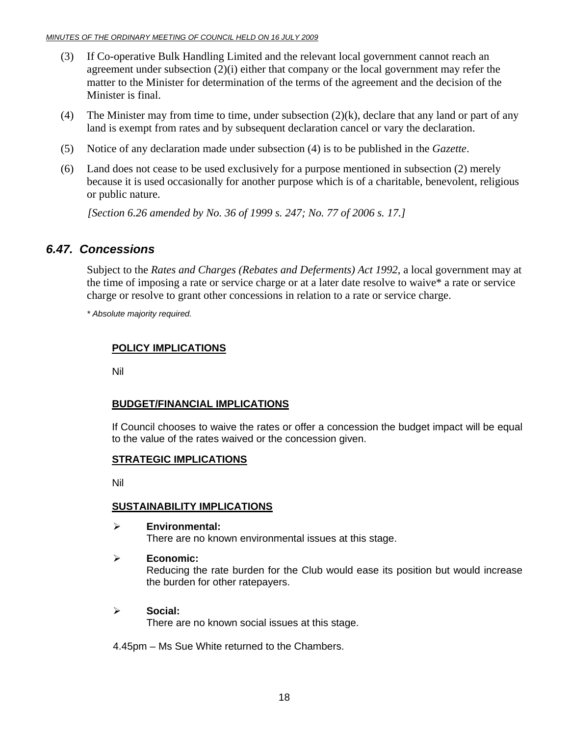(3) If Co-operative Bulk Handling Limited and the relevant local government cannot reach an agreement under subsection (2)(i) either that company or the local government may refer the matter to the Minister for determination of the terms of the agreement and the decision of the Minister is final.

(4) The Minister may from time to time, under subsection (2)(k), declare that any land or part of any land is exempt from rates and by subsequent declaration cancel or vary the declaration.

(5) Notice of any declaration made under subsection (4) is to be published in the *Gazette*.

(6) Land does not cease to be used exclusively for a purpose mentioned in subsection (2) merely because it is used occasionally for another purpose which is of a charitable, benevolent, religious or public nature.

*[Section 6.26 amended by No. 36 of 1999 s. 247; No. 77 of 2006 s. 17.]*

## *6.47. Concessions*

Subject to the *Rates and Charges (Rebates and Deferments) Act 1992*, a local government may at the time of imposing a rate or service charge or at a later date resolve to waive* a rate or service charge or resolve to grant other concessions in relation to a rate or service charge.

*\* Absolute majority required.*

**POLICY IMPLICATIONS**

Nil

**BUDGET/FINANCIAL IMPLICATIONS**

If Council chooses to waive the rates or offer a concession the budget impact will be equal to the value of the rates waived or the concession given.

**STRATEGIC IMPLICATIONS**

Nil

**SUSTAINABILITY IMPLICATIONS**

- **Environmental:**
  There are no known environmental issues at this stage.
- **Economic:**
  Reducing the rate burden for the Club would ease its position but would increase the burden for other ratepayers.
- **Social:**
  There are no known social issues at this stage.

4.45pm – Ms Sue White returned to the Chambers.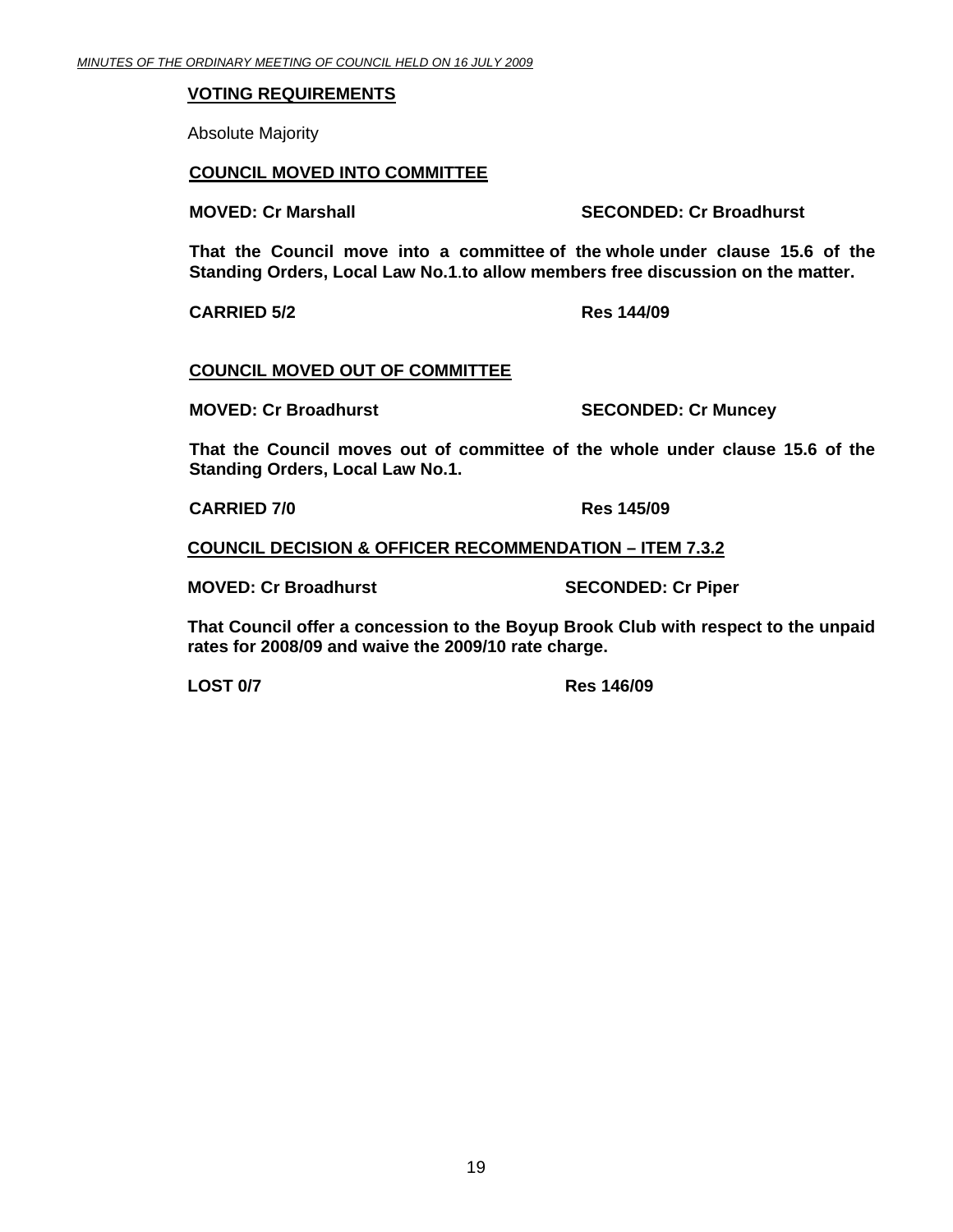**VOTING REQUIREMENTS**

Absolute Majority

**COUNCIL MOVED INTO COMMITTEE**

**MOVED: Cr Marshall** **SECONDED: Cr Broadhurst**

**That the Council move into a committee of the whole under clause 15.6 of the Standing Orders, Local Law No.1.to allow members free discussion on the matter.**

**CARRIED 5/2** **Res 144/09**

**COUNCIL MOVED OUT OF COMMITTEE**

**MOVED: Cr Broadhurst** **SECONDED: Cr Muncey**

**That the Council moves out of committee of the whole under clause 15.6 of the Standing Orders, Local Law No.1.**

**CARRIED 7/0** **Res 145/09**

**COUNCIL DECISION & OFFICER RECOMMENDATION – ITEM 7.3.2**

**MOVED: Cr Broadhurst** **SECONDED: Cr Piper**

**That Council offer a concession to the Boyup Brook Club with respect to the unpaid rates for 2008/09 and waive the 2009/10 rate charge.**

**LOST 0/7** **Res 146/09**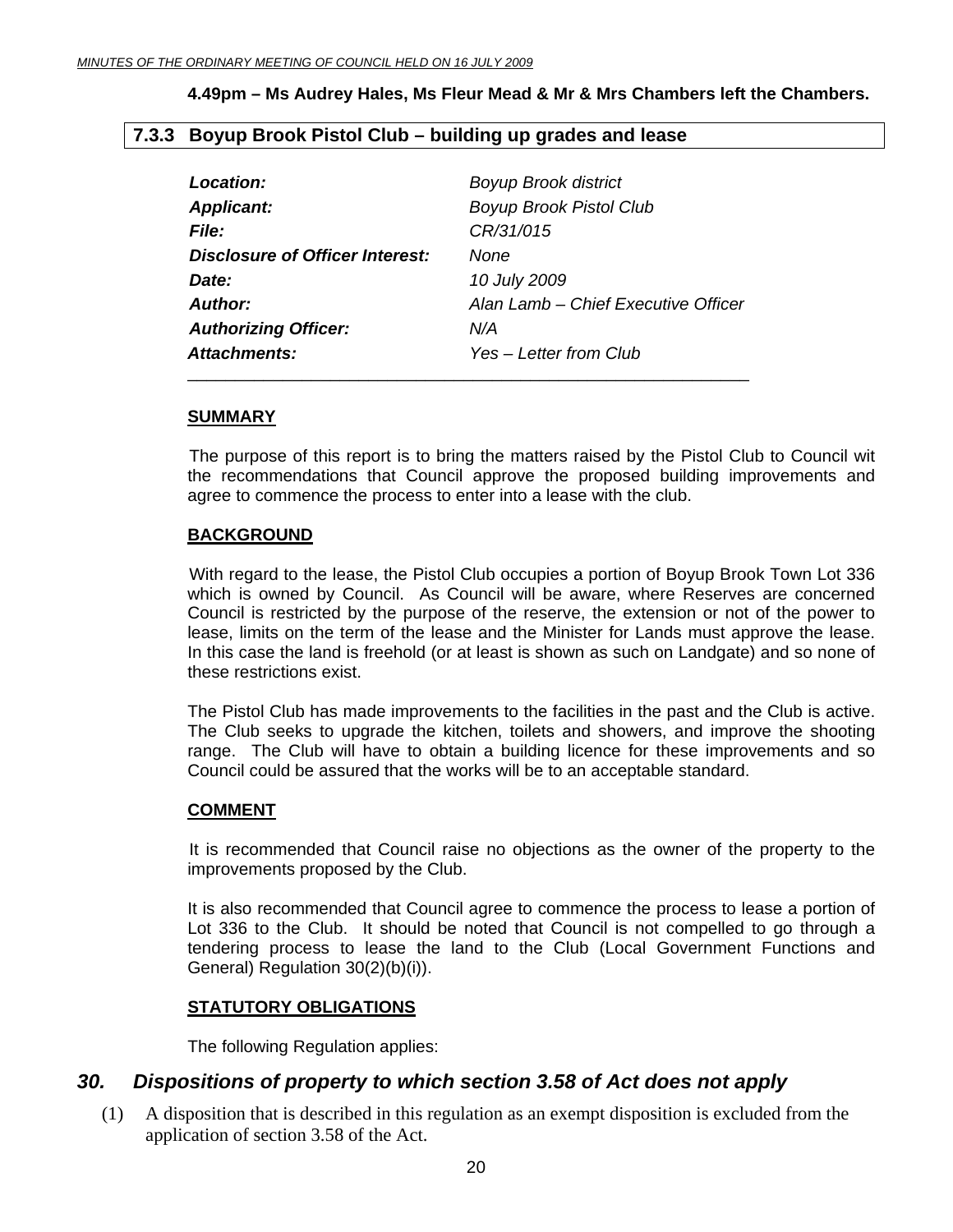**4.49pm – Ms Audrey Hales, Ms Fleur Mead & Mr & Mrs Chambers left the Chambers.**

## 7.3.3 Boyup Brook Pistol Club – building up grades and lease

| | |
|---|---|
| ***Location:*** | *Boyup Brook district* |
| ***Applicant:*** | *Boyup Brook Pistol Club* |
| ***File:*** | *CR/31/015* |
| ***Disclosure of Officer Interest:*** | *None* |
| ***Date:*** | *10 July 2009* |
| ***Author:*** | *Alan Lamb – Chief Executive Officer* |
| ***Authorizing Officer:*** | *N/A* |
| ***Attachments:*** | *Yes – Letter from Club* |

**SUMMARY**

The purpose of this report is to bring the matters raised by the Pistol Club to Council wit the recommendations that Council approve the proposed building improvements and agree to commence the process to enter into a lease with the club.

**BACKGROUND**

With regard to the lease, the Pistol Club occupies a portion of Boyup Brook Town Lot 336 which is owned by Council. As Council will be aware, where Reserves are concerned Council is restricted by the purpose of the reserve, the extension or not of the power to lease, limits on the term of the lease and the Minister for Lands must approve the lease. In this case the land is freehold (or at least is shown as such on Landgate) and so none of these restrictions exist.

The Pistol Club has made improvements to the facilities in the past and the Club is active. The Club seeks to upgrade the kitchen, toilets and showers, and improve the shooting range. The Club will have to obtain a building licence for these improvements and so Council could be assured that the works will be to an acceptable standard.

**COMMENT**

It is recommended that Council raise no objections as the owner of the property to the improvements proposed by the Club.

It is also recommended that Council agree to commence the process to lease a portion of Lot 336 to the Club. It should be noted that Council is not compelled to go through a tendering process to lease the land to the Club (Local Government Functions and General) Regulation 30(2)(b)(i)).

**STATUTORY OBLIGATIONS**

The following Regulation applies:

### *30. Dispositions of property to which section 3.58 of Act does not apply*

(1) A disposition that is described in this regulation as an exempt disposition is excluded from the application of section 3.58 of the Act.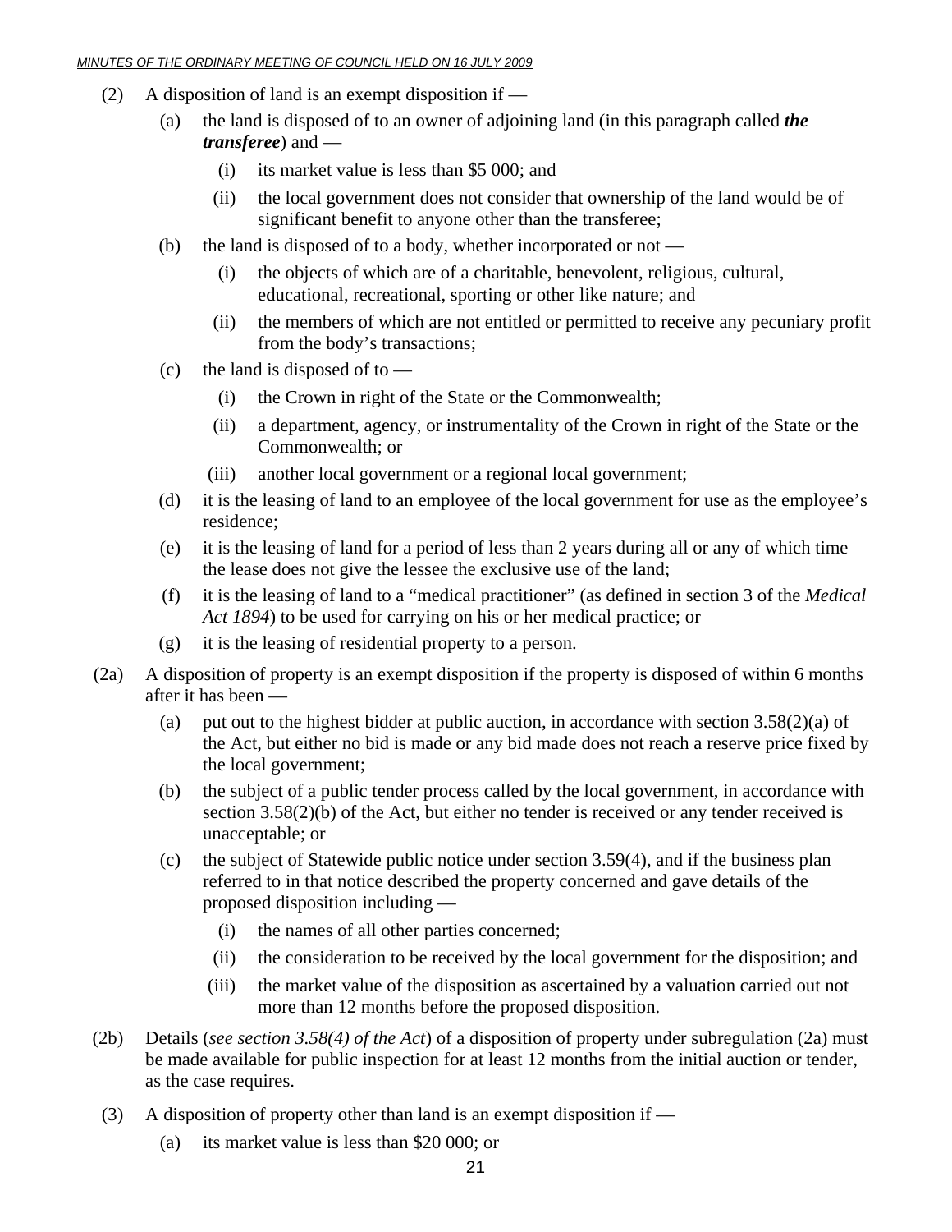(2) A disposition of land is an exempt disposition if —

   (a) the land is disposed of to an owner of adjoining land (in this paragraph called ***the transferee***) and —

      (i) its market value is less than $5 000; and

      (ii) the local government does not consider that ownership of the land would be of significant benefit to anyone other than the transferee;

   (b) the land is disposed of to a body, whether incorporated or not —

      (i) the objects of which are of a charitable, benevolent, religious, cultural, educational, recreational, sporting or other like nature; and

      (ii) the members of which are not entitled or permitted to receive any pecuniary profit from the body's transactions;

   (c) the land is disposed of to —

      (i) the Crown in right of the State or the Commonwealth;

      (ii) a department, agency, or instrumentality of the Crown in right of the State or the Commonwealth; or

      (iii) another local government or a regional local government;

   (d) it is the leasing of land to an employee of the local government for use as the employee's residence;

   (e) it is the leasing of land for a period of less than 2 years during all or any of which time the lease does not give the lessee the exclusive use of the land;

   (f) it is the leasing of land to a "medical practitioner" (as defined in section 3 of the *Medical Act 1894*) to be used for carrying on his or her medical practice; or

   (g) it is the leasing of residential property to a person.

(2a) A disposition of property is an exempt disposition if the property is disposed of within 6 months after it has been —

   (a) put out to the highest bidder at public auction, in accordance with section 3.58(2)(a) of the Act, but either no bid is made or any bid made does not reach a reserve price fixed by the local government;

   (b) the subject of a public tender process called by the local government, in accordance with section 3.58(2)(b) of the Act, but either no tender is received or any tender received is unacceptable; or

   (c) the subject of Statewide public notice under section 3.59(4), and if the business plan referred to in that notice described the property concerned and gave details of the proposed disposition including —

      (i) the names of all other parties concerned;

      (ii) the consideration to be received by the local government for the disposition; and

      (iii) the market value of the disposition as ascertained by a valuation carried out not more than 12 months before the proposed disposition.

(2b) Details (*see section 3.58(4) of the Act*) of a disposition of property under subregulation (2a) must be made available for public inspection for at least 12 months from the initial auction or tender, as the case requires.

(3) A disposition of property other than land is an exempt disposition if —

   (a) its market value is less than $20 000; or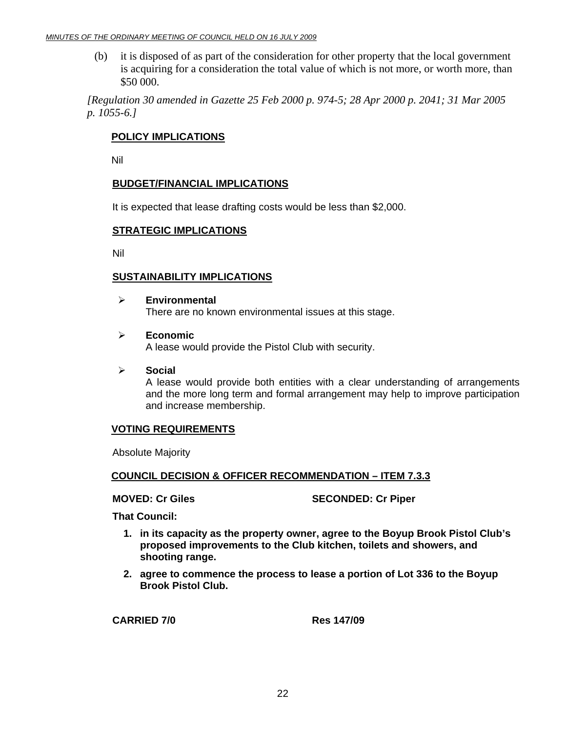(b) it is disposed of as part of the consideration for other property that the local government is acquiring for a consideration the total value of which is not more, or worth more, than $50 000.

*[Regulation 30 amended in Gazette 25 Feb 2000 p. 974-5; 28 Apr 2000 p. 2041; 31 Mar 2005 p. 1055-6.]*

**POLICY IMPLICATIONS**

Nil

**BUDGET/FINANCIAL IMPLICATIONS**

It is expected that lease drafting costs would be less than $2,000.

**STRATEGIC IMPLICATIONS**

Nil

**SUSTAINABILITY IMPLICATIONS**

- **Environmental**
  There are no known environmental issues at this stage.

- **Economic**
  A lease would provide the Pistol Club with security.

- **Social**
  A lease would provide both entities with a clear understanding of arrangements and the more long term and formal arrangement may help to improve participation and increase membership.

**VOTING REQUIREMENTS**

Absolute Majority

**COUNCIL DECISION & OFFICER RECOMMENDATION – ITEM 7.3.3**

**MOVED: Cr Giles** **SECONDED: Cr Piper**

**That Council:**

1. **in its capacity as the property owner, agree to the Boyup Brook Pistol Club's proposed improvements to the Club kitchen, toilets and showers, and shooting range.**
2. **agree to commence the process to lease a portion of Lot 336 to the Boyup Brook Pistol Club.**

**CARRIED 7/0** **Res 147/09**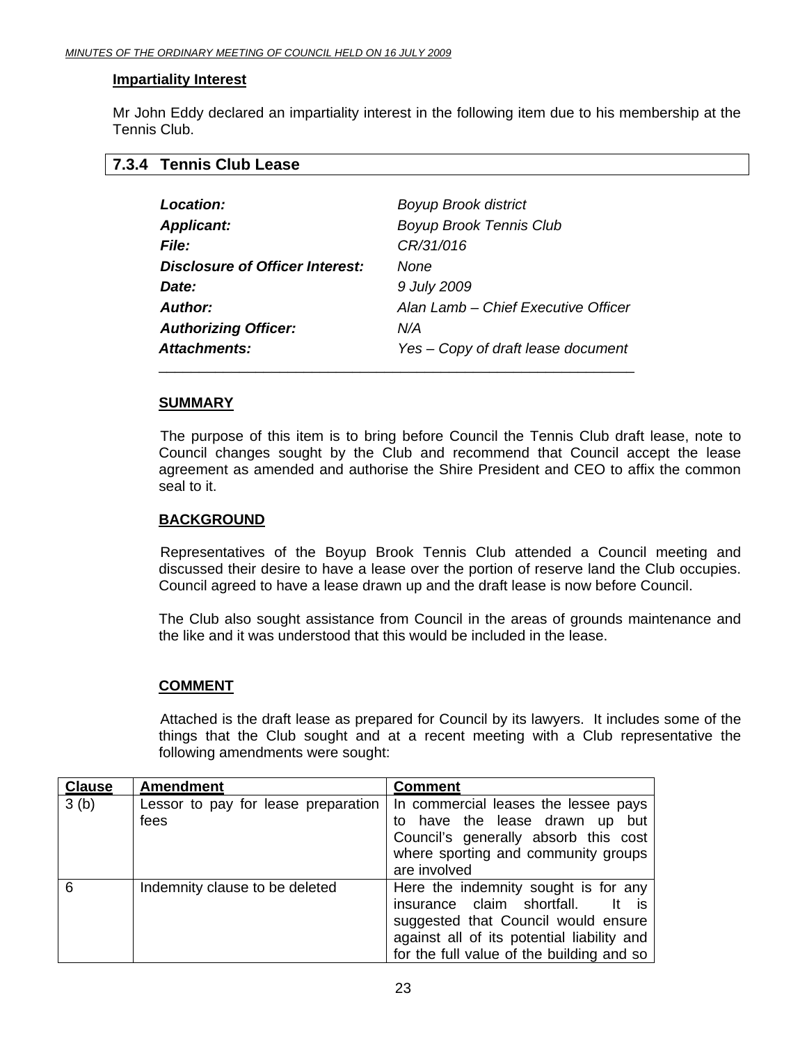**Impartiality Interest**

Mr John Eddy declared an impartiality interest in the following item due to his membership at the Tennis Club.

## 7.3.4 Tennis Club Lease

| | |
|---|---|
| ***Location:*** | *Boyup Brook district* |
| ***Applicant:*** | *Boyup Brook Tennis Club* |
| ***File:*** | *CR/31/016* |
| ***Disclosure of Officer Interest:*** | *None* |
| ***Date:*** | *9 July 2009* |
| ***Author:*** | *Alan Lamb – Chief Executive Officer* |
| ***Authorizing Officer:*** | *N/A* |
| ***Attachments:*** | *Yes – Copy of draft lease document* |

**SUMMARY**

The purpose of this item is to bring before Council the Tennis Club draft lease, note to Council changes sought by the Club and recommend that Council accept the lease agreement as amended and authorise the Shire President and CEO to affix the common seal to it.

**BACKGROUND**

Representatives of the Boyup Brook Tennis Club attended a Council meeting and discussed their desire to have a lease over the portion of reserve land the Club occupies. Council agreed to have a lease drawn up and the draft lease is now before Council.

The Club also sought assistance from Council in the areas of grounds maintenance and the like and it was understood that this would be included in the lease.

**COMMENT**

Attached is the draft lease as prepared for Council by its lawyers. It includes some of the things that the Club sought and at a recent meeting with a Club representative the following amendments were sought:

| Clause | Amendment | Comment |
|---|---|---|
| 3 (b) | Lessor to pay for lease preparation fees | In commercial leases the lessee pays to have the lease drawn up but Council's generally absorb this cost where sporting and community groups are involved |
| 6 | Indemnity clause to be deleted | Here the indemnity sought is for any insurance claim shortfall. It is suggested that Council would ensure against all of its potential liability and for the full value of the building and so |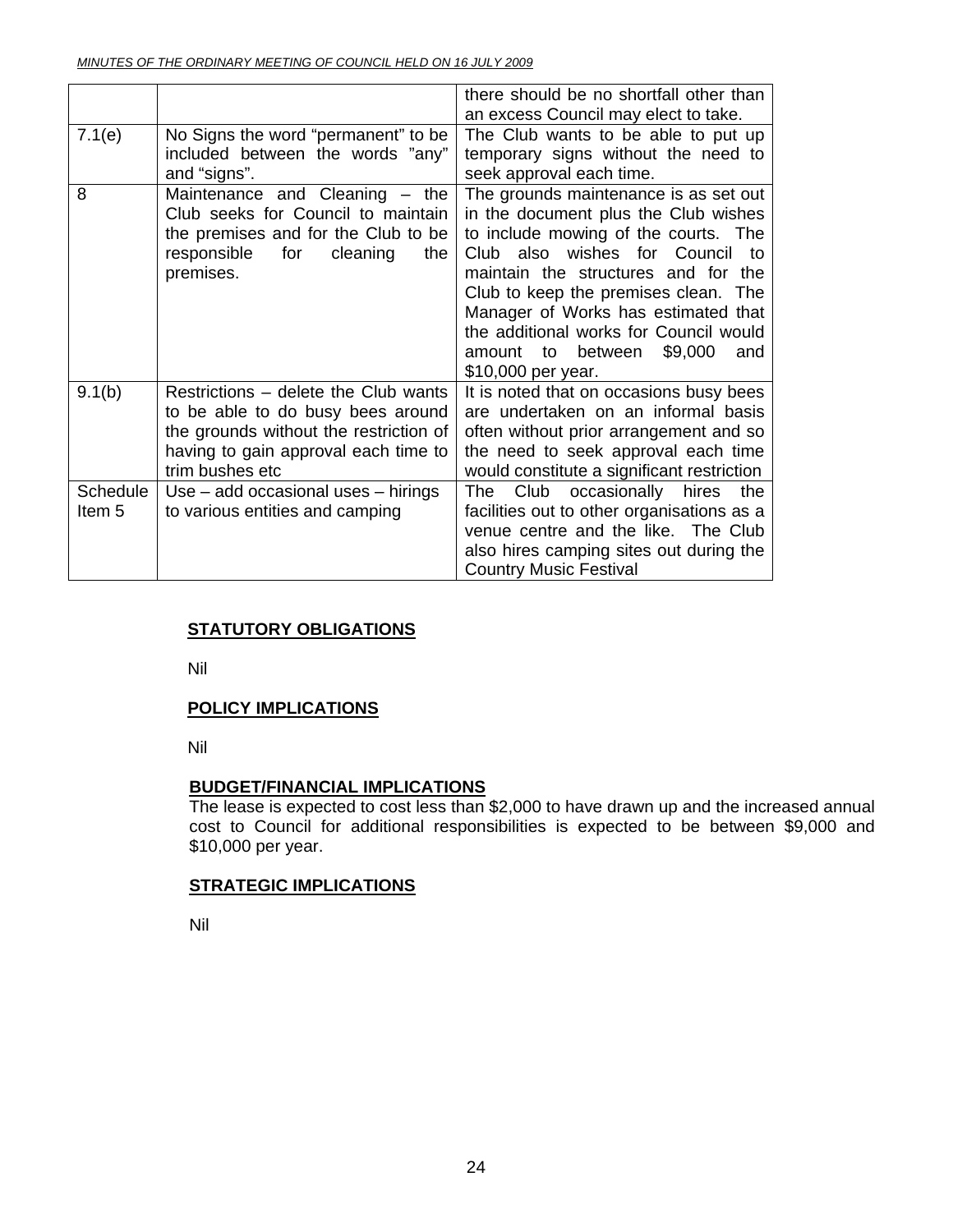| | | |
|---|---|---|
| | | there should be no shortfall other than an excess Council may elect to take. |
| 7.1(e) | No Signs the word "permanent" to be included between the words "any" and "signs". | The Club wants to be able to put up temporary signs without the need to seek approval each time. |
| 8 | Maintenance and Cleaning – the Club seeks for Council to maintain the premises and for the Club to be responsible for cleaning the premises. | The grounds maintenance is as set out in the document plus the Club wishes to include mowing of the courts. The Club also wishes for Council to maintain the structures and for the Club to keep the premises clean. The Manager of Works has estimated that the additional works for Council would amount to between $9,000 and $10,000 per year. |
| 9.1(b) | Restrictions – delete the Club wants to be able to do busy bees around the grounds without the restriction of having to gain approval each time to trim bushes etc | It is noted that on occasions busy bees are undertaken on an informal basis often without prior arrangement and so the need to seek approval each time would constitute a significant restriction |
| Schedule Item 5 | Use – add occasional uses – hirings to various entities and camping | The Club occasionally hires the facilities out to other organisations as a venue centre and the like. The Club also hires camping sites out during the Country Music Festival |

**STATUTORY OBLIGATIONS**

Nil

**POLICY IMPLICATIONS**

Nil

**BUDGET/FINANCIAL IMPLICATIONS**

The lease is expected to cost less than $2,000 to have drawn up and the increased annual cost to Council for additional responsibilities is expected to be between $9,000 and $10,000 per year.

**STRATEGIC IMPLICATIONS**

Nil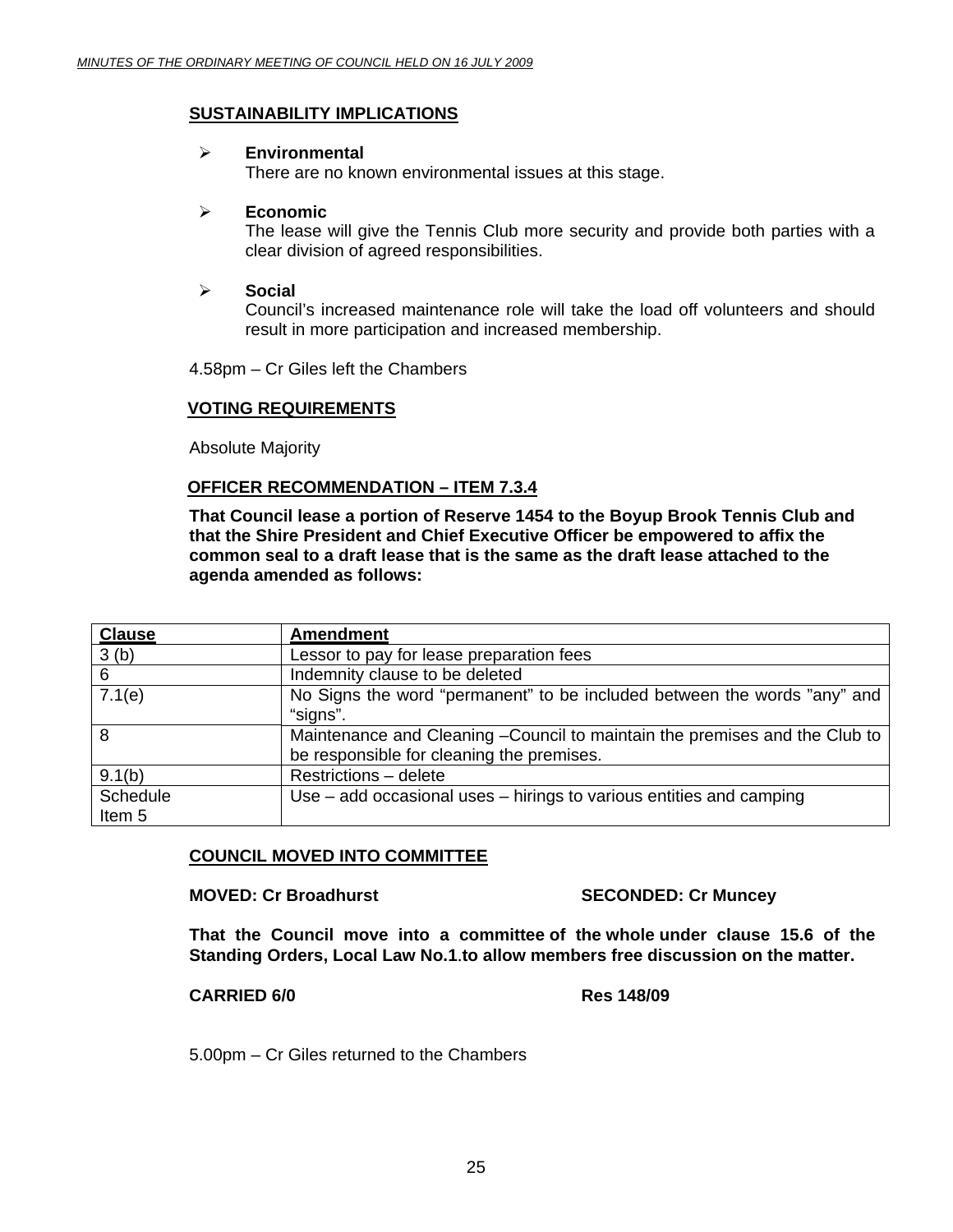## SUSTAINABILITY IMPLICATIONS

- **Environmental**
  There are no known environmental issues at this stage.

- **Economic**
  The lease will give the Tennis Club more security and provide both parties with a clear division of agreed responsibilities.

- **Social**
  Council's increased maintenance role will take the load off volunteers and should result in more participation and increased membership.

4.58pm – Cr Giles left the Chambers

## VOTING REQUIREMENTS

Absolute Majority

## OFFICER RECOMMENDATION – ITEM 7.3.4

**That Council lease a portion of Reserve 1454 to the Boyup Brook Tennis Club and that the Shire President and Chief Executive Officer be empowered to affix the common seal to a draft lease that is the same as the draft lease attached to the agenda amended as follows:**

| Clause | Amendment |
|---|---|
| 3 (b) | Lessor to pay for lease preparation fees |
| 6 | Indemnity clause to be deleted |
| 7.1(e) | No Signs the word "permanent" to be included between the words "any" and "signs". |
| 8 | Maintenance and Cleaning –Council to maintain the premises and the Club to be responsible for cleaning the premises. |
| 9.1(b) | Restrictions – delete |
| Schedule Item 5 | Use – add occasional uses – hirings to various entities and camping |

## COUNCIL MOVED INTO COMMITTEE

**MOVED: Cr Broadhurst SECONDED: Cr Muncey**

**That the Council move into a committee of the whole under clause 15.6 of the Standing Orders, Local Law No.1.to allow members free discussion on the matter.**

**CARRIED 6/0 Res 148/09**

5.00pm – Cr Giles returned to the Chambers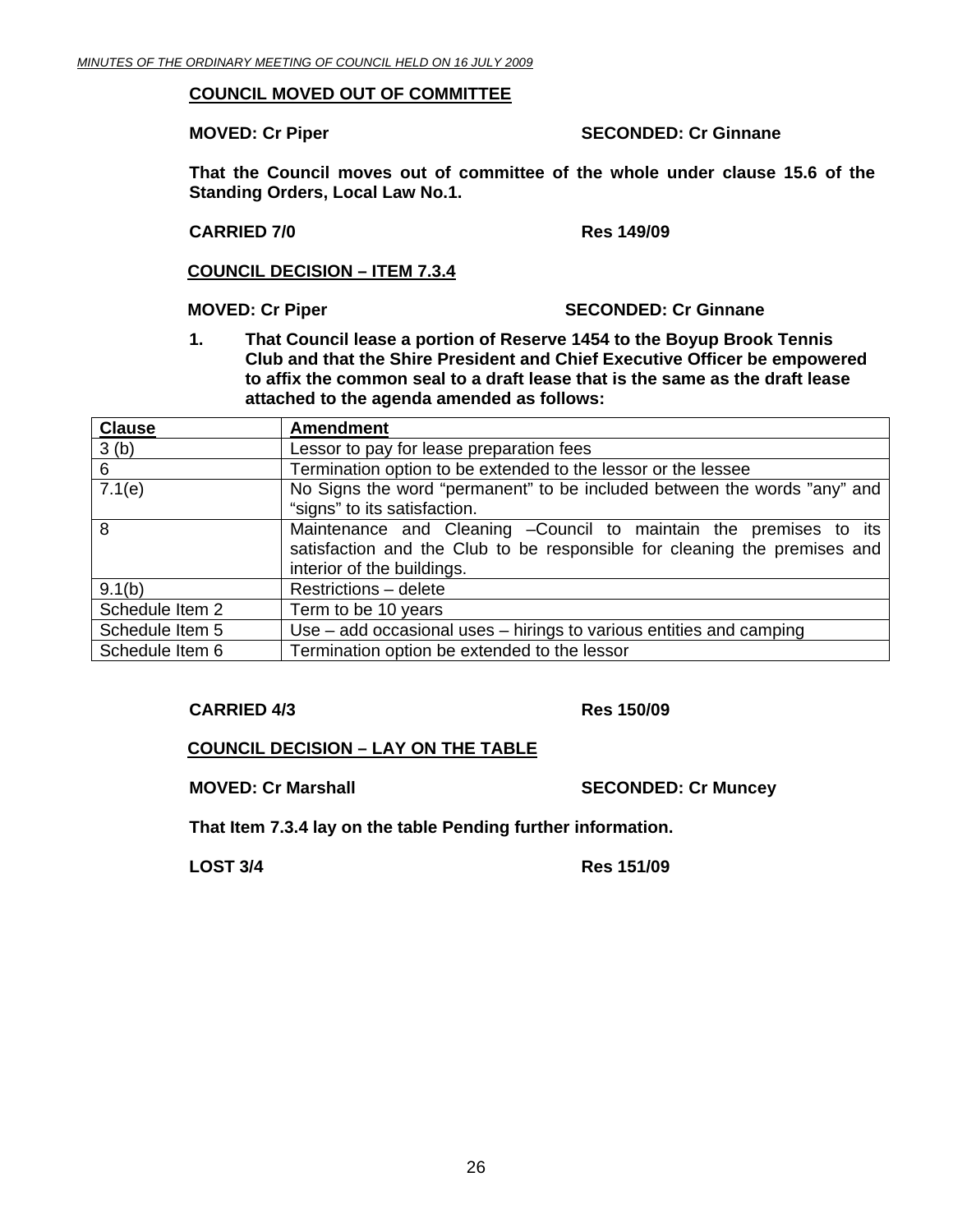**COUNCIL MOVED OUT OF COMMITTEE**

**MOVED: Cr Piper SECONDED: Cr Ginnane**

**That the Council moves out of committee of the whole under clause 15.6 of the Standing Orders, Local Law No.1.**

**CARRIED 7/0 Res 149/09**

**COUNCIL DECISION – ITEM 7.3.4**

**MOVED: Cr Piper SECONDED: Cr Ginnane**

**1. That Council lease a portion of Reserve 1454 to the Boyup Brook Tennis Club and that the Shire President and Chief Executive Officer be empowered to affix the common seal to a draft lease that is the same as the draft lease attached to the agenda amended as follows:**

| **Clause** | **Amendment** |
|---|---|
| 3 (b) | Lessor to pay for lease preparation fees |
| 6 | Termination option to be extended to the lessor or the lessee |
| 7.1(e) | No Signs the word "permanent" to be included between the words "any" and "signs" to its satisfaction. |
| 8 | Maintenance and Cleaning –Council to maintain the premises to its satisfaction and the Club to be responsible for cleaning the premises and interior of the buildings. |
| 9.1(b) | Restrictions – delete |
| Schedule Item 2 | Term to be 10 years |
| Schedule Item 5 | Use – add occasional uses – hirings to various entities and camping |
| Schedule Item 6 | Termination option be extended to the lessor |

**CARRIED 4/3 Res 150/09**

**COUNCIL DECISION – LAY ON THE TABLE**

**MOVED: Cr Marshall SECONDED: Cr Muncey**

**That Item 7.3.4 lay on the table Pending further information.**

**LOST 3/4 Res 151/09**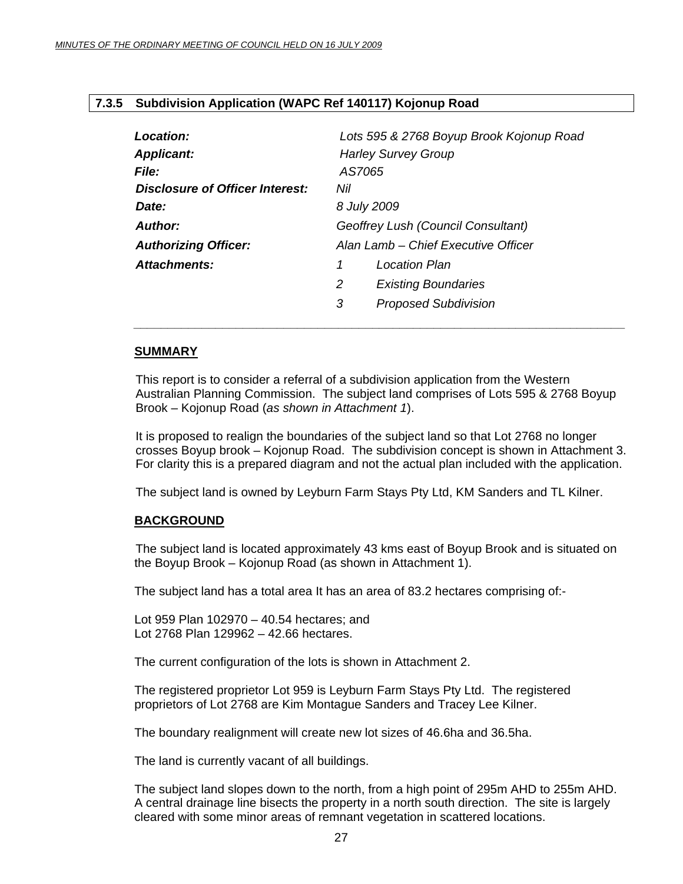### 7.3.5 Subdivision Application (WAPC Ref 140117) Kojonup Road

| | | |
|---|---|---|
| ***Location:*** | *Lots 595 & 2768 Boyup Brook Kojonup Road* | |
| ***Applicant:*** | *Harley Survey Group* | |
| ***File:*** | *AS7065* | |
| ***Disclosure of Officer Interest:*** | *Nil* | |
| ***Date:*** | *8 July 2009* | |
| ***Author:*** | *Geoffrey Lush (Council Consultant)* | |
| ***Authorizing Officer:*** | *Alan Lamb – Chief Executive Officer* | |
| ***Attachments:*** | *1* | *Location Plan* |
| | *2* | *Existing Boundaries* |
| | *3* | *Proposed Subdivision* |

**SUMMARY**

This report is to consider a referral of a subdivision application from the Western Australian Planning Commission. The subject land comprises of Lots 595 & 2768 Boyup Brook – Kojonup Road (*as shown in Attachment 1*).

It is proposed to realign the boundaries of the subject land so that Lot 2768 no longer crosses Boyup brook – Kojonup Road. The subdivision concept is shown in Attachment 3. For clarity this is a prepared diagram and not the actual plan included with the application.

The subject land is owned by Leyburn Farm Stays Pty Ltd, KM Sanders and TL Kilner.

**BACKGROUND**

The subject land is located approximately 43 kms east of Boyup Brook and is situated on the Boyup Brook – Kojonup Road (as shown in Attachment 1).

The subject land has a total area It has an area of 83.2 hectares comprising of:-

Lot 959 Plan 102970 – 40.54 hectares; and
Lot 2768 Plan 129962 – 42.66 hectares.

The current configuration of the lots is shown in Attachment 2.

The registered proprietor Lot 959 is Leyburn Farm Stays Pty Ltd. The registered proprietors of Lot 2768 are Kim Montague Sanders and Tracey Lee Kilner.

The boundary realignment will create new lot sizes of 46.6ha and 36.5ha.

The land is currently vacant of all buildings.

The subject land slopes down to the north, from a high point of 295m AHD to 255m AHD. A central drainage line bisects the property in a north south direction. The site is largely cleared with some minor areas of remnant vegetation in scattered locations.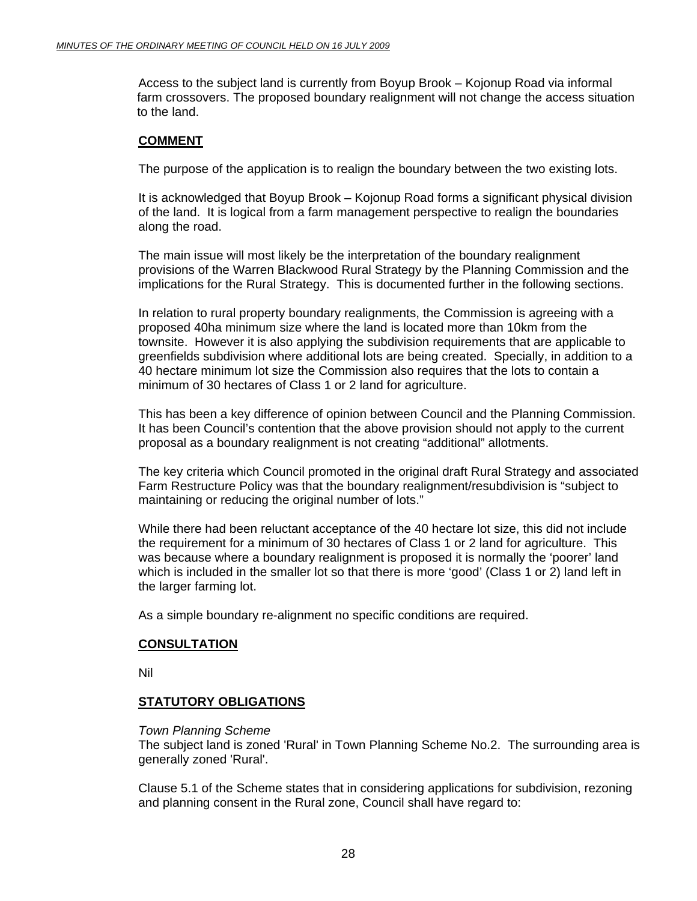Access to the subject land is currently from Boyup Brook – Kojonup Road via informal farm crossovers. The proposed boundary realignment will not change the access situation to the land.

## COMMENT

The purpose of the application is to realign the boundary between the two existing lots.

It is acknowledged that Boyup Brook – Kojonup Road forms a significant physical division of the land. It is logical from a farm management perspective to realign the boundaries along the road.

The main issue will most likely be the interpretation of the boundary realignment provisions of the Warren Blackwood Rural Strategy by the Planning Commission and the implications for the Rural Strategy. This is documented further in the following sections.

In relation to rural property boundary realignments, the Commission is agreeing with a proposed 40ha minimum size where the land is located more than 10km from the townsite. However it is also applying the subdivision requirements that are applicable to greenfields subdivision where additional lots are being created. Specially, in addition to a 40 hectare minimum lot size the Commission also requires that the lots to contain a minimum of 30 hectares of Class 1 or 2 land for agriculture.

This has been a key difference of opinion between Council and the Planning Commission. It has been Council's contention that the above provision should not apply to the current proposal as a boundary realignment is not creating "additional" allotments.

The key criteria which Council promoted in the original draft Rural Strategy and associated Farm Restructure Policy was that the boundary realignment/resubdivision is "subject to maintaining or reducing the original number of lots."

While there had been reluctant acceptance of the 40 hectare lot size, this did not include the requirement for a minimum of 30 hectares of Class 1 or 2 land for agriculture. This was because where a boundary realignment is proposed it is normally the 'poorer' land which is included in the smaller lot so that there is more 'good' (Class 1 or 2) land left in the larger farming lot.

As a simple boundary re-alignment no specific conditions are required.

## CONSULTATION

Nil

## STATUTORY OBLIGATIONS

*Town Planning Scheme*
The subject land is zoned 'Rural' in Town Planning Scheme No.2. The surrounding area is generally zoned 'Rural'.

Clause 5.1 of the Scheme states that in considering applications for subdivision, rezoning and planning consent in the Rural zone, Council shall have regard to: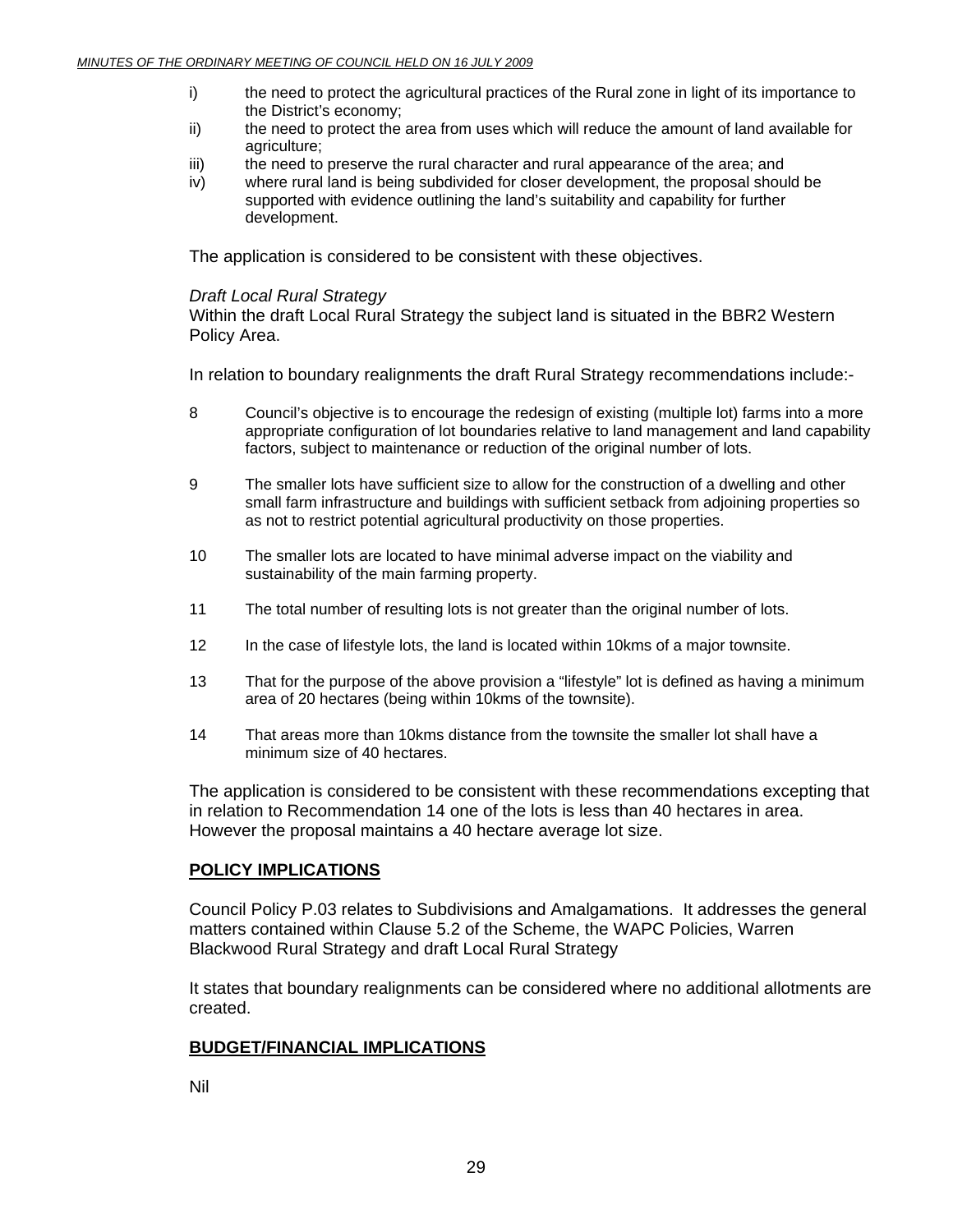i) the need to protect the agricultural practices of the Rural zone in light of its importance to the District's economy;

ii) the need to protect the area from uses which will reduce the amount of land available for agriculture;

iii) the need to preserve the rural character and rural appearance of the area; and

iv) where rural land is being subdivided for closer development, the proposal should be supported with evidence outlining the land's suitability and capability for further development.

The application is considered to be consistent with these objectives.

*Draft Local Rural Strategy*

Within the draft Local Rural Strategy the subject land is situated in the BBR2 Western Policy Area.

In relation to boundary realignments the draft Rural Strategy recommendations include:-

8 Council's objective is to encourage the redesign of existing (multiple lot) farms into a more appropriate configuration of lot boundaries relative to land management and land capability factors, subject to maintenance or reduction of the original number of lots.

9 The smaller lots have sufficient size to allow for the construction of a dwelling and other small farm infrastructure and buildings with sufficient setback from adjoining properties so as not to restrict potential agricultural productivity on those properties.

10 The smaller lots are located to have minimal adverse impact on the viability and sustainability of the main farming property.

11 The total number of resulting lots is not greater than the original number of lots.

12 In the case of lifestyle lots, the land is located within 10kms of a major townsite.

13 That for the purpose of the above provision a "lifestyle" lot is defined as having a minimum area of 20 hectares (being within 10kms of the townsite).

14 That areas more than 10kms distance from the townsite the smaller lot shall have a minimum size of 40 hectares.

The application is considered to be consistent with these recommendations excepting that in relation to Recommendation 14 one of the lots is less than 40 hectares in area. However the proposal maintains a 40 hectare average lot size.

**POLICY IMPLICATIONS**

Council Policy P.03 relates to Subdivisions and Amalgamations. It addresses the general matters contained within Clause 5.2 of the Scheme, the WAPC Policies, Warren Blackwood Rural Strategy and draft Local Rural Strategy

It states that boundary realignments can be considered where no additional allotments are created.

**BUDGET/FINANCIAL IMPLICATIONS**

Nil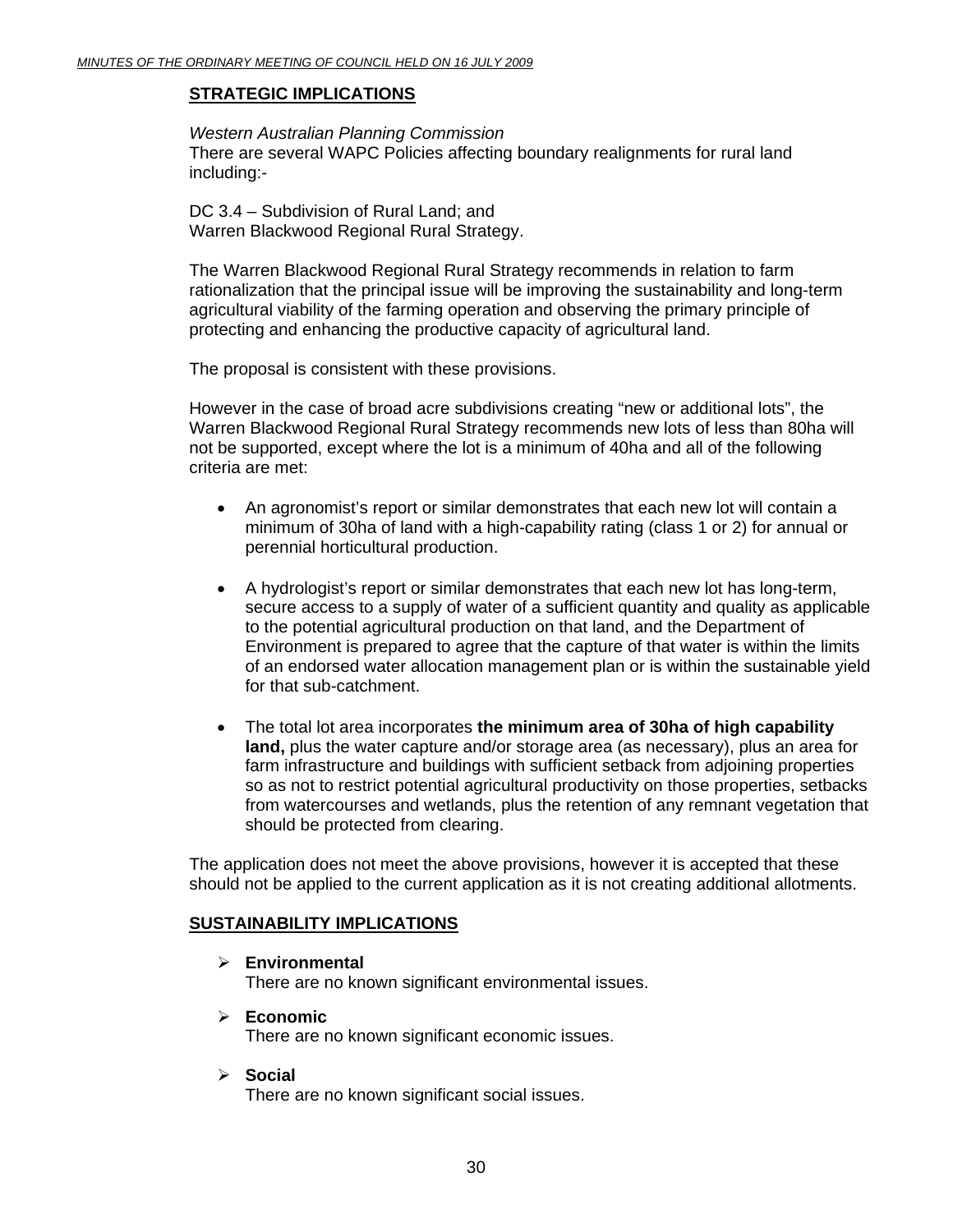## STRATEGIC IMPLICATIONS

*Western Australian Planning Commission*
There are several WAPC Policies affecting boundary realignments for rural land including:-

DC 3.4 – Subdivision of Rural Land; and
Warren Blackwood Regional Rural Strategy.

The Warren Blackwood Regional Rural Strategy recommends in relation to farm rationalization that the principal issue will be improving the sustainability and long-term agricultural viability of the farming operation and observing the primary principle of protecting and enhancing the productive capacity of agricultural land.

The proposal is consistent with these provisions.

However in the case of broad acre subdivisions creating "new or additional lots", the Warren Blackwood Regional Rural Strategy recommends new lots of less than 80ha will not be supported, except where the lot is a minimum of 40ha and all of the following criteria are met:

- An agronomist's report or similar demonstrates that each new lot will contain a minimum of 30ha of land with a high-capability rating (class 1 or 2) for annual or perennial horticultural production.
- A hydrologist's report or similar demonstrates that each new lot has long-term, secure access to a supply of water of a sufficient quantity and quality as applicable to the potential agricultural production on that land, and the Department of Environment is prepared to agree that the capture of that water is within the limits of an endorsed water allocation management plan or is within the sustainable yield for that sub-catchment.
- The total lot area incorporates **the minimum area of 30ha of high capability land,** plus the water capture and/or storage area (as necessary), plus an area for farm infrastructure and buildings with sufficient setback from adjoining properties so as not to restrict potential agricultural productivity on those properties, setbacks from watercourses and wetlands, plus the retention of any remnant vegetation that should be protected from clearing.

The application does not meet the above provisions, however it is accepted that these should not be applied to the current application as it is not creating additional allotments.

## SUSTAINABILITY IMPLICATIONS

- **Environmental**
  There are no known significant environmental issues.
- **Economic**
  There are no known significant economic issues.
- **Social**
  There are no known significant social issues.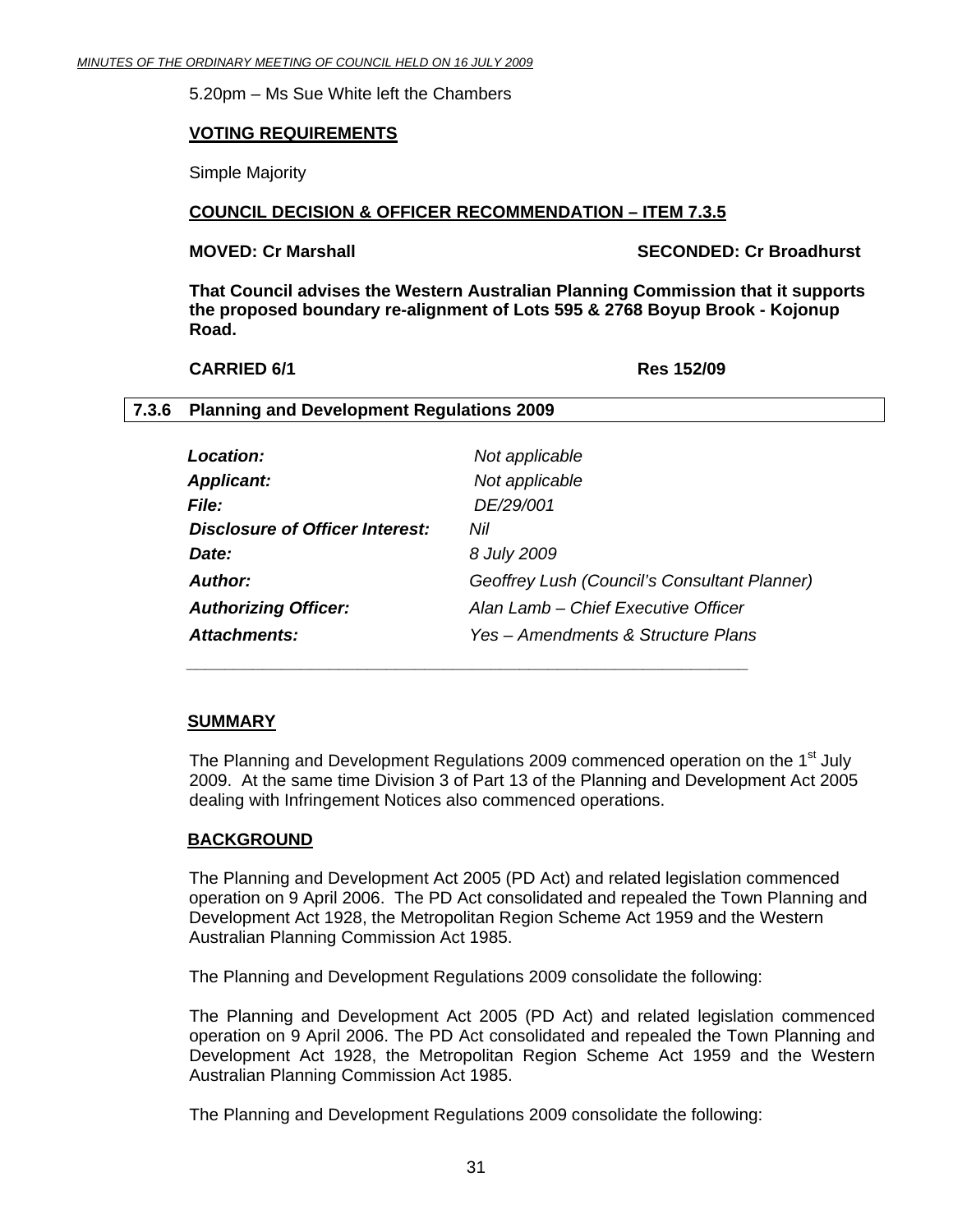5.20pm – Ms Sue White left the Chambers

**VOTING REQUIREMENTS**

Simple Majority

**COUNCIL DECISION & OFFICER RECOMMENDATION – ITEM 7.3.5**

**MOVED: Cr Marshall** **SECONDED: Cr Broadhurst**

**That Council advises the Western Australian Planning Commission that it supports the proposed boundary re-alignment of Lots 595 & 2768 Boyup Brook - Kojonup Road.**

**CARRIED 6/1** **Res 152/09**

### 7.3.6 Planning and Development Regulations 2009

| | |
|---|---|
| ***Location:*** | *Not applicable* |
| ***Applicant:*** | *Not applicable* |
| ***File:*** | *DE/29/001* |
| ***Disclosure of Officer Interest:*** | *Nil* |
| ***Date:*** | *8 July 2009* |
| ***Author:*** | *Geoffrey Lush (Council's Consultant Planner)* |
| ***Authorizing Officer:*** | *Alan Lamb – Chief Executive Officer* |
| ***Attachments:*** | *Yes – Amendments & Structure Plans* |

**SUMMARY**

The Planning and Development Regulations 2009 commenced operation on the 1st July 2009. At the same time Division 3 of Part 13 of the Planning and Development Act 2005 dealing with Infringement Notices also commenced operations.

**BACKGROUND**

The Planning and Development Act 2005 (PD Act) and related legislation commenced operation on 9 April 2006. The PD Act consolidated and repealed the Town Planning and Development Act 1928, the Metropolitan Region Scheme Act 1959 and the Western Australian Planning Commission Act 1985.

The Planning and Development Regulations 2009 consolidate the following:

The Planning and Development Act 2005 (PD Act) and related legislation commenced operation on 9 April 2006. The PD Act consolidated and repealed the Town Planning and Development Act 1928, the Metropolitan Region Scheme Act 1959 and the Western Australian Planning Commission Act 1985.

The Planning and Development Regulations 2009 consolidate the following: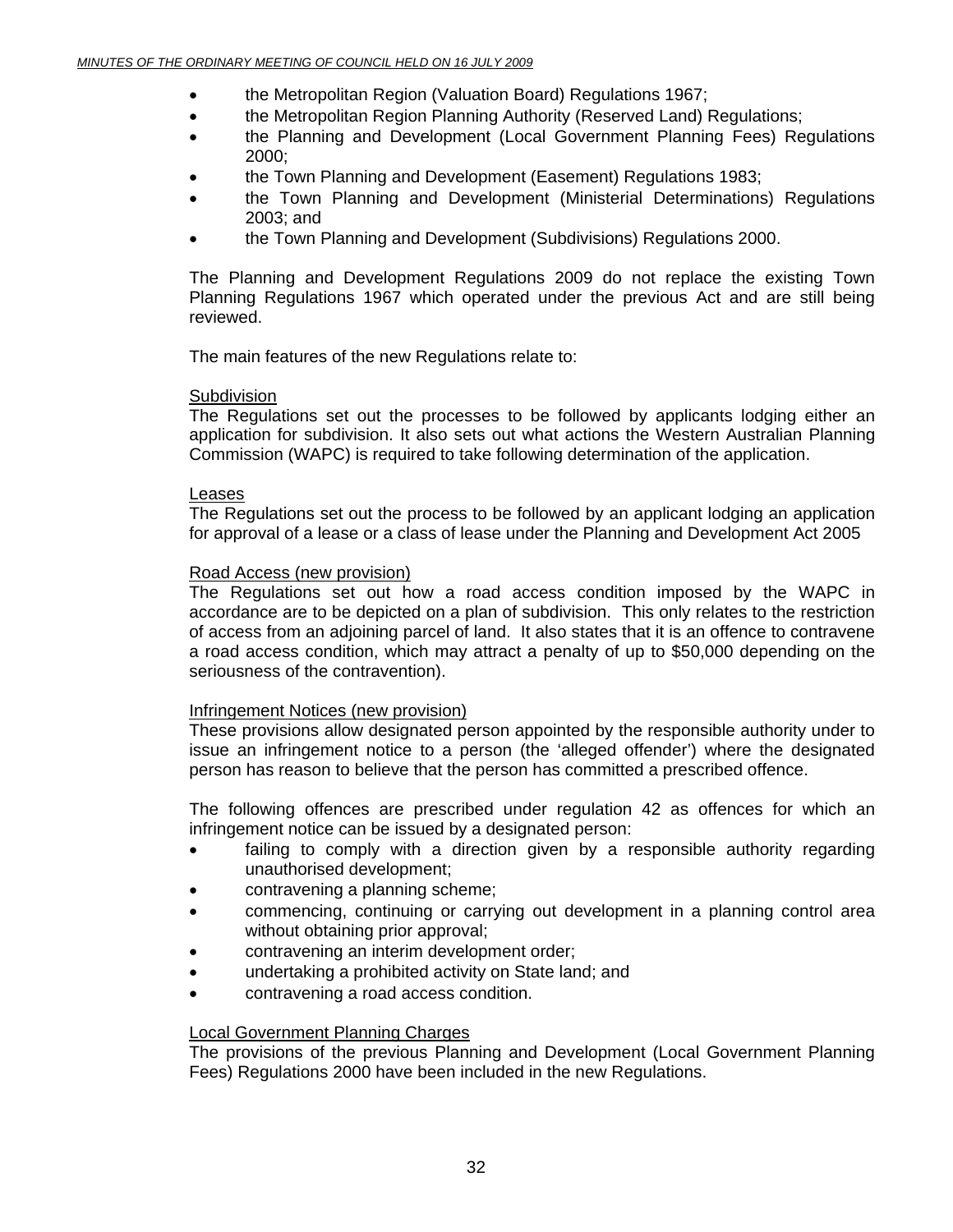- the Metropolitan Region (Valuation Board) Regulations 1967;
- the Metropolitan Region Planning Authority (Reserved Land) Regulations;
- the Planning and Development (Local Government Planning Fees) Regulations 2000;
- the Town Planning and Development (Easement) Regulations 1983;
- the Town Planning and Development (Ministerial Determinations) Regulations 2003; and
- the Town Planning and Development (Subdivisions) Regulations 2000.

The Planning and Development Regulations 2009 do not replace the existing Town Planning Regulations 1967 which operated under the previous Act and are still being reviewed.

The main features of the new Regulations relate to:

<u>Subdivision</u>
The Regulations set out the processes to be followed by applicants lodging either an application for subdivision. It also sets out what actions the Western Australian Planning Commission (WAPC) is required to take following determination of the application.

<u>Leases</u>
The Regulations set out the process to be followed by an applicant lodging an application for approval of a lease or a class of lease under the Planning and Development Act 2005

<u>Road Access (new provision)</u>
The Regulations set out how a road access condition imposed by the WAPC in accordance are to be depicted on a plan of subdivision. This only relates to the restriction of access from an adjoining parcel of land. It also states that it is an offence to contravene a road access condition, which may attract a penalty of up to $50,000 depending on the seriousness of the contravention).

<u>Infringement Notices (new provision)</u>
These provisions allow designated person appointed by the responsible authority under to issue an infringement notice to a person (the 'alleged offender') where the designated person has reason to believe that the person has committed a prescribed offence.

The following offences are prescribed under regulation 42 as offences for which an infringement notice can be issued by a designated person:

- failing to comply with a direction given by a responsible authority regarding unauthorised development;
- contravening a planning scheme;
- commencing, continuing or carrying out development in a planning control area without obtaining prior approval;
- contravening an interim development order;
- undertaking a prohibited activity on State land; and
- contravening a road access condition.

<u>Local Government Planning Charges</u>
The provisions of the previous Planning and Development (Local Government Planning Fees) Regulations 2000 have been included in the new Regulations.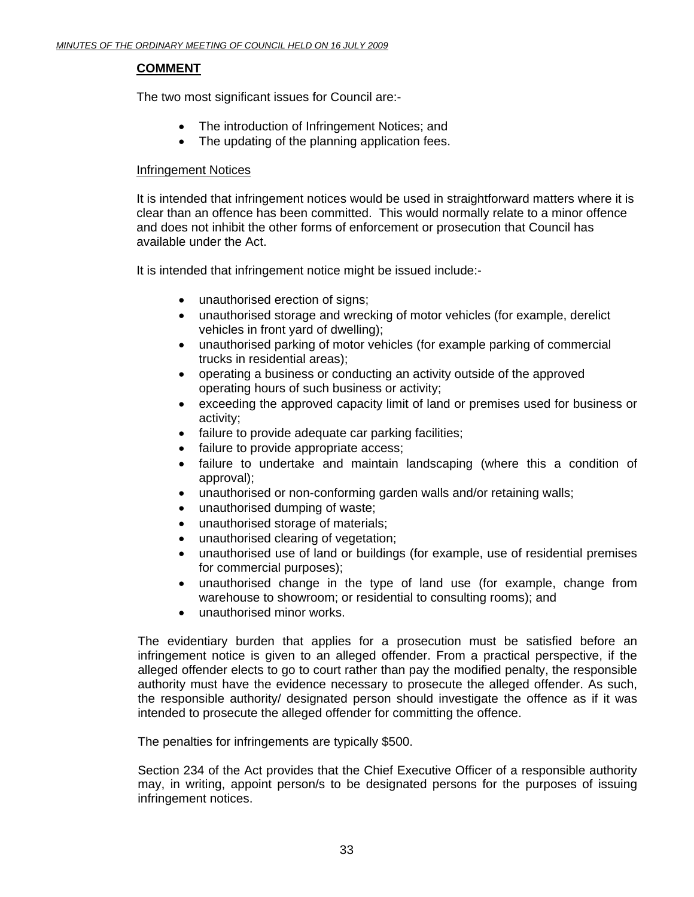**COMMENT**

The two most significant issues for Council are:-

- The introduction of Infringement Notices; and
- The updating of the planning application fees.

Infringement Notices

It is intended that infringement notices would be used in straightforward matters where it is clear than an offence has been committed. This would normally relate to a minor offence and does not inhibit the other forms of enforcement or prosecution that Council has available under the Act.

It is intended that infringement notice might be issued include:-

- unauthorised erection of signs;
- unauthorised storage and wrecking of motor vehicles (for example, derelict vehicles in front yard of dwelling);
- unauthorised parking of motor vehicles (for example parking of commercial trucks in residential areas);
- operating a business or conducting an activity outside of the approved operating hours of such business or activity;
- exceeding the approved capacity limit of land or premises used for business or activity;
- failure to provide adequate car parking facilities;
- failure to provide appropriate access;
- failure to undertake and maintain landscaping (where this a condition of approval);
- unauthorised or non-conforming garden walls and/or retaining walls;
- unauthorised dumping of waste;
- unauthorised storage of materials;
- unauthorised clearing of vegetation;
- unauthorised use of land or buildings (for example, use of residential premises for commercial purposes);
- unauthorised change in the type of land use (for example, change from warehouse to showroom; or residential to consulting rooms); and
- unauthorised minor works.

The evidentiary burden that applies for a prosecution must be satisfied before an infringement notice is given to an alleged offender. From a practical perspective, if the alleged offender elects to go to court rather than pay the modified penalty, the responsible authority must have the evidence necessary to prosecute the alleged offender. As such, the responsible authority/ designated person should investigate the offence as if it was intended to prosecute the alleged offender for committing the offence.

The penalties for infringements are typically $500.

Section 234 of the Act provides that the Chief Executive Officer of a responsible authority may, in writing, appoint person/s to be designated persons for the purposes of issuing infringement notices.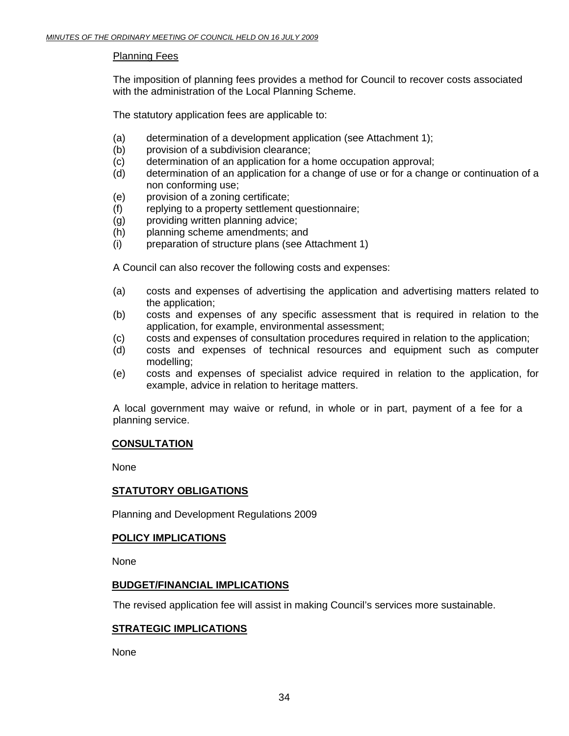Planning Fees

The imposition of planning fees provides a method for Council to recover costs associated with the administration of the Local Planning Scheme.

The statutory application fees are applicable to:

(a) determination of a development application (see Attachment 1);
(b) provision of a subdivision clearance;
(c) determination of an application for a home occupation approval;
(d) determination of an application for a change of use or for a change or continuation of a non conforming use;
(e) provision of a zoning certificate;
(f) replying to a property settlement questionnaire;
(g) providing written planning advice;
(h) planning scheme amendments; and
(i) preparation of structure plans (see Attachment 1)

A Council can also recover the following costs and expenses:

(a) costs and expenses of advertising the application and advertising matters related to the application;
(b) costs and expenses of any specific assessment that is required in relation to the application, for example, environmental assessment;
(c) costs and expenses of consultation procedures required in relation to the application;
(d) costs and expenses of technical resources and equipment such as computer modelling;
(e) costs and expenses of specialist advice required in relation to the application, for example, advice in relation to heritage matters.

A local government may waive or refund, in whole or in part, payment of a fee for a planning service.

**CONSULTATION**

None

**STATUTORY OBLIGATIONS**

Planning and Development Regulations 2009

**POLICY IMPLICATIONS**

None

**BUDGET/FINANCIAL IMPLICATIONS**

The revised application fee will assist in making Council's services more sustainable.

**STRATEGIC IMPLICATIONS**

None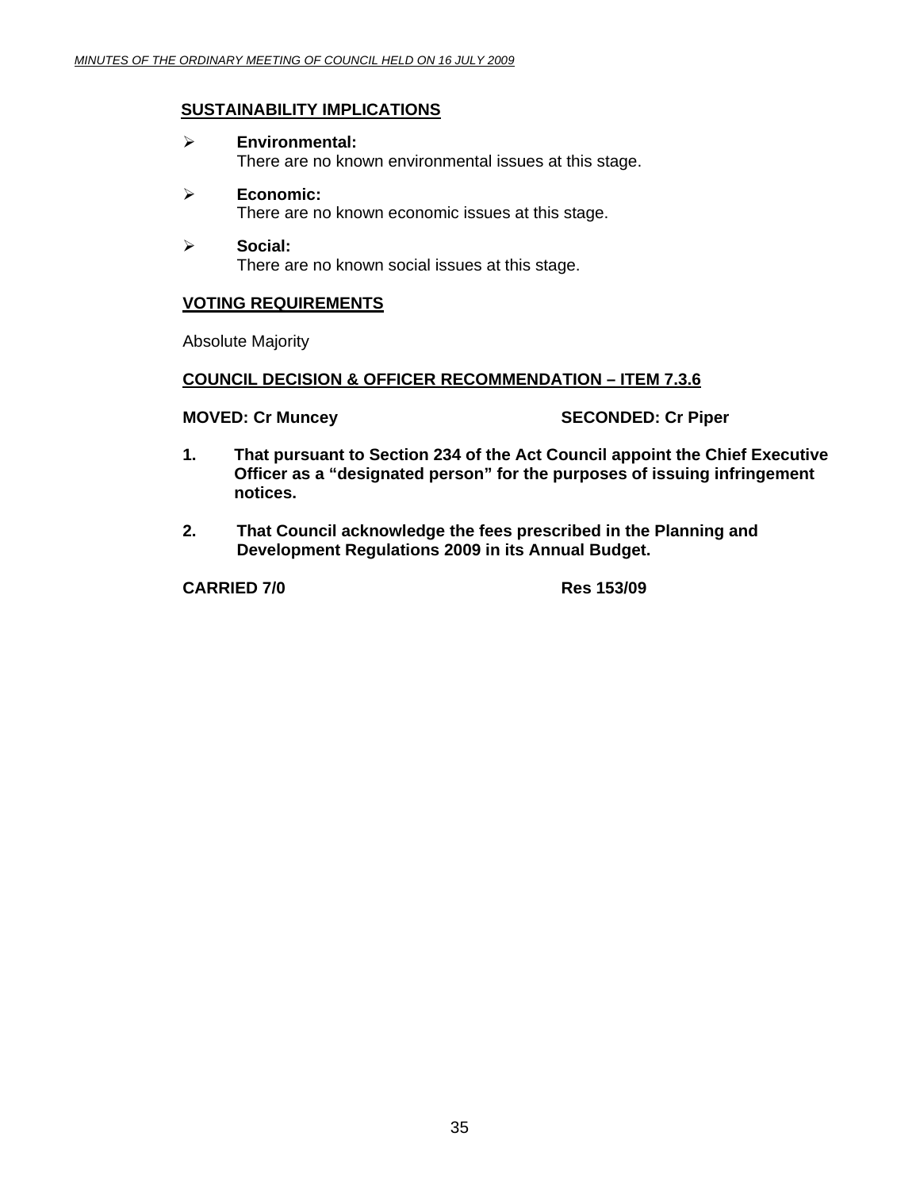## SUSTAINABILITY IMPLICATIONS

- **Environmental:**
  There are no known environmental issues at this stage.

- **Economic:**
  There are no known economic issues at this stage.

- **Social:**
  There are no known social issues at this stage.

## VOTING REQUIREMENTS

Absolute Majority

## COUNCIL DECISION & OFFICER RECOMMENDATION – ITEM 7.3.6

**MOVED: Cr Muncey** **SECONDED: Cr Piper**

1. **That pursuant to Section 234 of the Act Council appoint the Chief Executive Officer as a "designated person" for the purposes of issuing infringement notices.**

2. **That Council acknowledge the fees prescribed in the Planning and Development Regulations 2009 in its Annual Budget.**

**CARRIED 7/0** **Res 153/09**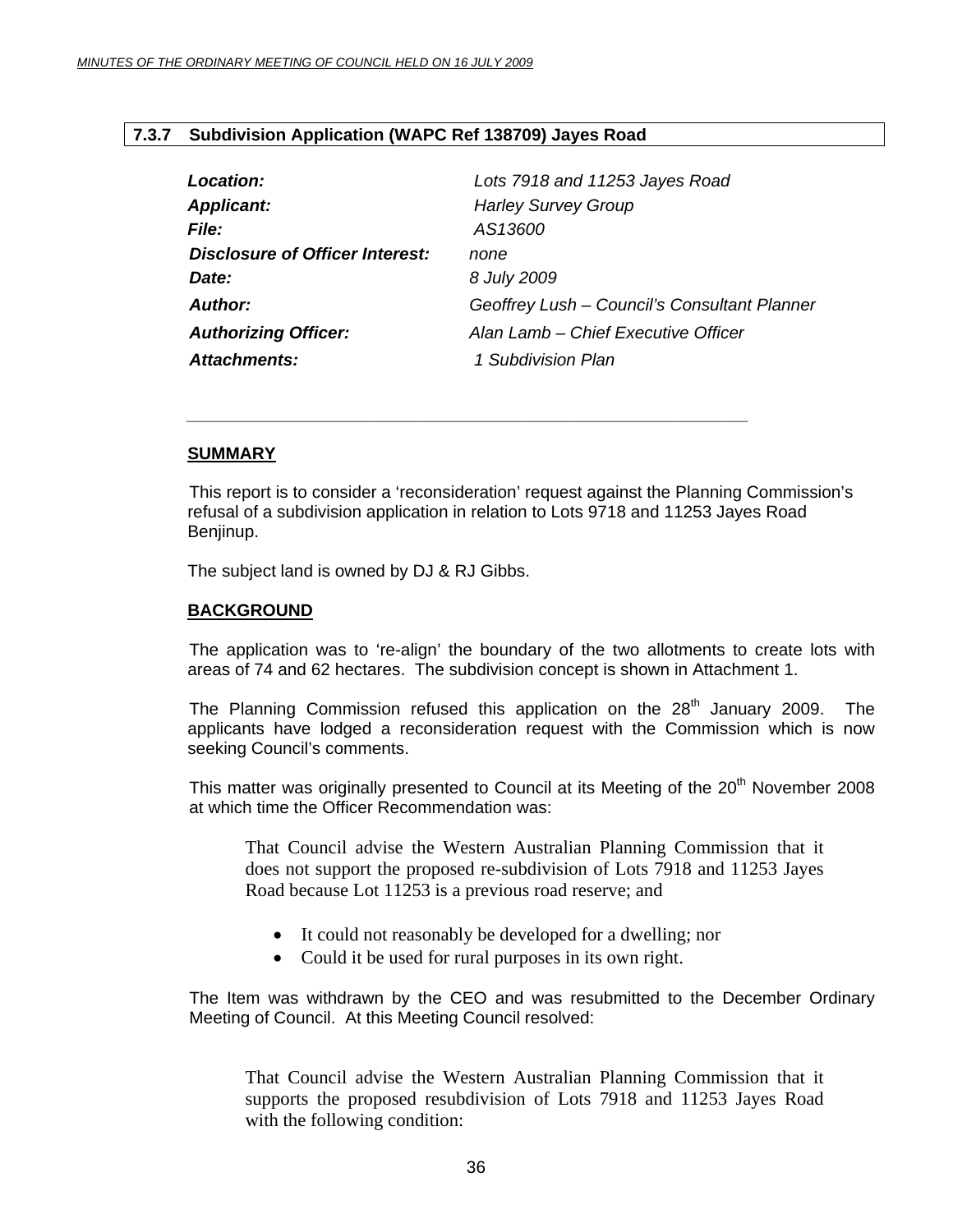## 7.3.7 Subdivision Application (WAPC Ref 138709) Jayes Road

| | |
|---|---|
| ***Location:*** | *Lots 7918 and 11253 Jayes Road* |
| ***Applicant:*** | *Harley Survey Group* |
| ***File:*** | *AS13600* |
| ***Disclosure of Officer Interest:*** | *none* |
| ***Date:*** | *8 July 2009* |
| ***Author:*** | *Geoffrey Lush – Council's Consultant Planner* |
| ***Authorizing Officer:*** | *Alan Lamb – Chief Executive Officer* |
| ***Attachments:*** | *1 Subdivision Plan* |

---

**SUMMARY**

This report is to consider a 'reconsideration' request against the Planning Commission's refusal of a subdivision application in relation to Lots 9718 and 11253 Jayes Road Benjinup.

The subject land is owned by DJ & RJ Gibbs.

**BACKGROUND**

The application was to 're-align' the boundary of the two allotments to create lots with areas of 74 and 62 hectares. The subdivision concept is shown in Attachment 1.

The Planning Commission refused this application on the 28th January 2009. The applicants have lodged a reconsideration request with the Commission which is now seeking Council's comments.

This matter was originally presented to Council at its Meeting of the 20th November 2008 at which time the Officer Recommendation was:

> That Council advise the Western Australian Planning Commission that it does not support the proposed re-subdivision of Lots 7918 and 11253 Jayes Road because Lot 11253 is a previous road reserve; and
>
> - It could not reasonably be developed for a dwelling; nor
> - Could it be used for rural purposes in its own right.

The Item was withdrawn by the CEO and was resubmitted to the December Ordinary Meeting of Council. At this Meeting Council resolved:

> That Council advise the Western Australian Planning Commission that it supports the proposed resubdivision of Lots 7918 and 11253 Jayes Road with the following condition: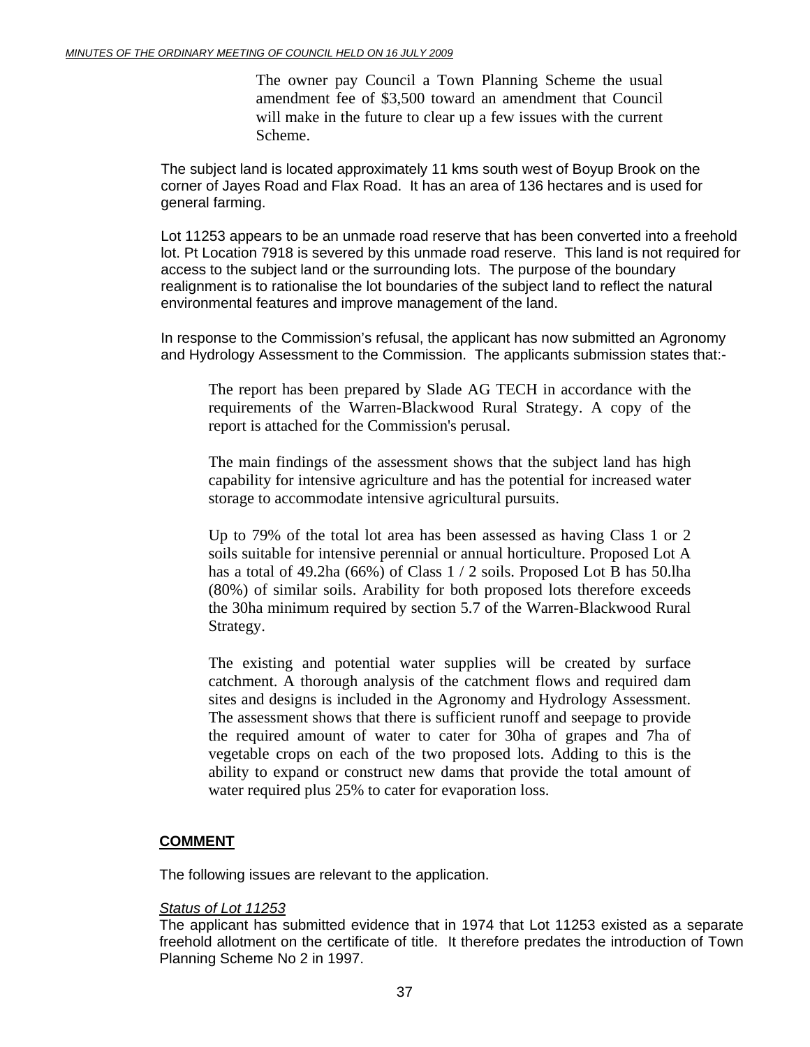The owner pay Council a Town Planning Scheme the usual amendment fee of $3,500 toward an amendment that Council will make in the future to clear up a few issues with the current Scheme.

The subject land is located approximately 11 kms south west of Boyup Brook on the corner of Jayes Road and Flax Road. It has an area of 136 hectares and is used for general farming.

Lot 11253 appears to be an unmade road reserve that has been converted into a freehold lot. Pt Location 7918 is severed by this unmade road reserve. This land is not required for access to the subject land or the surrounding lots. The purpose of the boundary realignment is to rationalise the lot boundaries of the subject land to reflect the natural environmental features and improve management of the land.

In response to the Commission's refusal, the applicant has now submitted an Agronomy and Hydrology Assessment to the Commission. The applicants submission states that:-

> The report has been prepared by Slade AG TECH in accordance with the requirements of the Warren-Blackwood Rural Strategy. A copy of the report is attached for the Commission's perusal.
>
> The main findings of the assessment shows that the subject land has high capability for intensive agriculture and has the potential for increased water storage to accommodate intensive agricultural pursuits.
>
> Up to 79% of the total lot area has been assessed as having Class 1 or 2 soils suitable for intensive perennial or annual horticulture. Proposed Lot A has a total of 49.2ha (66%) of Class 1 / 2 soils. Proposed Lot B has 50.lha (80%) of similar soils. Arability for both proposed lots therefore exceeds the 30ha minimum required by section 5.7 of the Warren-Blackwood Rural Strategy.
>
> The existing and potential water supplies will be created by surface catchment. A thorough analysis of the catchment flows and required dam sites and designs is included in the Agronomy and Hydrology Assessment. The assessment shows that there is sufficient runoff and seepage to provide the required amount of water to cater for 30ha of grapes and 7ha of vegetable crops on each of the two proposed lots. Adding to this is the ability to expand or construct new dams that provide the total amount of water required plus 25% to cater for evaporation loss.

## COMMENT

The following issues are relevant to the application.

*Status of Lot 11253*

The applicant has submitted evidence that in 1974 that Lot 11253 existed as a separate freehold allotment on the certificate of title. It therefore predates the introduction of Town Planning Scheme No 2 in 1997.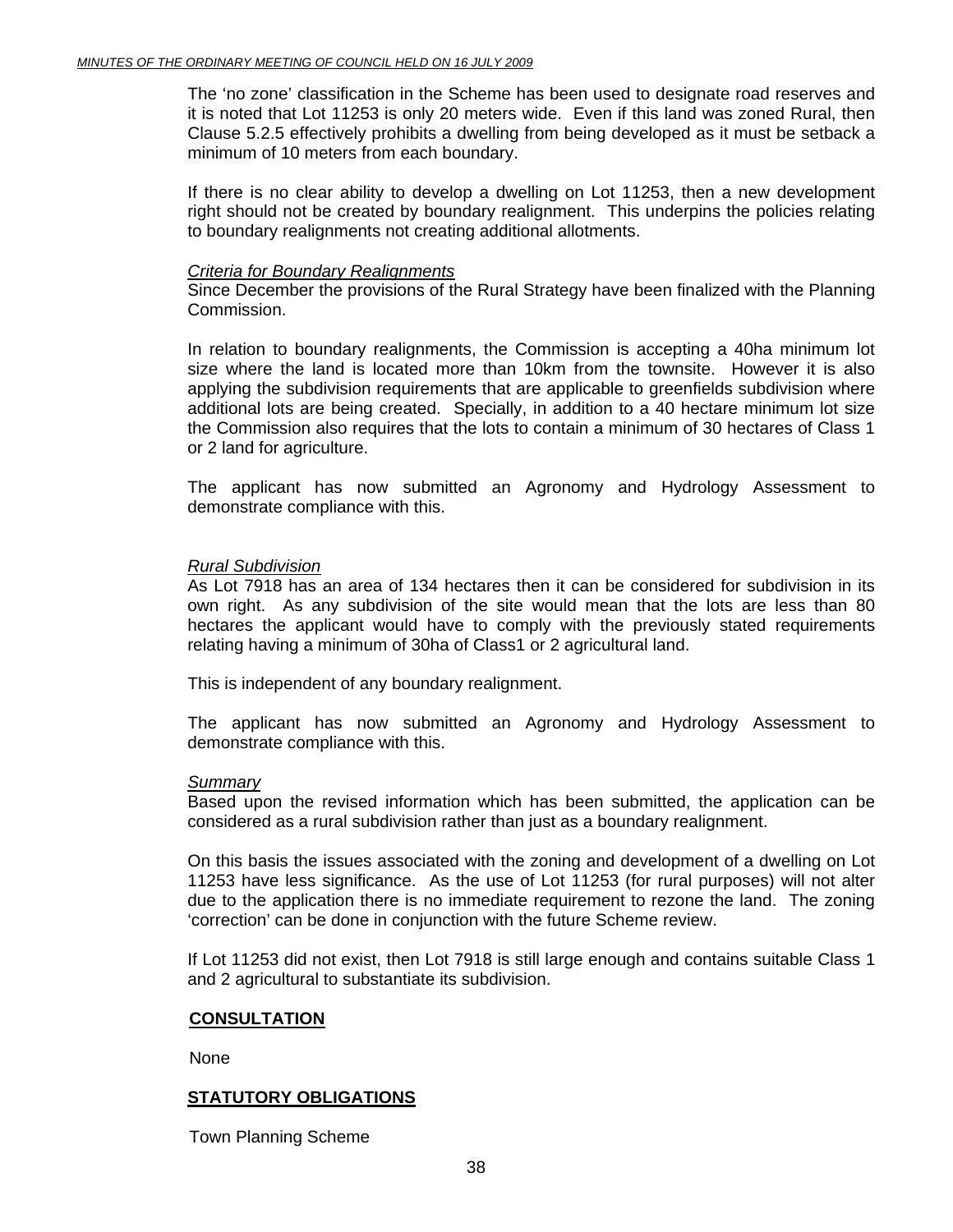The 'no zone' classification in the Scheme has been used to designate road reserves and it is noted that Lot 11253 is only 20 meters wide. Even if this land was zoned Rural, then Clause 5.2.5 effectively prohibits a dwelling from being developed as it must be setback a minimum of 10 meters from each boundary.

If there is no clear ability to develop a dwelling on Lot 11253, then a new development right should not be created by boundary realignment. This underpins the policies relating to boundary realignments not creating additional allotments.

*Criteria for Boundary Realignments*

Since December the provisions of the Rural Strategy have been finalized with the Planning Commission.

In relation to boundary realignments, the Commission is accepting a 40ha minimum lot size where the land is located more than 10km from the townsite. However it is also applying the subdivision requirements that are applicable to greenfields subdivision where additional lots are being created. Specially, in addition to a 40 hectare minimum lot size the Commission also requires that the lots to contain a minimum of 30 hectares of Class 1 or 2 land for agriculture.

The applicant has now submitted an Agronomy and Hydrology Assessment to demonstrate compliance with this.

*Rural Subdivision*

As Lot 7918 has an area of 134 hectares then it can be considered for subdivision in its own right. As any subdivision of the site would mean that the lots are less than 80 hectares the applicant would have to comply with the previously stated requirements relating having a minimum of 30ha of Class1 or 2 agricultural land.

This is independent of any boundary realignment.

The applicant has now submitted an Agronomy and Hydrology Assessment to demonstrate compliance with this.

*Summary*

Based upon the revised information which has been submitted, the application can be considered as a rural subdivision rather than just as a boundary realignment.

On this basis the issues associated with the zoning and development of a dwelling on Lot 11253 have less significance. As the use of Lot 11253 (for rural purposes) will not alter due to the application there is no immediate requirement to rezone the land. The zoning 'correction' can be done in conjunction with the future Scheme review.

If Lot 11253 did not exist, then Lot 7918 is still large enough and contains suitable Class 1 and 2 agricultural to substantiate its subdivision.

## CONSULTATION

None

## STATUTORY OBLIGATIONS

Town Planning Scheme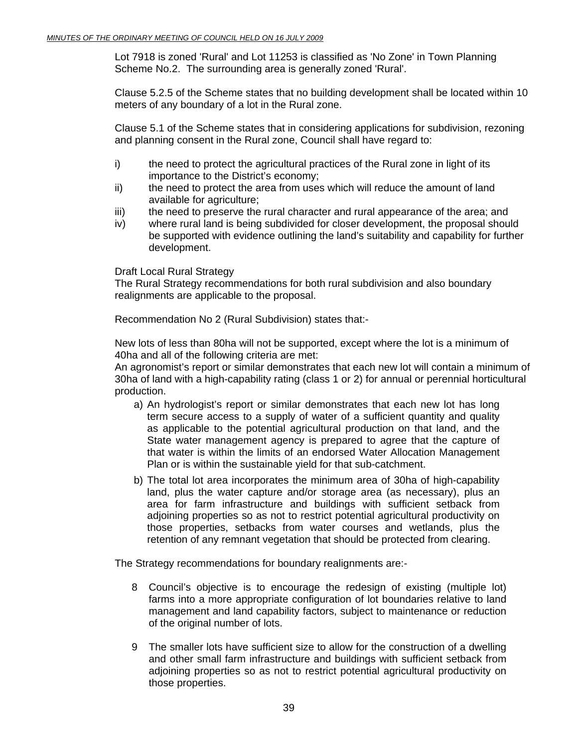Lot 7918 is zoned 'Rural' and Lot 11253 is classified as 'No Zone' in Town Planning Scheme No.2. The surrounding area is generally zoned 'Rural'.

Clause 5.2.5 of the Scheme states that no building development shall be located within 10 meters of any boundary of a lot in the Rural zone.

Clause 5.1 of the Scheme states that in considering applications for subdivision, rezoning and planning consent in the Rural zone, Council shall have regard to:

i) the need to protect the agricultural practices of the Rural zone in light of its importance to the District's economy;
ii) the need to protect the area from uses which will reduce the amount of land available for agriculture;
iii) the need to preserve the rural character and rural appearance of the area; and
iv) where rural land is being subdivided for closer development, the proposal should be supported with evidence outlining the land's suitability and capability for further development.

Draft Local Rural Strategy
The Rural Strategy recommendations for both rural subdivision and also boundary realignments are applicable to the proposal.

Recommendation No 2 (Rural Subdivision) states that:-

New lots of less than 80ha will not be supported, except where the lot is a minimum of 40ha and all of the following criteria are met:
An agronomist's report or similar demonstrates that each new lot will contain a minimum of 30ha of land with a high-capability rating (class 1 or 2) for annual or perennial horticultural production.

a) An hydrologist's report or similar demonstrates that each new lot has long term secure access to a supply of water of a sufficient quantity and quality as applicable to the potential agricultural production on that land, and the State water management agency is prepared to agree that the capture of that water is within the limits of an endorsed Water Allocation Management Plan or is within the sustainable yield for that sub-catchment.
b) The total lot area incorporates the minimum area of 30ha of high-capability land, plus the water capture and/or storage area (as necessary), plus an area for farm infrastructure and buildings with sufficient setback from adjoining properties so as not to restrict potential agricultural productivity on those properties, setbacks from water courses and wetlands, plus the retention of any remnant vegetation that should be protected from clearing.

The Strategy recommendations for boundary realignments are:-

8 Council's objective is to encourage the redesign of existing (multiple lot) farms into a more appropriate configuration of lot boundaries relative to land management and land capability factors, subject to maintenance or reduction of the original number of lots.

9 The smaller lots have sufficient size to allow for the construction of a dwelling and other small farm infrastructure and buildings with sufficient setback from adjoining properties so as not to restrict potential agricultural productivity on those properties.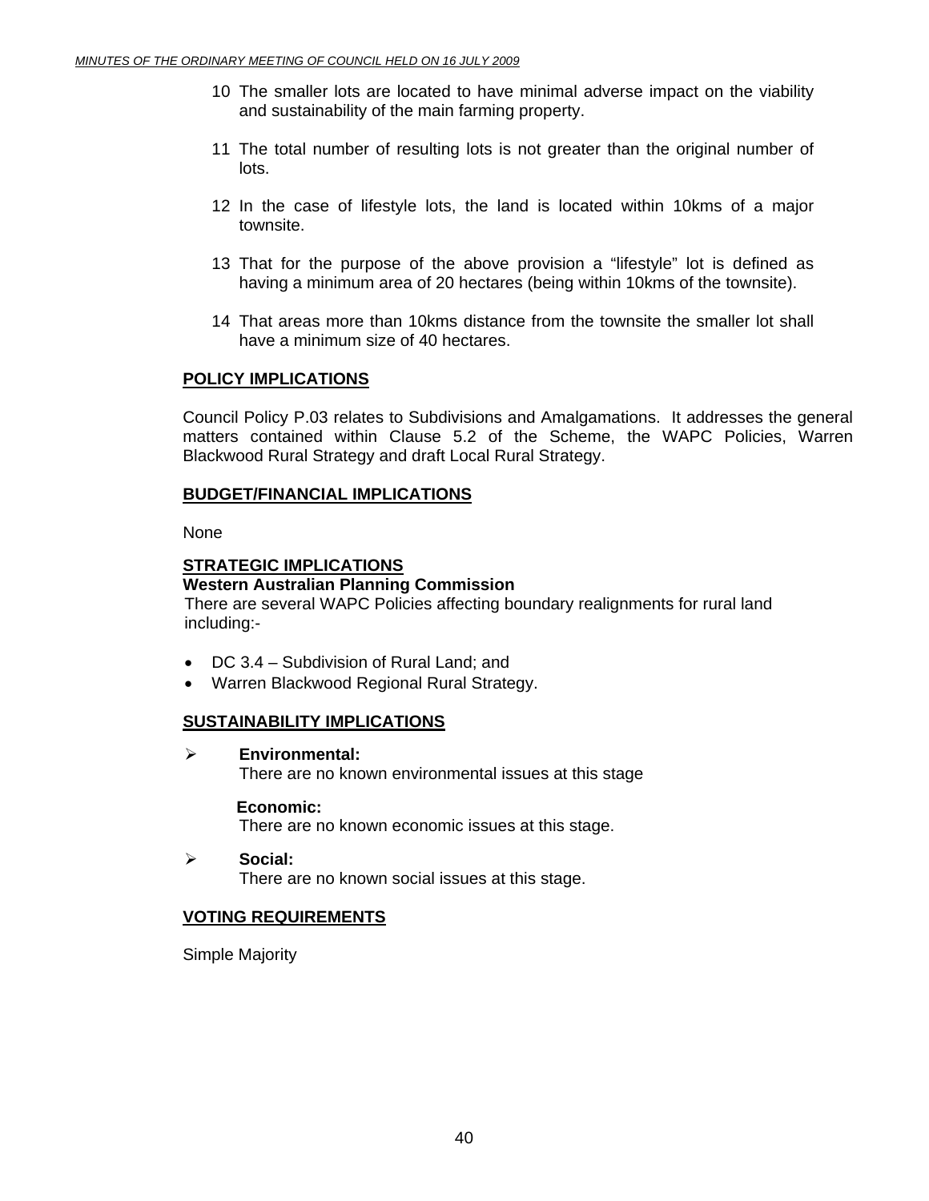10 The smaller lots are located to have minimal adverse impact on the viability and sustainability of the main farming property.

11 The total number of resulting lots is not greater than the original number of lots.

12 In the case of lifestyle lots, the land is located within 10kms of a major townsite.

13 That for the purpose of the above provision a "lifestyle" lot is defined as having a minimum area of 20 hectares (being within 10kms of the townsite).

14 That areas more than 10kms distance from the townsite the smaller lot shall have a minimum size of 40 hectares.

## POLICY IMPLICATIONS

Council Policy P.03 relates to Subdivisions and Amalgamations. It addresses the general matters contained within Clause 5.2 of the Scheme, the WAPC Policies, Warren Blackwood Rural Strategy and draft Local Rural Strategy.

## BUDGET/FINANCIAL IMPLICATIONS

None

## STRATEGIC IMPLICATIONS

**Western Australian Planning Commission**

There are several WAPC Policies affecting boundary realignments for rural land including:-

- DC 3.4 – Subdivision of Rural Land; and
- Warren Blackwood Regional Rural Strategy.

## SUSTAINABILITY IMPLICATIONS

- **Environmental:**
  There are no known environmental issues at this stage

  **Economic:**
  There are no known economic issues at this stage.

- **Social:**
  There are no known social issues at this stage.

## VOTING REQUIREMENTS

Simple Majority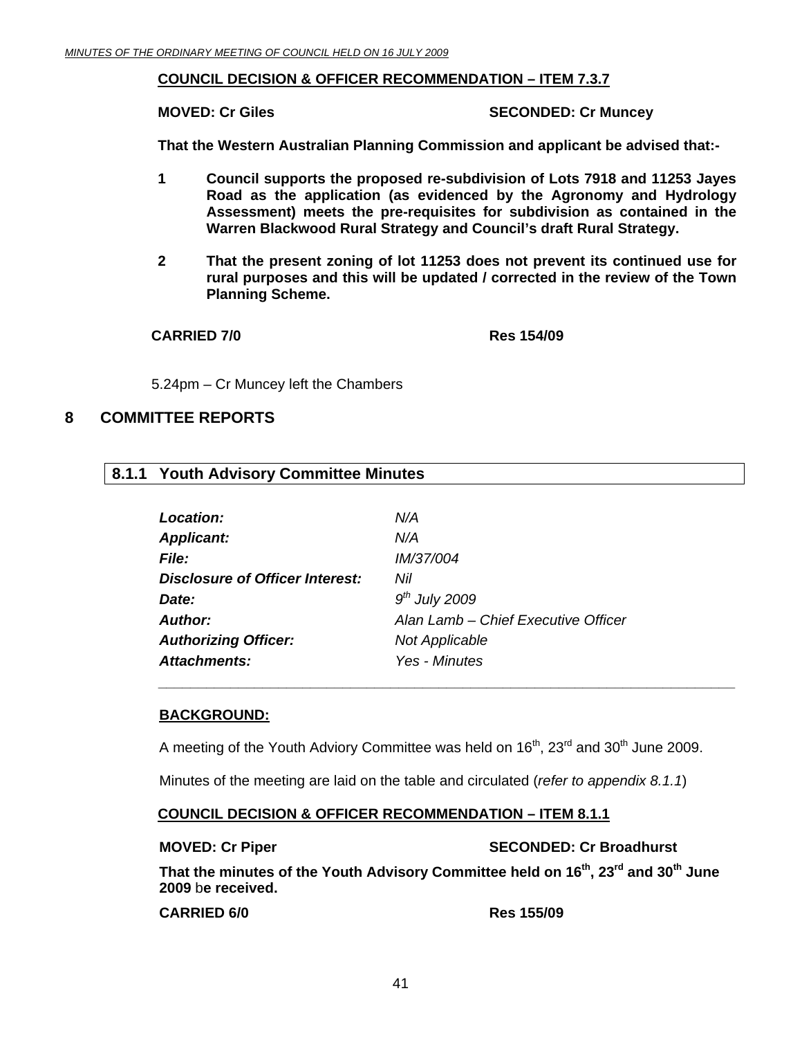**COUNCIL DECISION & OFFICER RECOMMENDATION – ITEM 7.3.7**

**MOVED: Cr Giles** **SECONDED: Cr Muncey**

**That the Western Australian Planning Commission and applicant be advised that:-**

**1 Council supports the proposed re-subdivision of Lots 7918 and 11253 Jayes Road as the application (as evidenced by the Agronomy and Hydrology Assessment) meets the pre-requisites for subdivision as contained in the Warren Blackwood Rural Strategy and Council's draft Rural Strategy.**

**2 That the present zoning of lot 11253 does not prevent its continued use for rural purposes and this will be updated / corrected in the review of the Town Planning Scheme.**

**CARRIED 7/0** **Res 154/09**

5.24pm – Cr Muncey left the Chambers

# 8 COMMITTEE REPORTS

## 8.1.1 Youth Advisory Committee Minutes

| | |
|---|---|
| ***Location:*** | *N/A* |
| ***Applicant:*** | *N/A* |
| ***File:*** | *IM/37/004* |
| ***Disclosure of Officer Interest:*** | *Nil* |
| ***Date:*** | *9th July 2009* |
| ***Author:*** | *Alan Lamb – Chief Executive Officer* |
| ***Authorizing Officer:*** | *Not Applicable* |
| ***Attachments:*** | *Yes - Minutes* |

**BACKGROUND:**

A meeting of the Youth Adviory Committee was held on 16th, 23rd and 30th June 2009.

Minutes of the meeting are laid on the table and circulated (*refer to appendix 8.1.1*)

**COUNCIL DECISION & OFFICER RECOMMENDATION – ITEM 8.1.1**

**MOVED: Cr Piper** **SECONDED: Cr Broadhurst**

**That the minutes of the Youth Advisory Committee held on 16th, 23rd and 30th June 2009 be received.**

**CARRIED 6/0** **Res 155/09**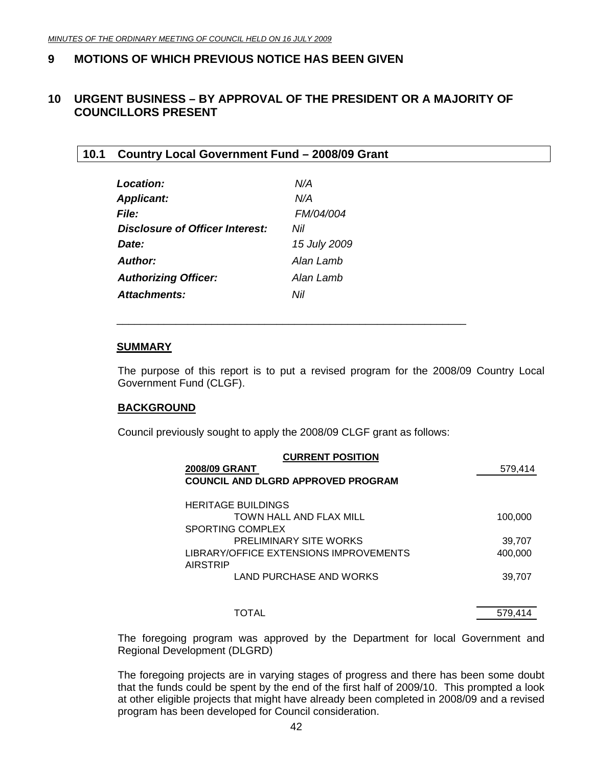## 9 MOTIONS OF WHICH PREVIOUS NOTICE HAS BEEN GIVEN

## 10 URGENT BUSINESS – BY APPROVAL OF THE PRESIDENT OR A MAJORITY OF COUNCILLORS PRESENT

### 10.1 Country Local Government Fund – 2008/09 Grant

| | |
|---|---|
| ***Location:*** | *N/A* |
| ***Applicant:*** | *N/A* |
| ***File:*** | *FM/04/004* |
| ***Disclosure of Officer Interest:*** | *Nil* |
| ***Date:*** | *15 July 2009* |
| ***Author:*** | *Alan Lamb* |
| ***Authorizing Officer:*** | *Alan Lamb* |
| ***Attachments:*** | *Nil* |

**SUMMARY**

The purpose of this report is to put a revised program for the 2008/09 Country Local Government Fund (CLGF).

**BACKGROUND**

Council previously sought to apply the 2008/09 CLGF grant as follows:

| **CURRENT POSITION** | |
|---|---|
| **2008/09 GRANT** | 579,414 |
| **COUNCIL AND DLGRD APPROVED PROGRAM** | |
| HERITAGE BUILDINGS | |
| TOWN HALL AND FLAX MILL | 100,000 |
| SPORTING COMPLEX | |
| PRELIMINARY SITE WORKS | 39,707 |
| LIBRARY/OFFICE EXTENSIONS IMPROVEMENTS | 400,000 |
| AIRSTRIP | |
| LAND PURCHASE AND WORKS | 39,707 |
| TOTAL | 579,414 |

The foregoing program was approved by the Department for local Government and Regional Development (DLGRD)

The foregoing projects are in varying stages of progress and there has been some doubt that the funds could be spent by the end of the first half of 2009/10. This prompted a look at other eligible projects that might have already been completed in 2008/09 and a revised program has been developed for Council consideration.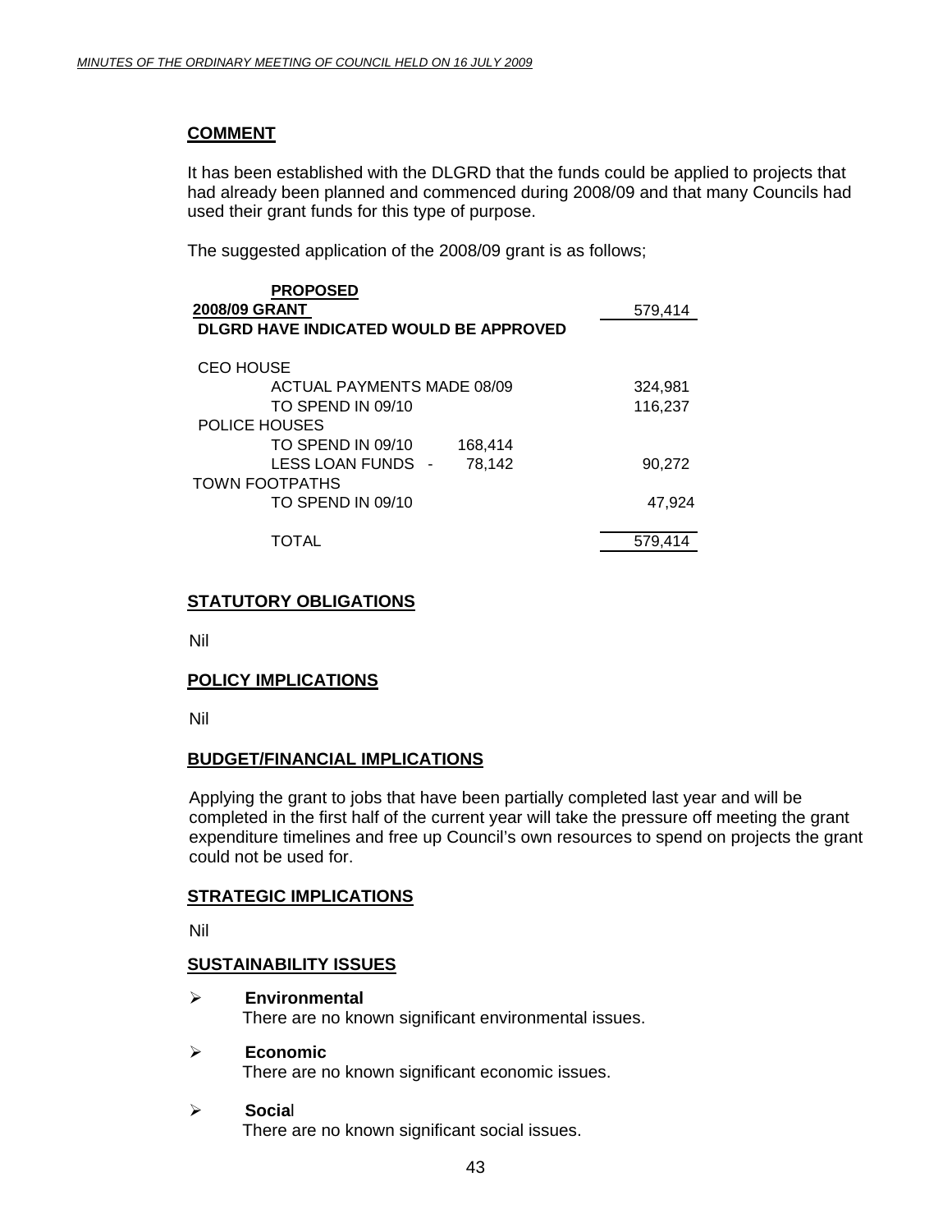## COMMENT

It has been established with the DLGRD that the funds could be applied to projects that had already been planned and commenced during 2008/09 and that many Councils had used their grant funds for this type of purpose.

The suggested application of the 2008/09 grant is as follows;

| **PROPOSED** | | |
|---|---|---|
| **2008/09 GRANT** | | 579,414 |
| **DLGRD HAVE INDICATED WOULD BE APPROVED** | | |
| CEO HOUSE | | |
| ACTUAL PAYMENTS MADE 08/09 | | 324,981 |
| TO SPEND IN 09/10 | | 116,237 |
| POLICE HOUSES | | |
| TO SPEND IN 09/10 | 168,414 | |
| LESS LOAN FUNDS - | 78,142 | 90,272 |
| TOWN FOOTPATHS | | |
| TO SPEND IN 09/10 | | 47,924 |
| TOTAL | | 579,414 |

## STATUTORY OBLIGATIONS

Nil

## POLICY IMPLICATIONS

Nil

## BUDGET/FINANCIAL IMPLICATIONS

Applying the grant to jobs that have been partially completed last year and will be completed in the first half of the current year will take the pressure off meeting the grant expenditure timelines and free up Council's own resources to spend on projects the grant could not be used for.

## STRATEGIC IMPLICATIONS

Nil

## SUSTAINABILITY ISSUES

- **Environmental**
  There are no known significant environmental issues.
- **Economic**
  There are no known significant economic issues.
- **Social**
  There are no known significant social issues.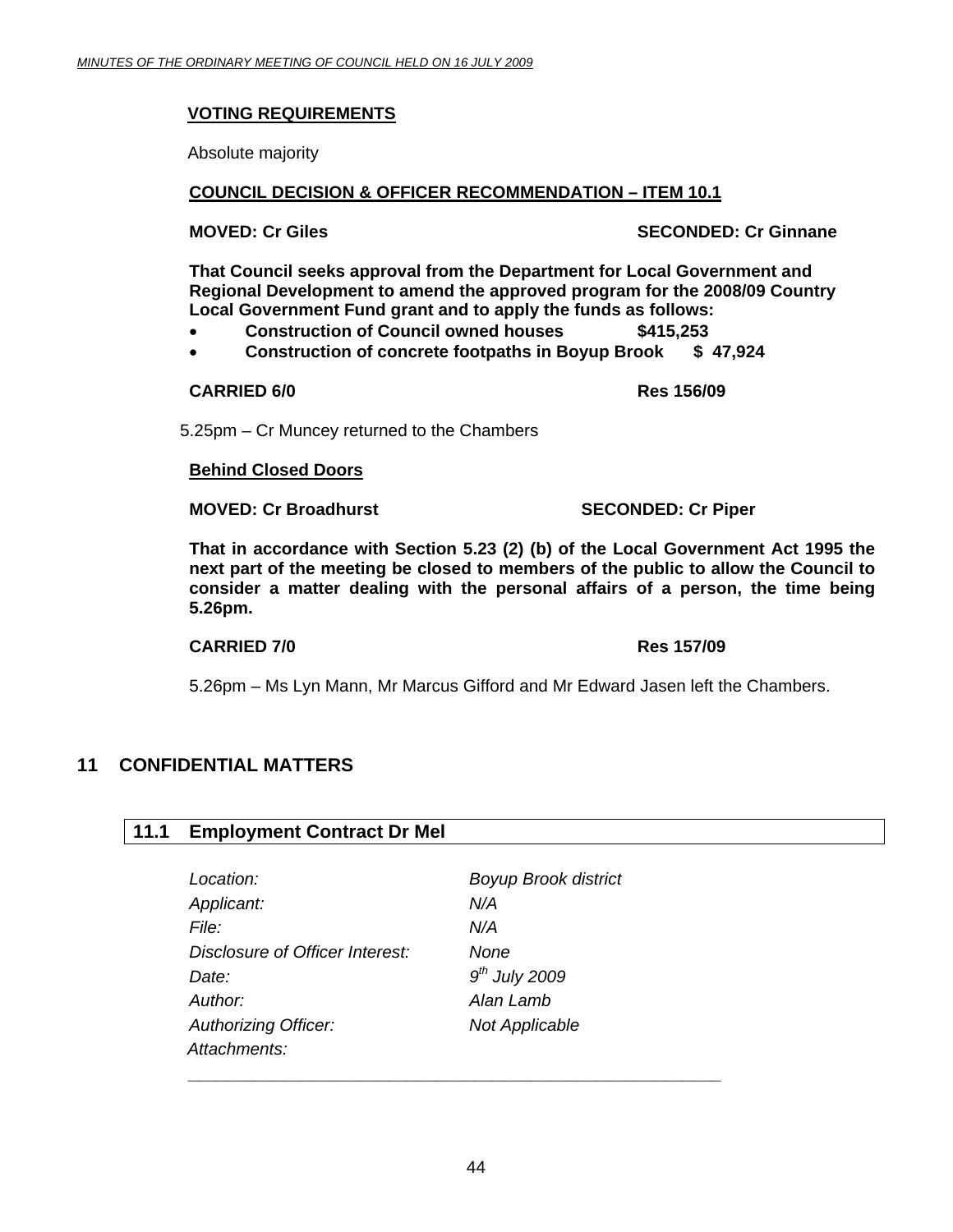**VOTING REQUIREMENTS**

Absolute majority

**COUNCIL DECISION & OFFICER RECOMMENDATION – ITEM 10.1**

**MOVED: Cr Giles SECONDED: Cr Ginnane**

**That Council seeks approval from the Department for Local Government and Regional Development to amend the approved program for the 2008/09 Country Local Government Fund grant and to apply the funds as follows:**

- **Construction of Council owned houses $415,253**
- **Construction of concrete footpaths in Boyup Brook $ 47,924**

**CARRIED 6/0 Res 156/09**

5.25pm – Cr Muncey returned to the Chambers

**Behind Closed Doors**

**MOVED: Cr Broadhurst SECONDED: Cr Piper**

**That in accordance with Section 5.23 (2) (b) of the Local Government Act 1995 the next part of the meeting be closed to members of the public to allow the Council to consider a matter dealing with the personal affairs of a person, the time being 5.26pm.**

**CARRIED 7/0 Res 157/09**

5.26pm – Ms Lyn Mann, Mr Marcus Gifford and Mr Edward Jasen left the Chambers.

# 11 CONFIDENTIAL MATTERS

## 11.1 Employment Contract Dr Mel

| | |
|---|---|
| *Location:* | *Boyup Brook district* |
| *Applicant:* | *N/A* |
| *File:* | *N/A* |
| *Disclosure of Officer Interest:* | *None* |
| *Date:* | *9th July 2009* |
| *Author:* | *Alan Lamb* |
| *Authorizing Officer:* | *Not Applicable* |
| *Attachments:* | |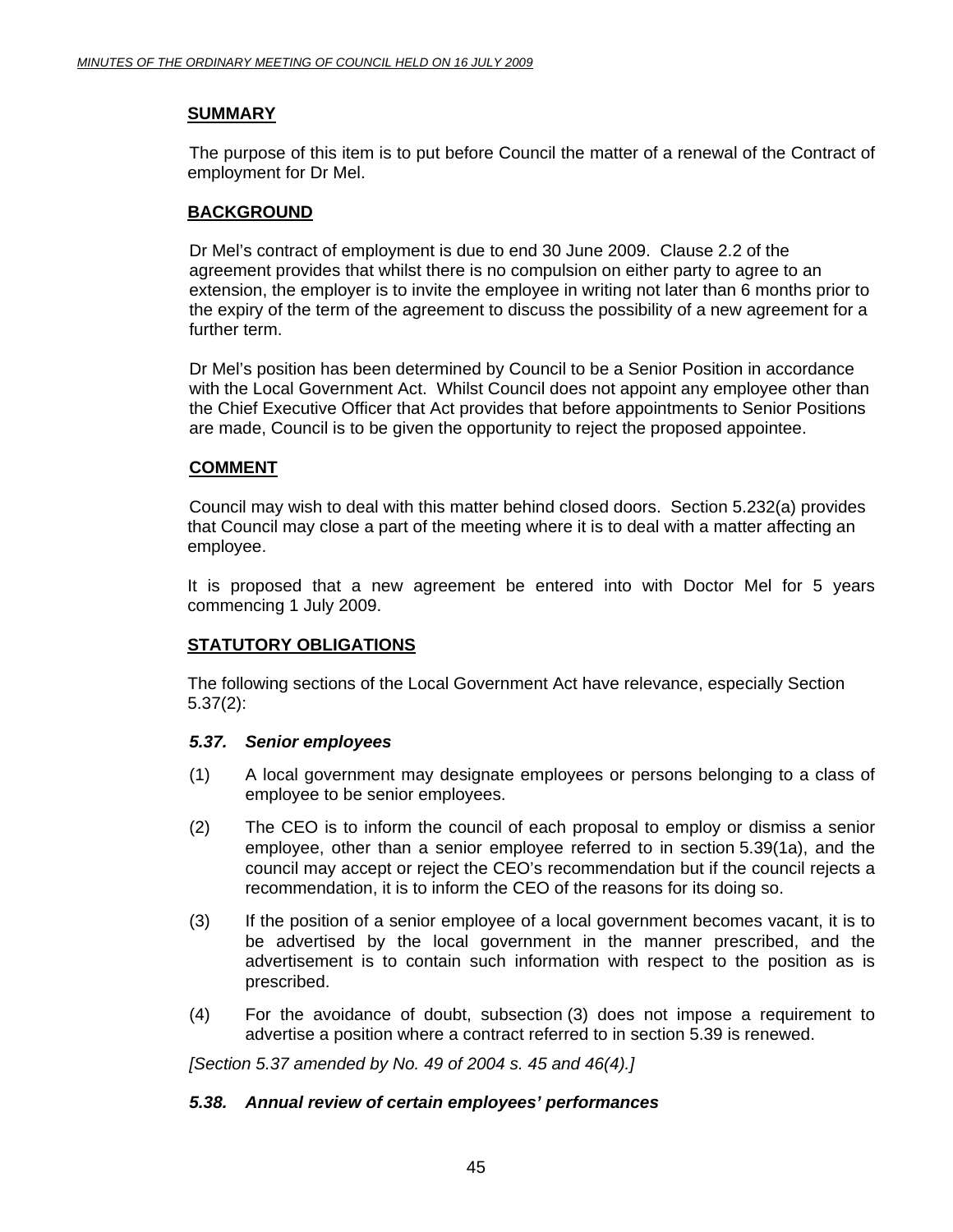## SUMMARY

The purpose of this item is to put before Council the matter of a renewal of the Contract of employment for Dr Mel.

## BACKGROUND

Dr Mel's contract of employment is due to end 30 June 2009. Clause 2.2 of the agreement provides that whilst there is no compulsion on either party to agree to an extension, the employer is to invite the employee in writing not later than 6 months prior to the expiry of the term of the agreement to discuss the possibility of a new agreement for a further term.

Dr Mel's position has been determined by Council to be a Senior Position in accordance with the Local Government Act. Whilst Council does not appoint any employee other than the Chief Executive Officer that Act provides that before appointments to Senior Positions are made, Council is to be given the opportunity to reject the proposed appointee.

## COMMENT

Council may wish to deal with this matter behind closed doors. Section 5.232(a) provides that Council may close a part of the meeting where it is to deal with a matter affecting an employee.

It is proposed that a new agreement be entered into with Doctor Mel for 5 years commencing 1 July 2009.

## STATUTORY OBLIGATIONS

The following sections of the Local Government Act have relevance, especially Section 5.37(2):

### *5.37. Senior employees*

(1) A local government may designate employees or persons belonging to a class of employee to be senior employees.

(2) The CEO is to inform the council of each proposal to employ or dismiss a senior employee, other than a senior employee referred to in section 5.39(1a), and the council may accept or reject the CEO's recommendation but if the council rejects a recommendation, it is to inform the CEO of the reasons for its doing so.

(3) If the position of a senior employee of a local government becomes vacant, it is to be advertised by the local government in the manner prescribed, and the advertisement is to contain such information with respect to the position as is prescribed.

(4) For the avoidance of doubt, subsection (3) does not impose a requirement to advertise a position where a contract referred to in section 5.39 is renewed.

*[Section 5.37 amended by No. 49 of 2004 s. 45 and 46(4).]*

### *5.38. Annual review of certain employees' performances*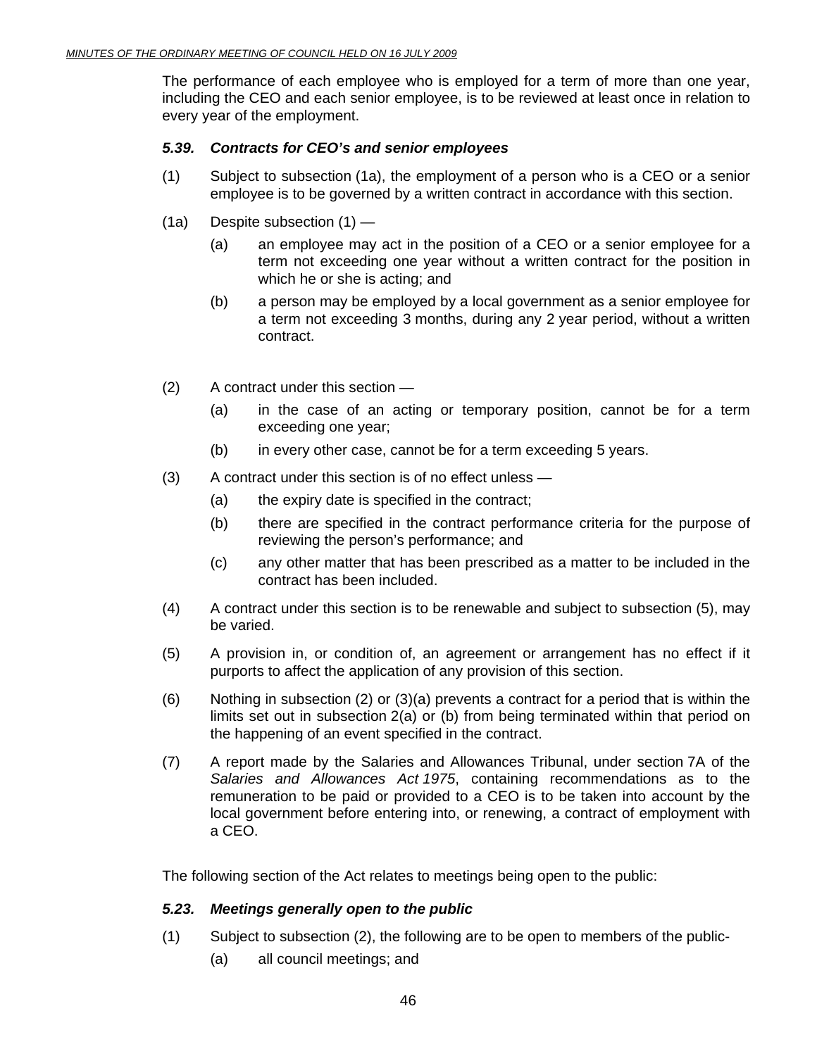The performance of each employee who is employed for a term of more than one year, including the CEO and each senior employee, is to be reviewed at least once in relation to every year of the employment.

### *5.39. Contracts for CEO's and senior employees*

(1) Subject to subsection (1a), the employment of a person who is a CEO or a senior employee is to be governed by a written contract in accordance with this section.

(1a) Despite subsection (1) —

- (a) an employee may act in the position of a CEO or a senior employee for a term not exceeding one year without a written contract for the position in which he or she is acting; and
- (b) a person may be employed by a local government as a senior employee for a term not exceeding 3 months, during any 2 year period, without a written contract.

(2) A contract under this section —

- (a) in the case of an acting or temporary position, cannot be for a term exceeding one year;
- (b) in every other case, cannot be for a term exceeding 5 years.

(3) A contract under this section is of no effect unless —

- (a) the expiry date is specified in the contract;
- (b) there are specified in the contract performance criteria for the purpose of reviewing the person's performance; and
- (c) any other matter that has been prescribed as a matter to be included in the contract has been included.

(4) A contract under this section is to be renewable and subject to subsection (5), may be varied.

(5) A provision in, or condition of, an agreement or arrangement has no effect if it purports to affect the application of any provision of this section.

(6) Nothing in subsection (2) or (3)(a) prevents a contract for a period that is within the limits set out in subsection 2(a) or (b) from being terminated within that period on the happening of an event specified in the contract.

(7) A report made by the Salaries and Allowances Tribunal, under section 7A of the *Salaries and Allowances Act 1975*, containing recommendations as to the remuneration to be paid or provided to a CEO is to be taken into account by the local government before entering into, or renewing, a contract of employment with a CEO.

The following section of the Act relates to meetings being open to the public:

### *5.23. Meetings generally open to the public*

(1) Subject to subsection (2), the following are to be open to members of the public-

- (a) all council meetings; and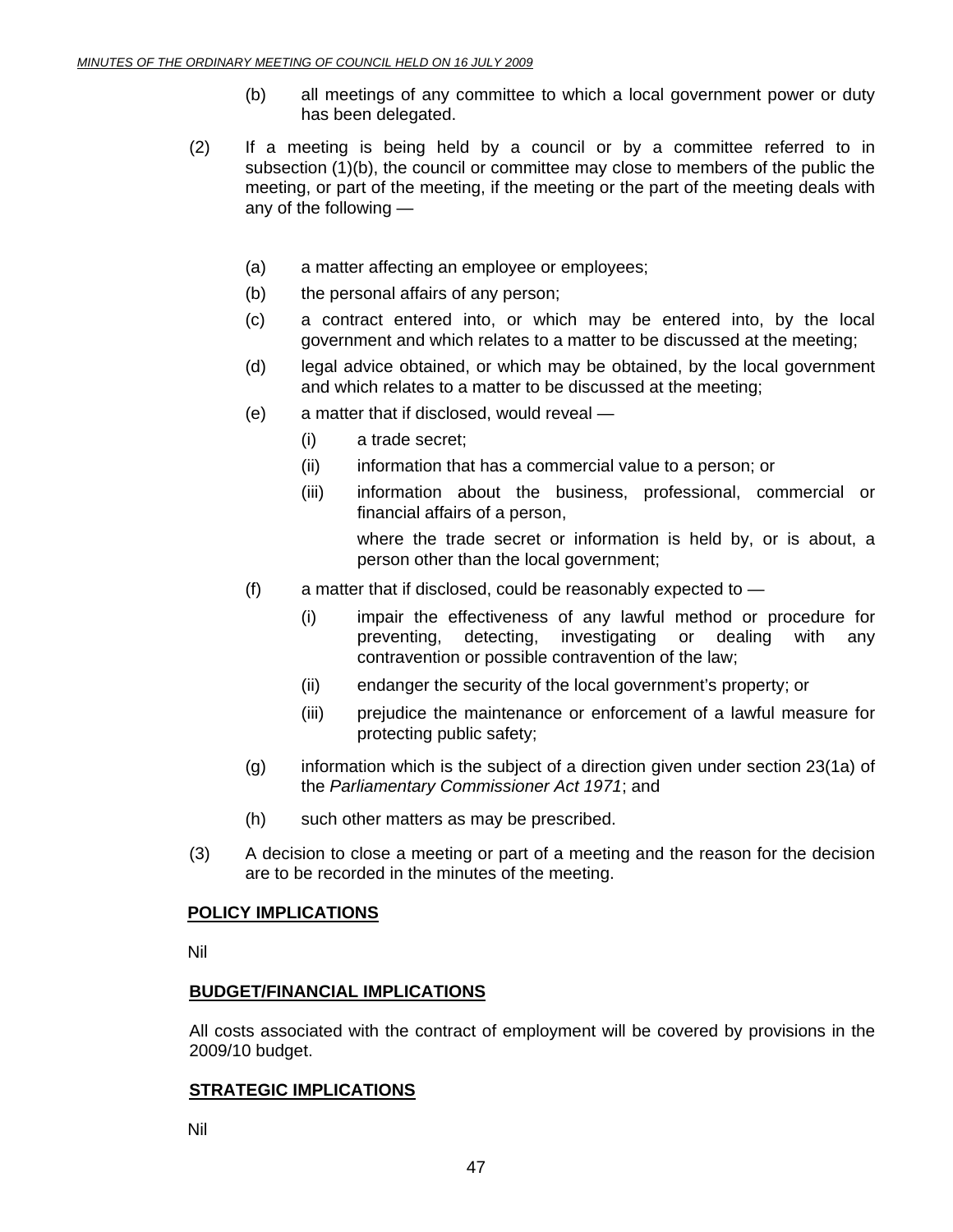(b) all meetings of any committee to which a local government power or duty has been delegated.

(2) If a meeting is being held by a council or by a committee referred to in subsection (1)(b), the council or committee may close to members of the public the meeting, or part of the meeting, if the meeting or the part of the meeting deals with any of the following —

(a) a matter affecting an employee or employees;

(b) the personal affairs of any person;

(c) a contract entered into, or which may be entered into, by the local government and which relates to a matter to be discussed at the meeting;

(d) legal advice obtained, or which may be obtained, by the local government and which relates to a matter to be discussed at the meeting;

(e) a matter that if disclosed, would reveal —

(i) a trade secret;

(ii) information that has a commercial value to a person; or

(iii) information about the business, professional, commercial or financial affairs of a person,

where the trade secret or information is held by, or is about, a person other than the local government;

(f) a matter that if disclosed, could be reasonably expected to —

(i) impair the effectiveness of any lawful method or procedure for preventing, detecting, investigating or dealing with any contravention or possible contravention of the law;

(ii) endanger the security of the local government's property; or

(iii) prejudice the maintenance or enforcement of a lawful measure for protecting public safety;

(g) information which is the subject of a direction given under section 23(1a) of the *Parliamentary Commissioner Act 1971*; and

(h) such other matters as may be prescribed.

(3) A decision to close a meeting or part of a meeting and the reason for the decision are to be recorded in the minutes of the meeting.

**POLICY IMPLICATIONS**

Nil

**BUDGET/FINANCIAL IMPLICATIONS**

All costs associated with the contract of employment will be covered by provisions in the 2009/10 budget.

**STRATEGIC IMPLICATIONS**

Nil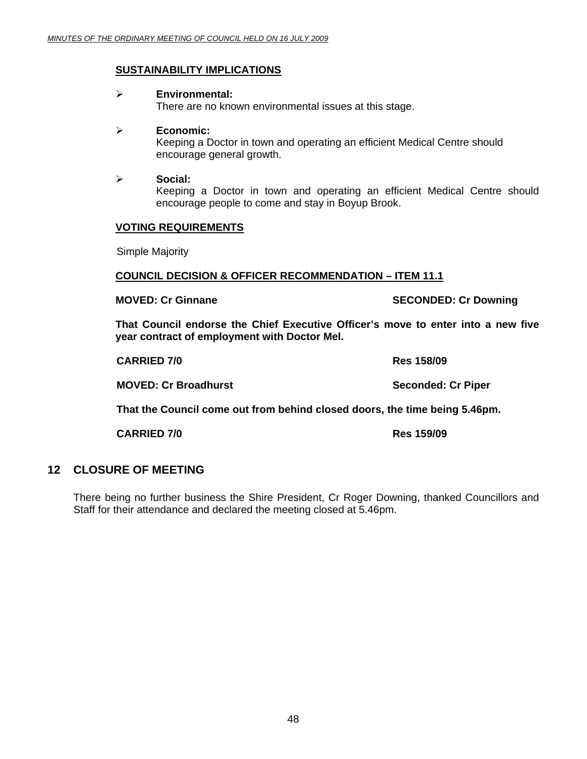**SUSTAINABILITY IMPLICATIONS**

- **Environmental:**
  There are no known environmental issues at this stage.

- **Economic:**
  Keeping a Doctor in town and operating an efficient Medical Centre should encourage general growth.

- **Social:**
  Keeping a Doctor in town and operating an efficient Medical Centre should encourage people to come and stay in Boyup Brook.

**VOTING REQUIREMENTS**

Simple Majority

**COUNCIL DECISION & OFFICER RECOMMENDATION – ITEM 11.1**

**MOVED: Cr Ginnane** **SECONDED: Cr Downing**

**That Council endorse the Chief Executive Officer's move to enter into a new five year contract of employment with Doctor Mel.**

**CARRIED 7/0** **Res 158/09**

**MOVED: Cr Broadhurst** **Seconded: Cr Piper**

**That the Council come out from behind closed doors, the time being 5.46pm.**

**CARRIED 7/0** **Res 159/09**

## 12 CLOSURE OF MEETING

There being no further business the Shire President, Cr Roger Downing, thanked Councillors and Staff for their attendance and declared the meeting closed at 5.46pm.